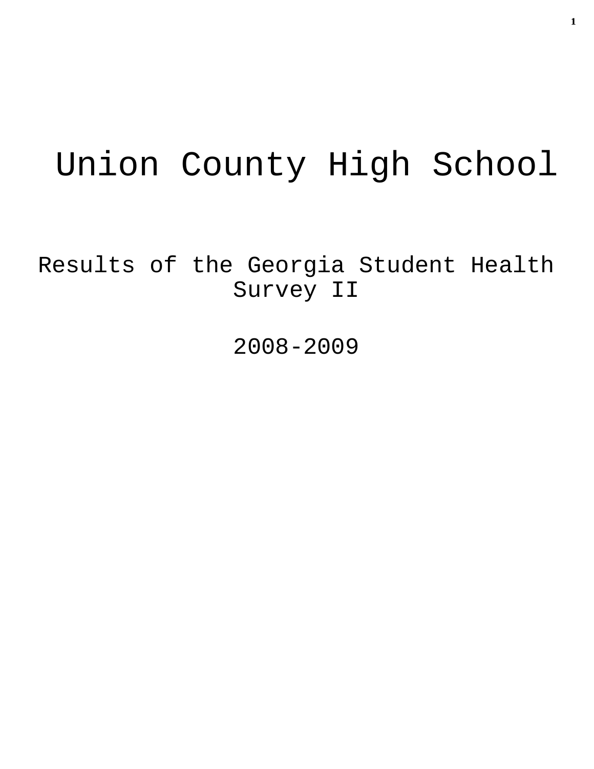# Union County High School

## Results of the Georgia Student Health Survey II

## 2008-2009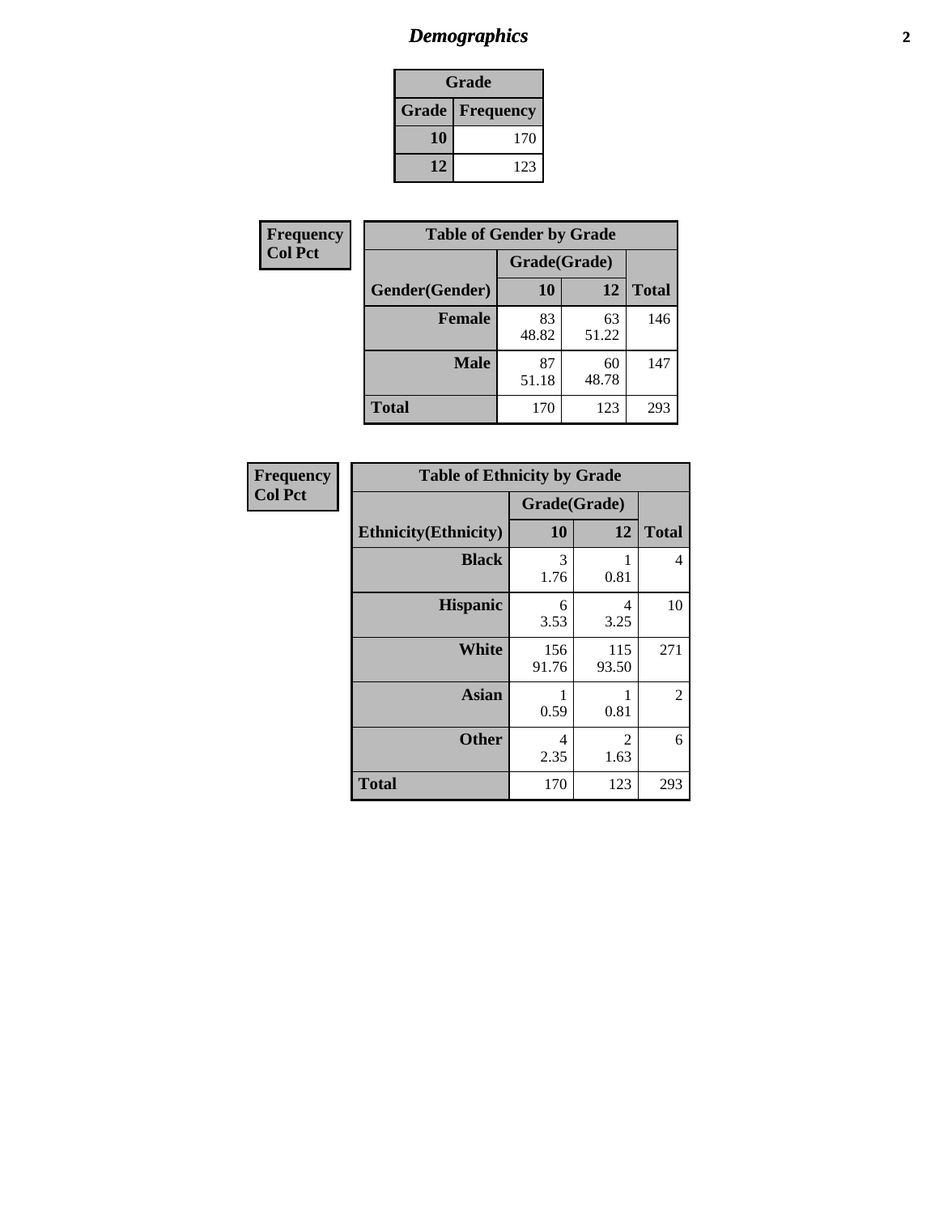# *Demographics*

| Grade | |
|---|---|
| **Grade** | **Frequency** |
| **10** | 170 |
| **12** | 123 |

**Frequency**
**Col Pct**

| Table of Gender by Grade | | | |
|---|---|---|---|
| | Grade(Grade) | | |
| **Gender(Gender)** | **10** | **12** | **Total** |
| **Female** | 83<br>48.82 | 63<br>51.22 | 146 |
| **Male** | 87<br>51.18 | 60<br>48.78 | 147 |
| **Total** | 170 | 123 | 293 |

**Frequency**
**Col Pct**

| Table of Ethnicity by Grade | | | |
|---|---|---|---|
| | Grade(Grade) | | |
| **Ethnicity(Ethnicity)** | **10** | **12** | **Total** |
| **Black** | 3<br>1.76 | 1<br>0.81 | 4 |
| **Hispanic** | 6<br>3.53 | 4<br>3.25 | 10 |
| **White** | 156<br>91.76 | 115<br>93.50 | 271 |
| **Asian** | 1<br>0.59 | 1<br>0.81 | 2 |
| **Other** | 4<br>2.35 | 2<br>1.63 | 6 |
| **Total** | 170 | 123 | 293 |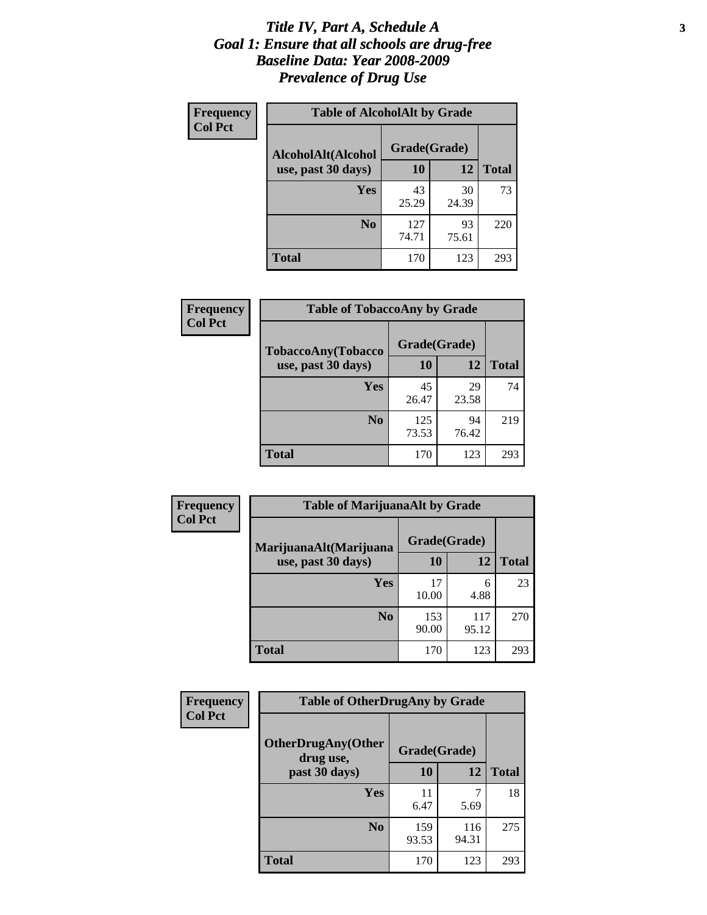# *Title IV, Part A, Schedule A*
## *Goal 1: Ensure that all schools are drug-free*
## *Baseline Data: Year 2008-2009*
## *Prevalence of Drug Use*

**Frequency**
**Col Pct**

| Table of AlcoholAlt by Grade | | | |
|---|---|---|---|
| AlcoholAlt(Alcohol use, past 30 days) | Grade(Grade) | | |
| | 10 | 12 | Total |
| Yes | 43<br>25.29 | 30<br>24.39 | 73 |
| No | 127<br>74.71 | 93<br>75.61 | 220 |
| Total | 170 | 123 | 293 |

**Frequency**
**Col Pct**

| Table of TobaccoAny by Grade | | | |
|---|---|---|---|
| TobaccoAny(Tobacco use, past 30 days) | Grade(Grade) | | |
| | 10 | 12 | Total |
| Yes | 45<br>26.47 | 29<br>23.58 | 74 |
| No | 125<br>73.53 | 94<br>76.42 | 219 |
| Total | 170 | 123 | 293 |

**Frequency**
**Col Pct**

| Table of MarijuanaAlt by Grade | | | |
|---|---|---|---|
| MarijuanaAlt(Marijuana use, past 30 days) | Grade(Grade) | | |
| | 10 | 12 | Total |
| Yes | 17<br>10.00 | 6<br>4.88 | 23 |
| No | 153<br>90.00 | 117<br>95.12 | 270 |
| Total | 170 | 123 | 293 |

**Frequency**
**Col Pct**

| Table of OtherDrugAny by Grade | | | |
|---|---|---|---|
| OtherDrugAny(Other drug use, past 30 days) | Grade(Grade) | | |
| | 10 | 12 | Total |
| Yes | 11<br>6.47 | 7<br>5.69 | 18 |
| No | 159<br>93.53 | 116<br>94.31 | 275 |
| Total | 170 | 123 | 293 |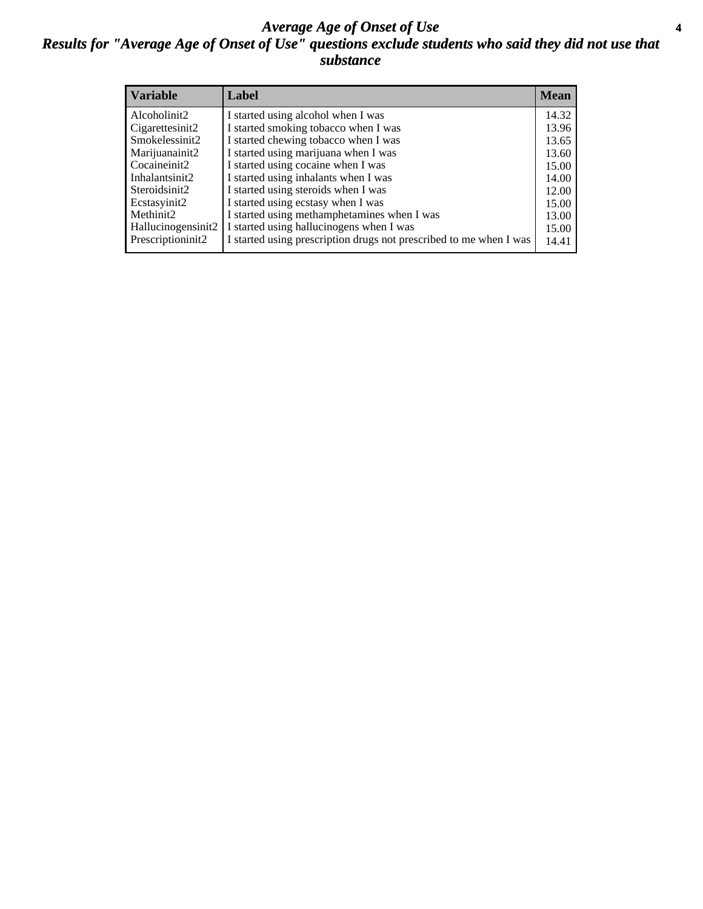# *Average Age of Onset of Use*

## *Results for "Average Age of Onset of Use" questions exclude students who said they did not use that substance*

| Variable | Label | Mean |
|---|---|---|
| Alcoholinit2 | I started using alcohol when I was | 14.32 |
| Cigarettesinit2 | I started smoking tobacco when I was | 13.96 |
| Smokelessinit2 | I started chewing tobacco when I was | 13.65 |
| Marijuanainit2 | I started using marijuana when I was | 13.60 |
| Cocaineinit2 | I started using cocaine when I was | 15.00 |
| Inhalantsinit2 | I started using inhalants when I was | 14.00 |
| Steroidsinit2 | I started using steroids when I was | 12.00 |
| Ecstasyinit2 | I started using ecstasy when I was | 15.00 |
| Methinit2 | I started using methamphetamines when I was | 13.00 |
| Hallucinogensinit2 | I started using hallucinogens when I was | 15.00 |
| Prescriptioninit2 | I started using prescription drugs not prescribed to me when I was | 14.41 |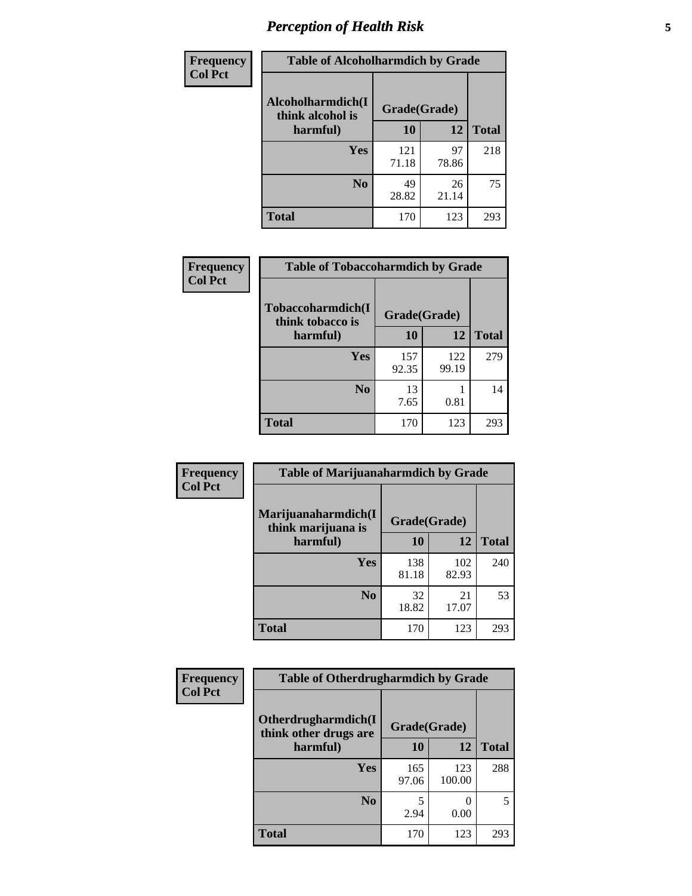| Frequency<br>Col Pct | Table of Alcoholharmdich by Grade | | |
|---|---|---|---|
| Alcoholharmdich(I think alcohol is harmful) | Grade(Grade) | | |
| | 10 | 12 | Total |
| Yes | 121<br>71.18 | 97<br>78.86 | 218 |
| No | 49<br>28.82 | 26<br>21.14 | 75 |
| Total | 170 | 123 | 293 |

| Frequency<br>Col Pct | Table of Tobaccoharmdich by Grade | | |
|---|---|---|---|
| Tobaccoharmdich(I think tobacco is harmful) | Grade(Grade) | | |
| | 10 | 12 | Total |
| Yes | 157<br>92.35 | 122<br>99.19 | 279 |
| No | 13<br>7.65 | 1<br>0.81 | 14 |
| Total | 170 | 123 | 293 |

| Frequency<br>Col Pct | Table of Marijuanaharmdich by Grade | | |
|---|---|---|---|
| Marijuanaharmdich(I think marijuana is harmful) | Grade(Grade) | | |
| | 10 | 12 | Total |
| Yes | 138<br>81.18 | 102<br>82.93 | 240 |
| No | 32<br>18.82 | 21<br>17.07 | 53 |
| Total | 170 | 123 | 293 |

| Frequency<br>Col Pct | Table of Otherdrugharmdich by Grade | | |
|---|---|---|---|
| Otherdrugharmdich(I think other drugs are harmful) | Grade(Grade) | | |
| | 10 | 12 | Total |
| Yes | 165<br>97.06 | 123<br>100.00 | 288 |
| No | 5<br>2.94 | 0<br>0.00 | 5 |
| Total | 170 | 123 | 293 |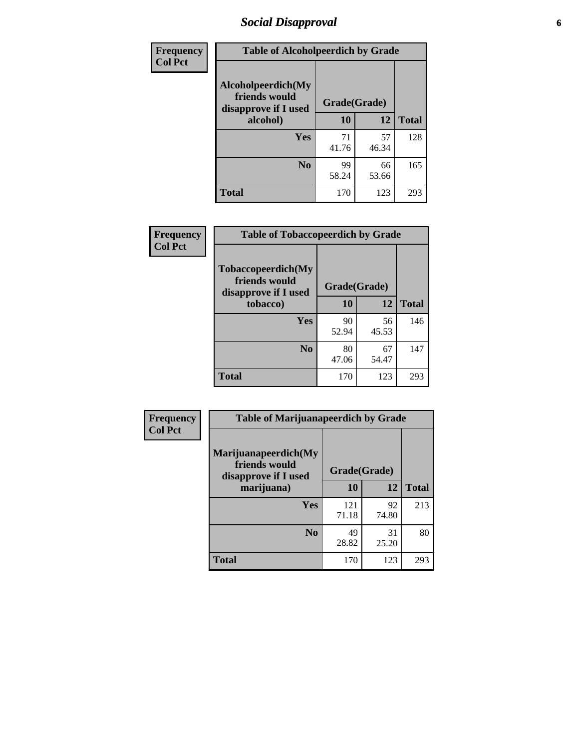# *Social Disapproval*

| Frequency<br>Col Pct | Table of Alcoholpeerdich by Grade | | |
|---|---|---|---|
| Alcoholpeerdich(My friends would disapprove if I used alcohol) | Grade(Grade) | | |
| | 10 | 12 | Total |
| Yes | 71<br>41.76 | 57<br>46.34 | 128 |
| No | 99<br>58.24 | 66<br>53.66 | 165 |
| Total | 170 | 123 | 293 |

| Frequency<br>Col Pct | Table of Tobaccopeerdich by Grade | | |
|---|---|---|---|
| Tobaccopeerdich(My friends would disapprove if I used tobacco) | Grade(Grade) | | |
| | 10 | 12 | Total |
| Yes | 90<br>52.94 | 56<br>45.53 | 146 |
| No | 80<br>47.06 | 67<br>54.47 | 147 |
| Total | 170 | 123 | 293 |

| Frequency<br>Col Pct | Table of Marijuanapeerdich by Grade | | |
|---|---|---|---|
| Marijuanapeerdich(My friends would disapprove if I used marijuana) | Grade(Grade) | | |
| | 10 | 12 | Total |
| Yes | 121<br>71.18 | 92<br>74.80 | 213 |
| No | 49<br>28.82 | 31<br>25.20 | 80 |
| Total | 170 | 123 | 293 |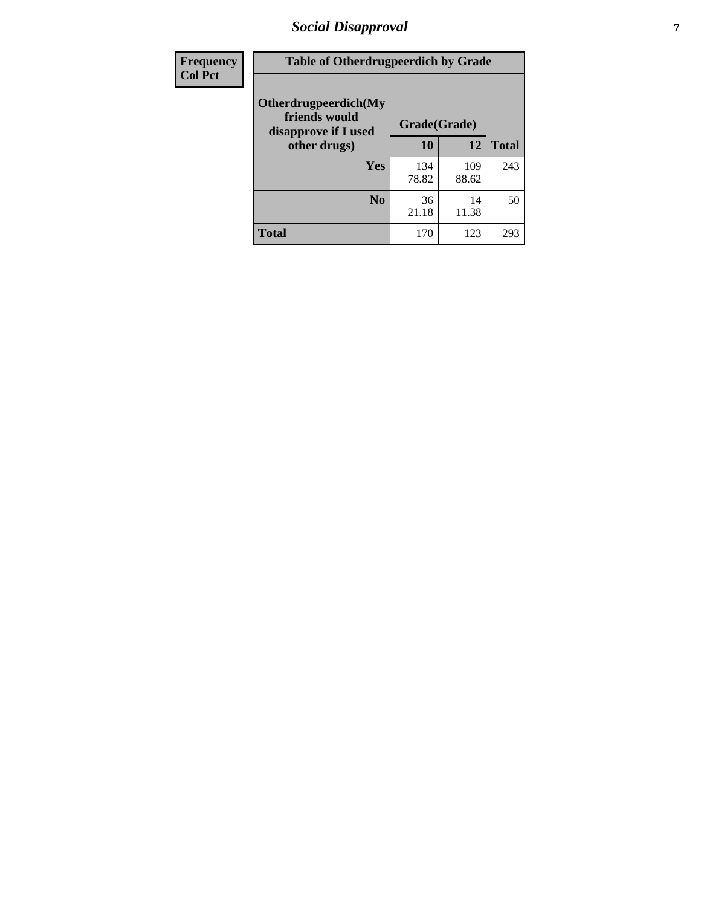| Frequency<br>Col Pct | Table of Otherdrugpeerdich by Grade | | |
|---|---|---|---|
| Otherdrugpeerdich(My friends would disapprove if I used other drugs) | Grade(Grade) | | |
| | 10 | 12 | Total |
| Yes | 134<br>78.82 | 109<br>88.62 | 243 |
| No | 36<br>21.18 | 14<br>11.38 | 50 |
| Total | 170 | 123 | 293 |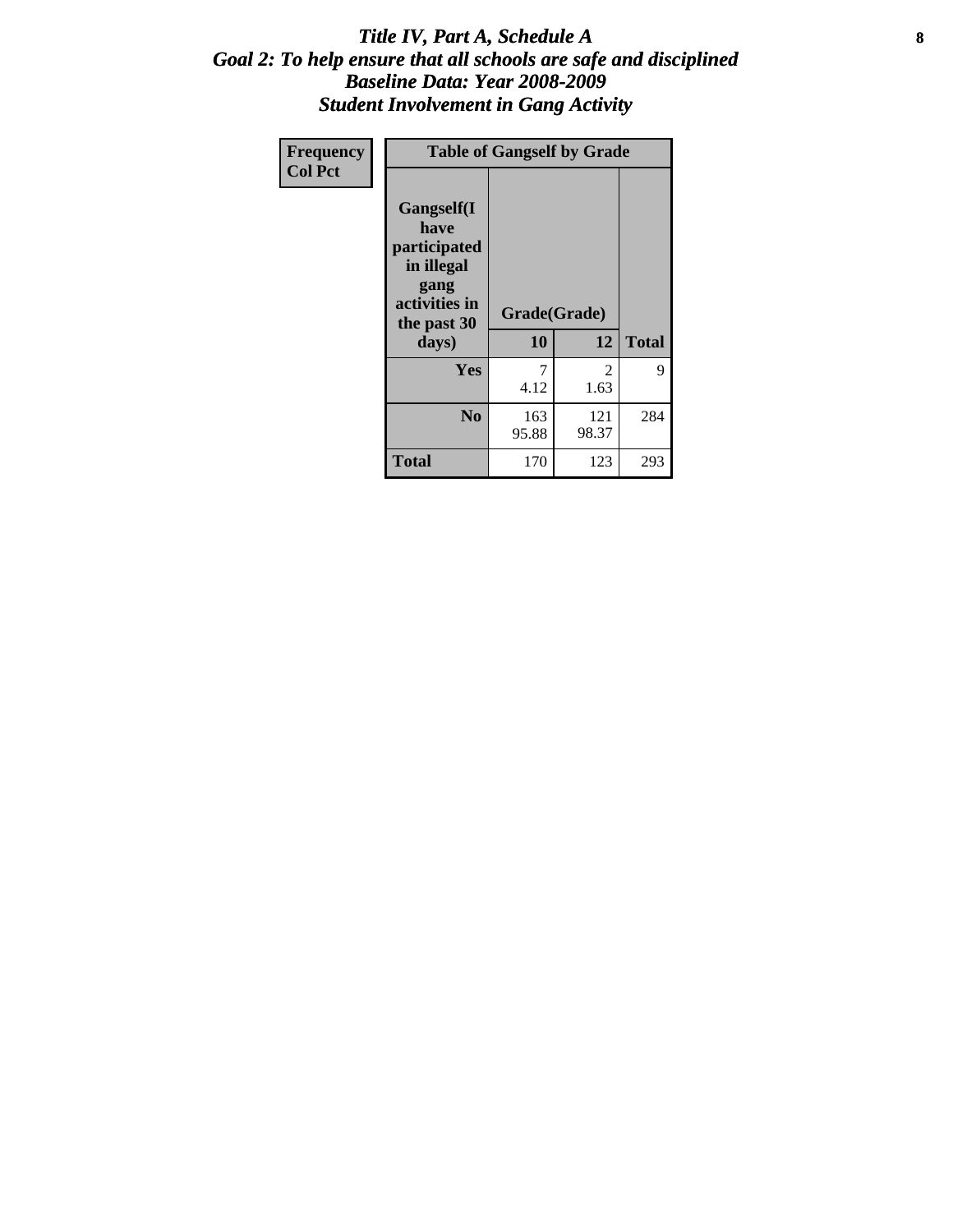# *Title IV, Part A, Schedule A*
## *Goal 2: To help ensure that all schools are safe and disciplined*
## *Baseline Data: Year 2008-2009*
## *Student Involvement in Gang Activity*

| Frequency<br>Col Pct | Table of Gangself by Grade | | | |
|---|---|---|---|---|
| | **Gangself(I have participated in illegal gang activities in the past 30 days)** | **Grade(Grade)** | | |
| | | **10** | **12** | **Total** |
| | **Yes** | 7<br>4.12 | 2<br>1.63 | 9 |
| | **No** | 163<br>95.88 | 121<br>98.37 | 284 |
| | **Total** | 170 | 123 | 293 |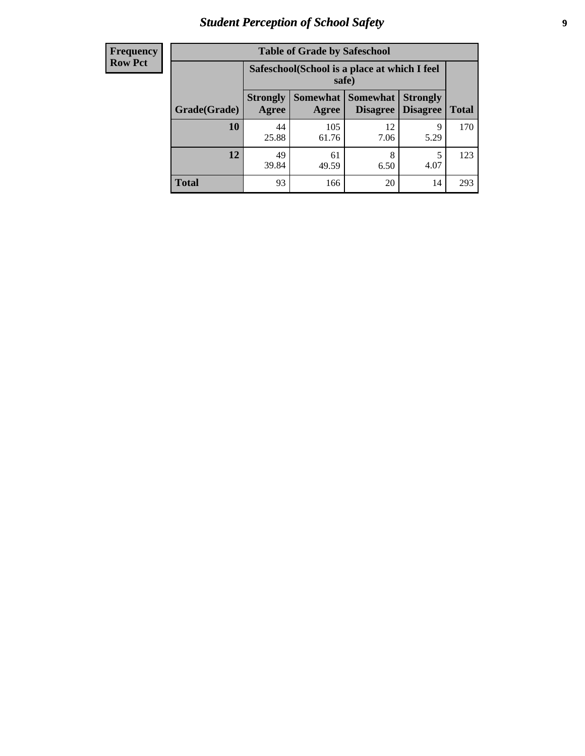| Frequency<br>Row Pct |
|---|

| Table of Grade by Safeschool | | | | | |
|---|---|---|---|---|---|
| | Safeschool(School is a place at which I feel safe) | | | | |
| Grade(Grade) | Strongly Agree | Somewhat Agree | Somewhat Disagree | Strongly Disagree | Total |
| 10 | 44<br>25.88 | 105<br>61.76 | 12<br>7.06 | 9<br>5.29 | 170 |
| 12 | 49<br>39.84 | 61<br>49.59 | 8<br>6.50 | 5<br>4.07 | 123 |
| Total | 93 | 166 | 20 | 14 | 293 |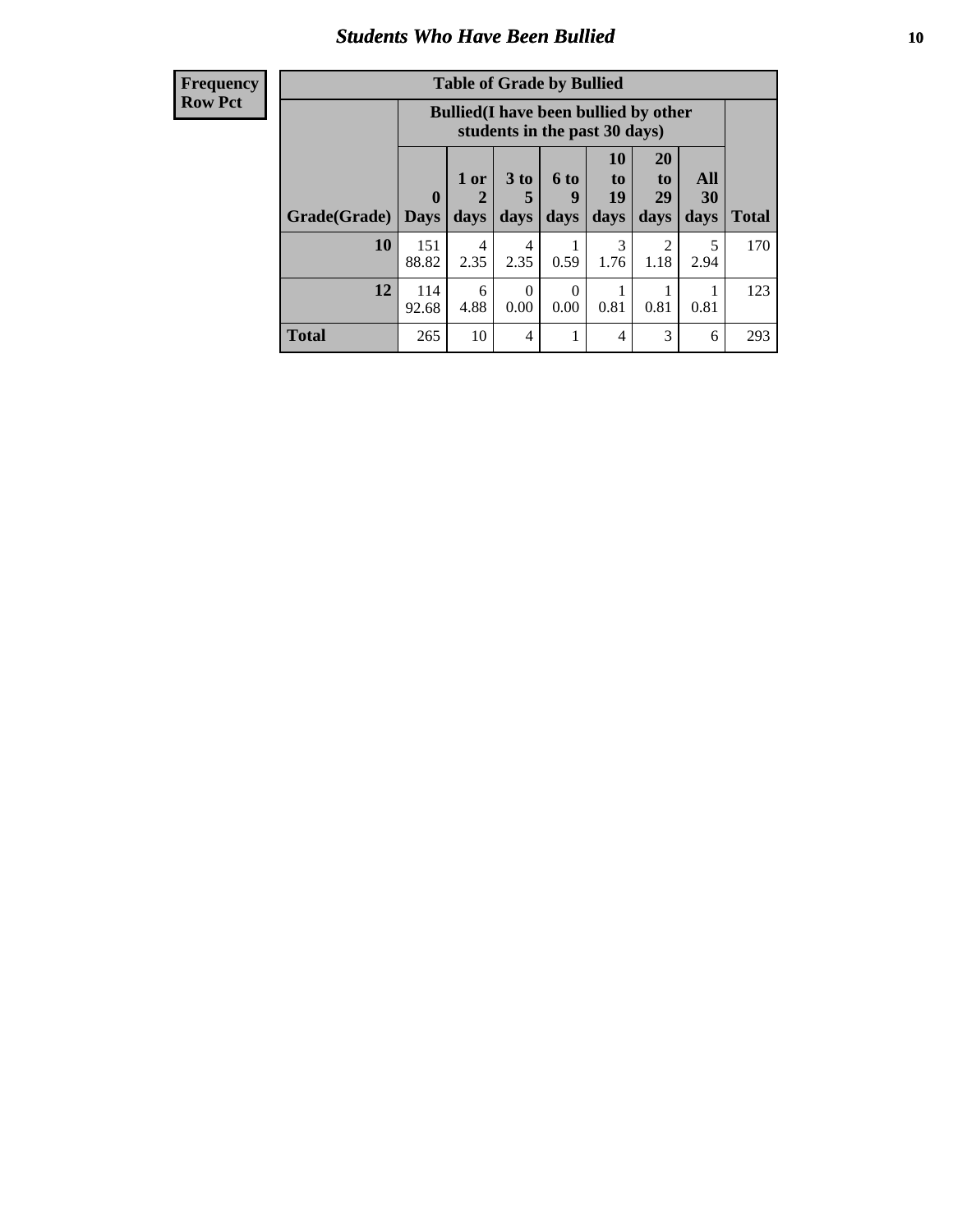| Frequency |
|---|
| Row Pct |

| Table of Grade by Bullied | | | | | | | | |
|---|---|---|---|---|---|---|---|---|
| | Bullied(I have been bullied by other students in the past 30 days) | | | | | | | |
| Grade(Grade) | 0 Days | 1 or 2 days | 3 to 5 days | 6 to 9 days | 10 to 19 days | 20 to 29 days | All 30 days | Total |
| 10 | 151<br>88.82 | 4<br>2.35 | 4<br>2.35 | 1<br>0.59 | 3<br>1.76 | 2<br>1.18 | 5<br>2.94 | 170 |
| 12 | 114<br>92.68 | 6<br>4.88 | 0<br>0.00 | 0<br>0.00 | 1<br>0.81 | 1<br>0.81 | 1<br>0.81 | 123 |
| Total | 265 | 10 | 4 | 1 | 4 | 3 | 6 | 293 |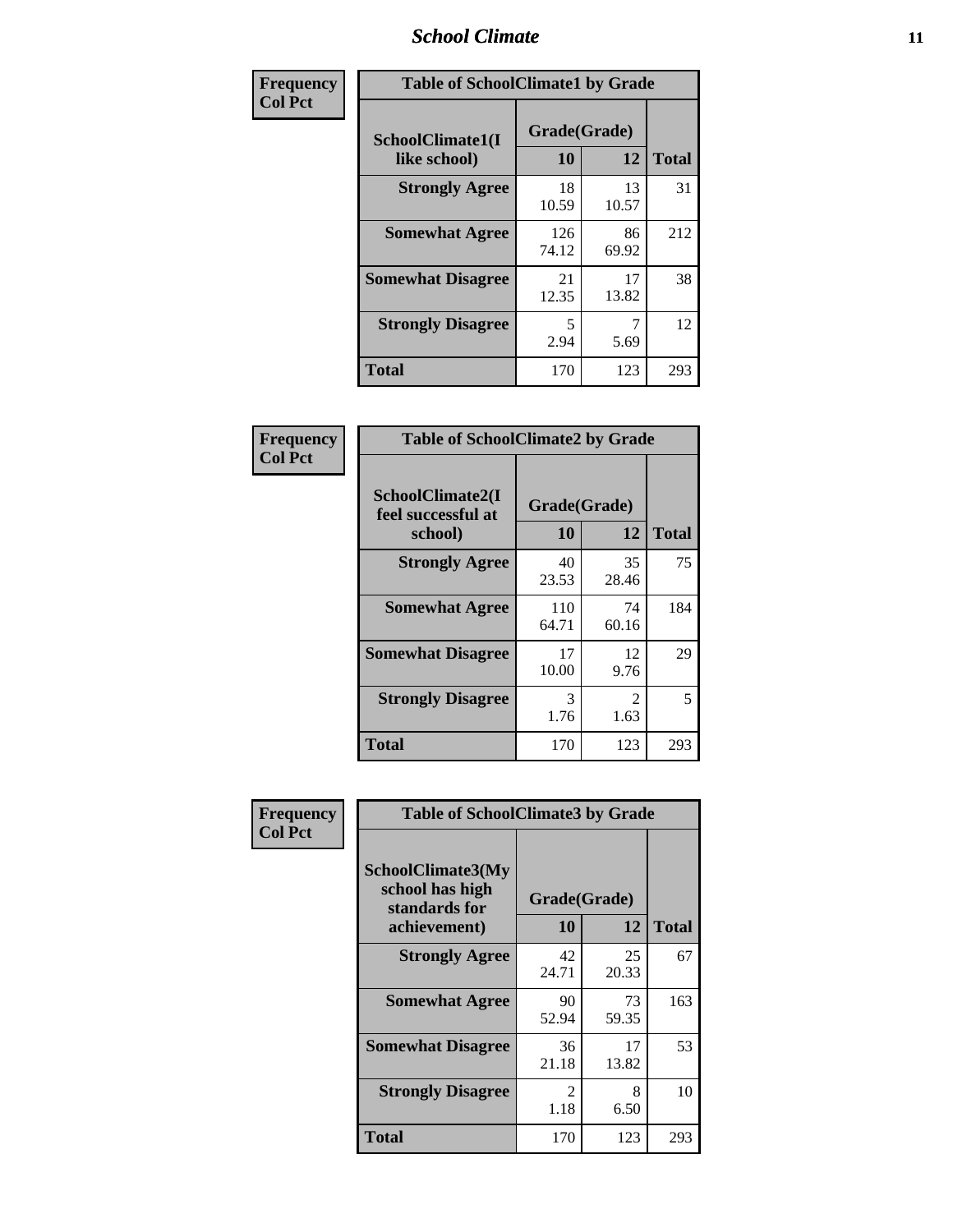| Frequency<br>Col Pct |
|---|

**Table of SchoolClimate1 by Grade**

| SchoolClimate1(I like school) | Grade(Grade) 10 | 12 | Total |
|---|---|---|---|
| Strongly Agree | 18<br>10.59 | 13<br>10.57 | 31 |
| Somewhat Agree | 126<br>74.12 | 86<br>69.92 | 212 |
| Somewhat Disagree | 21<br>12.35 | 17<br>13.82 | 38 |
| Strongly Disagree | 5<br>2.94 | 7<br>5.69 | 12 |
| Total | 170 | 123 | 293 |

| Frequency<br>Col Pct |
|---|

**Table of SchoolClimate2 by Grade**

| SchoolClimate2(I feel successful at school) | Grade(Grade) 10 | 12 | Total |
|---|---|---|---|
| Strongly Agree | 40<br>23.53 | 35<br>28.46 | 75 |
| Somewhat Agree | 110<br>64.71 | 74<br>60.16 | 184 |
| Somewhat Disagree | 17<br>10.00 | 12<br>9.76 | 29 |
| Strongly Disagree | 3<br>1.76 | 2<br>1.63 | 5 |
| Total | 170 | 123 | 293 |

| Frequency<br>Col Pct |
|---|

**Table of SchoolClimate3 by Grade**

| SchoolClimate3(My school has high standards for achievement) | Grade(Grade) 10 | 12 | Total |
|---|---|---|---|
| Strongly Agree | 42<br>24.71 | 25<br>20.33 | 67 |
| Somewhat Agree | 90<br>52.94 | 73<br>59.35 | 163 |
| Somewhat Disagree | 36<br>21.18 | 17<br>13.82 | 53 |
| Strongly Disagree | 2<br>1.18 | 8<br>6.50 | 10 |
| Total | 170 | 123 | 293 |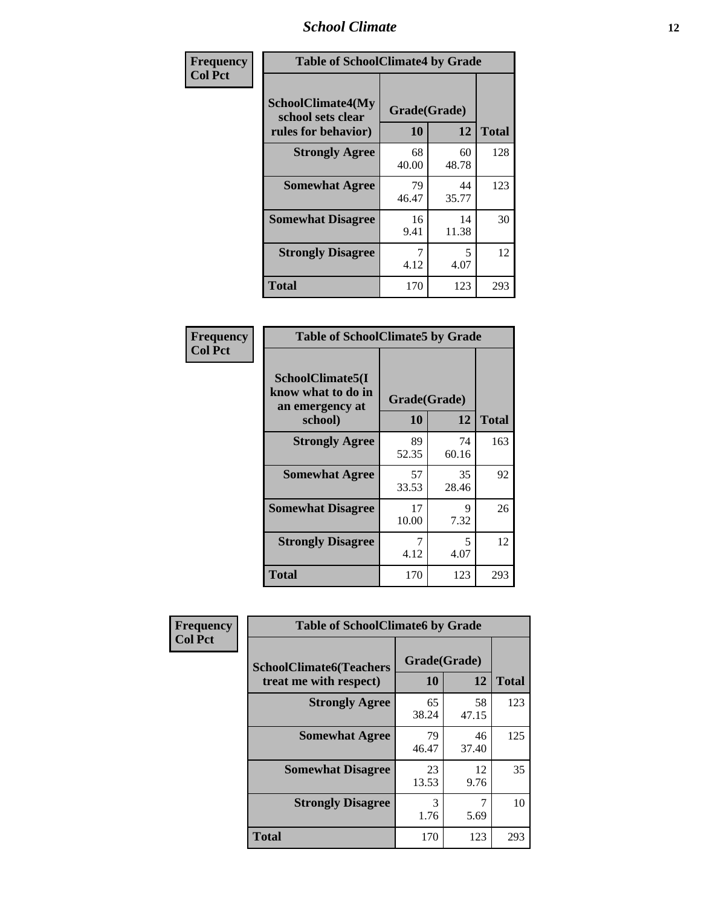| Frequency<br>Col Pct | Table of SchoolClimate4 by Grade | | |
|---|---|---|---|
| SchoolClimate4(My school sets clear rules for behavior) | Grade(Grade) | | |
| | 10 | 12 | Total |
| Strongly Agree | 68<br>40.00 | 60<br>48.78 | 128 |
| Somewhat Agree | 79<br>46.47 | 44<br>35.77 | 123 |
| Somewhat Disagree | 16<br>9.41 | 14<br>11.38 | 30 |
| Strongly Disagree | 7<br>4.12 | 5<br>4.07 | 12 |
| Total | 170 | 123 | 293 |

| Frequency<br>Col Pct | Table of SchoolClimate5 by Grade | | |
|---|---|---|---|
| SchoolClimate5(I know what to do in an emergency at school) | Grade(Grade) | | |
| | 10 | 12 | Total |
| Strongly Agree | 89<br>52.35 | 74<br>60.16 | 163 |
| Somewhat Agree | 57<br>33.53 | 35<br>28.46 | 92 |
| Somewhat Disagree | 17<br>10.00 | 9<br>7.32 | 26 |
| Strongly Disagree | 7<br>4.12 | 5<br>4.07 | 12 |
| Total | 170 | 123 | 293 |

| Frequency<br>Col Pct | Table of SchoolClimate6 by Grade | | |
|---|---|---|---|
| SchoolClimate6(Teachers treat me with respect) | Grade(Grade) | | |
| | 10 | 12 | Total |
| Strongly Agree | 65<br>38.24 | 58<br>47.15 | 123 |
| Somewhat Agree | 79<br>46.47 | 46<br>37.40 | 125 |
| Somewhat Disagree | 23<br>13.53 | 12<br>9.76 | 35 |
| Strongly Disagree | 3<br>1.76 | 7<br>5.69 | 10 |
| Total | 170 | 123 | 293 |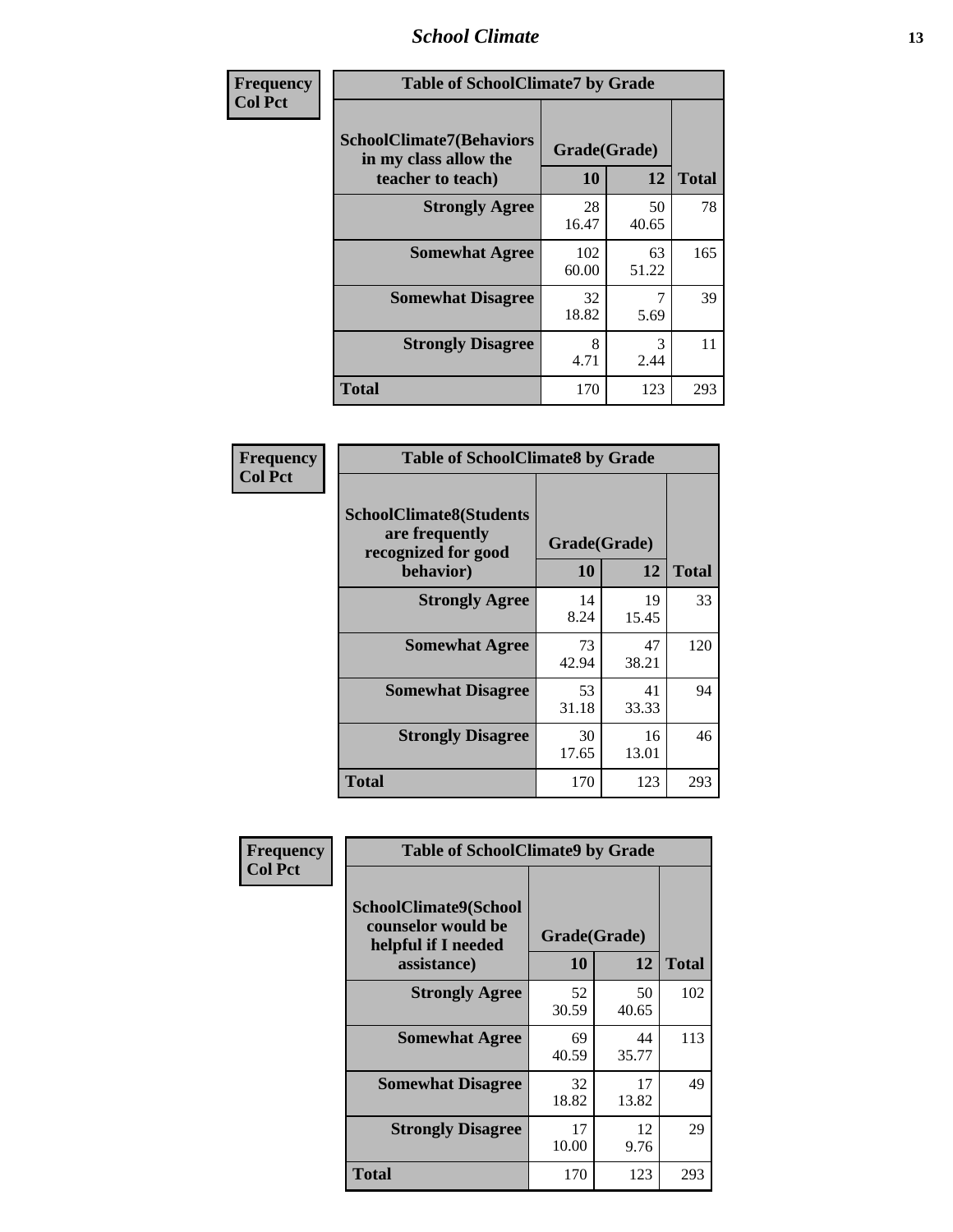| Frequency Col Pct | Table of SchoolClimate7 by Grade | | |
|---|---|---|---|
| SchoolClimate7(Behaviors in my class allow the teacher to teach) | Grade(Grade) | | Total |
| | 10 | 12 | |
| Strongly Agree | 28<br>16.47 | 50<br>40.65 | 78 |
| Somewhat Agree | 102<br>60.00 | 63<br>51.22 | 165 |
| Somewhat Disagree | 32<br>18.82 | 7<br>5.69 | 39 |
| Strongly Disagree | 8<br>4.71 | 3<br>2.44 | 11 |
| Total | 170 | 123 | 293 |

| Frequency Col Pct | Table of SchoolClimate8 by Grade | | |
|---|---|---|---|
| SchoolClimate8(Students are frequently recognized for good behavior) | Grade(Grade) | | Total |
| | 10 | 12 | |
| Strongly Agree | 14<br>8.24 | 19<br>15.45 | 33 |
| Somewhat Agree | 73<br>42.94 | 47<br>38.21 | 120 |
| Somewhat Disagree | 53<br>31.18 | 41<br>33.33 | 94 |
| Strongly Disagree | 30<br>17.65 | 16<br>13.01 | 46 |
| Total | 170 | 123 | 293 |

| Frequency Col Pct | Table of SchoolClimate9 by Grade | | |
|---|---|---|---|
| SchoolClimate9(School counselor would be helpful if I needed assistance) | Grade(Grade) | | Total |
| | 10 | 12 | |
| Strongly Agree | 52<br>30.59 | 50<br>40.65 | 102 |
| Somewhat Agree | 69<br>40.59 | 44<br>35.77 | 113 |
| Somewhat Disagree | 32<br>18.82 | 17<br>13.82 | 49 |
| Strongly Disagree | 17<br>10.00 | 12<br>9.76 | 29 |
| Total | 170 | 123 | 293 |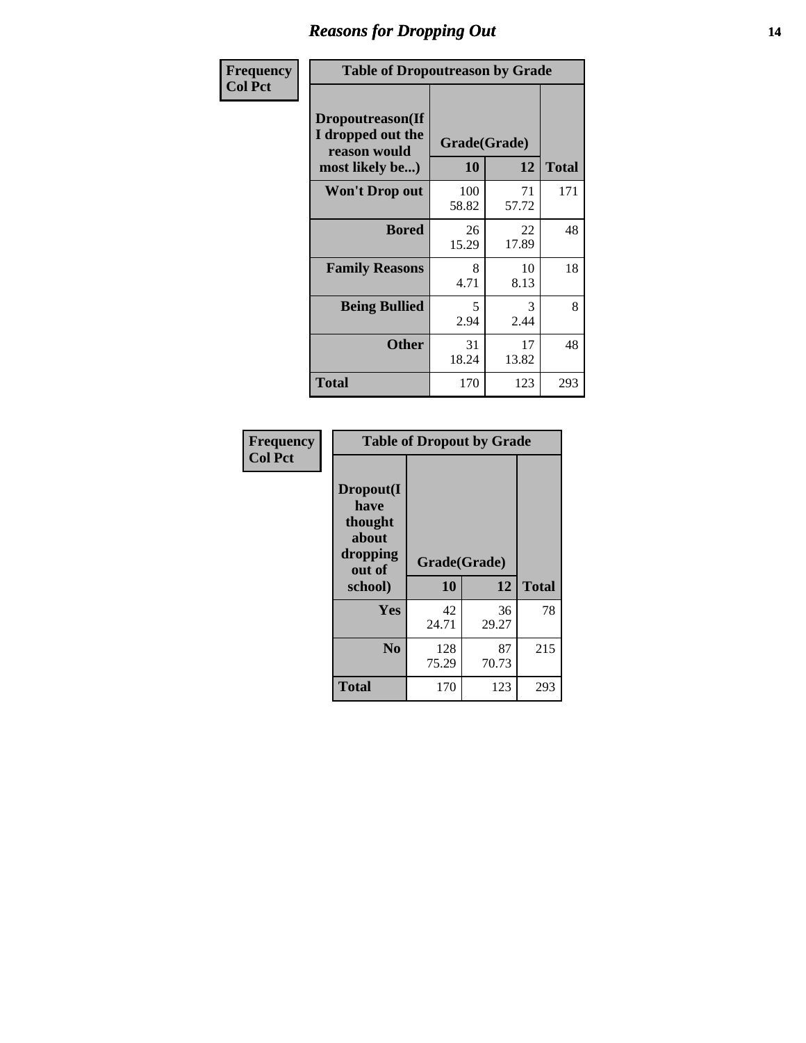# Reasons for Dropping Out

Frequency
Col Pct

| Table of Dropoutreason by Grade | | | |
|---|---|---|---|
| Dropoutreason(If I dropped out the reason would most likely be...) | Grade(Grade) | | |
| | 10 | 12 | Total |
| Won't Drop out | 100<br>58.82 | 71<br>57.72 | 171 |
| Bored | 26<br>15.29 | 22<br>17.89 | 48 |
| Family Reasons | 8<br>4.71 | 10<br>8.13 | 18 |
| Being Bullied | 5<br>2.94 | 3<br>2.44 | 8 |
| Other | 31<br>18.24 | 17<br>13.82 | 48 |
| Total | 170 | 123 | 293 |

Frequency
Col Pct

| Table of Dropout by Grade | | | |
|---|---|---|---|
| Dropout(I have thought about dropping out of school) | Grade(Grade) | | |
| | 10 | 12 | Total |
| Yes | 42<br>24.71 | 36<br>29.27 | 78 |
| No | 128<br>75.29 | 87<br>70.73 | 215 |
| Total | 170 | 123 | 293 |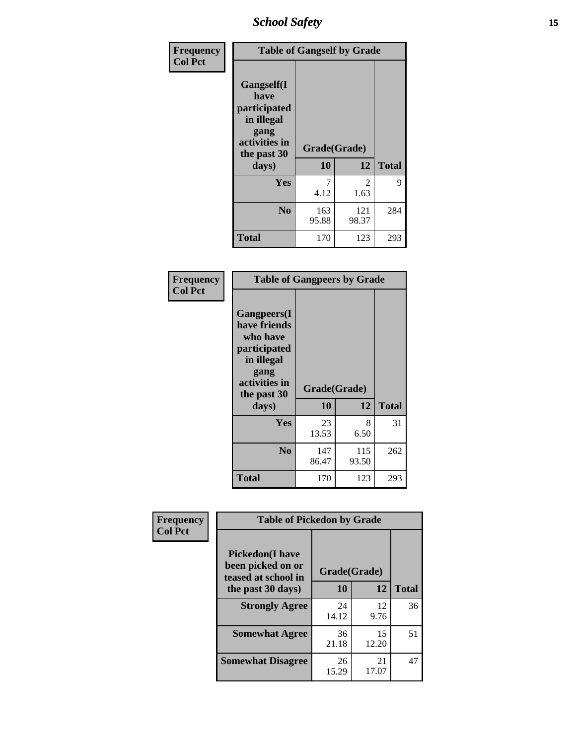| Frequency<br>Col Pct | Table of Gangself by Grade | | |
|---|---|---|---|
| Gangself(I have participated in illegal gang activities in the past 30 days) | Grade(Grade) | | |
| | 10 | 12 | Total |
| Yes | 7<br>4.12 | 2<br>1.63 | 9 |
| No | 163<br>95.88 | 121<br>98.37 | 284 |
| Total | 170 | 123 | 293 |

| Frequency<br>Col Pct | Table of Gangpeers by Grade | | |
|---|---|---|---|
| Gangpeers(I have friends who have participated in illegal gang activities in the past 30 days) | Grade(Grade) | | |
| | 10 | 12 | Total |
| Yes | 23<br>13.53 | 8<br>6.50 | 31 |
| No | 147<br>86.47 | 115<br>93.50 | 262 |
| Total | 170 | 123 | 293 |

| Frequency<br>Col Pct | Table of Pickedon by Grade | | |
|---|---|---|---|
| Pickedon(I have been picked on or teased at school in the past 30 days) | Grade(Grade) | | |
| | 10 | 12 | Total |
| Strongly Agree | 24<br>14.12 | 12<br>9.76 | 36 |
| Somewhat Agree | 36<br>21.18 | 15<br>12.20 | 51 |
| Somewhat Disagree | 26<br>15.29 | 21<br>17.07 | 47 |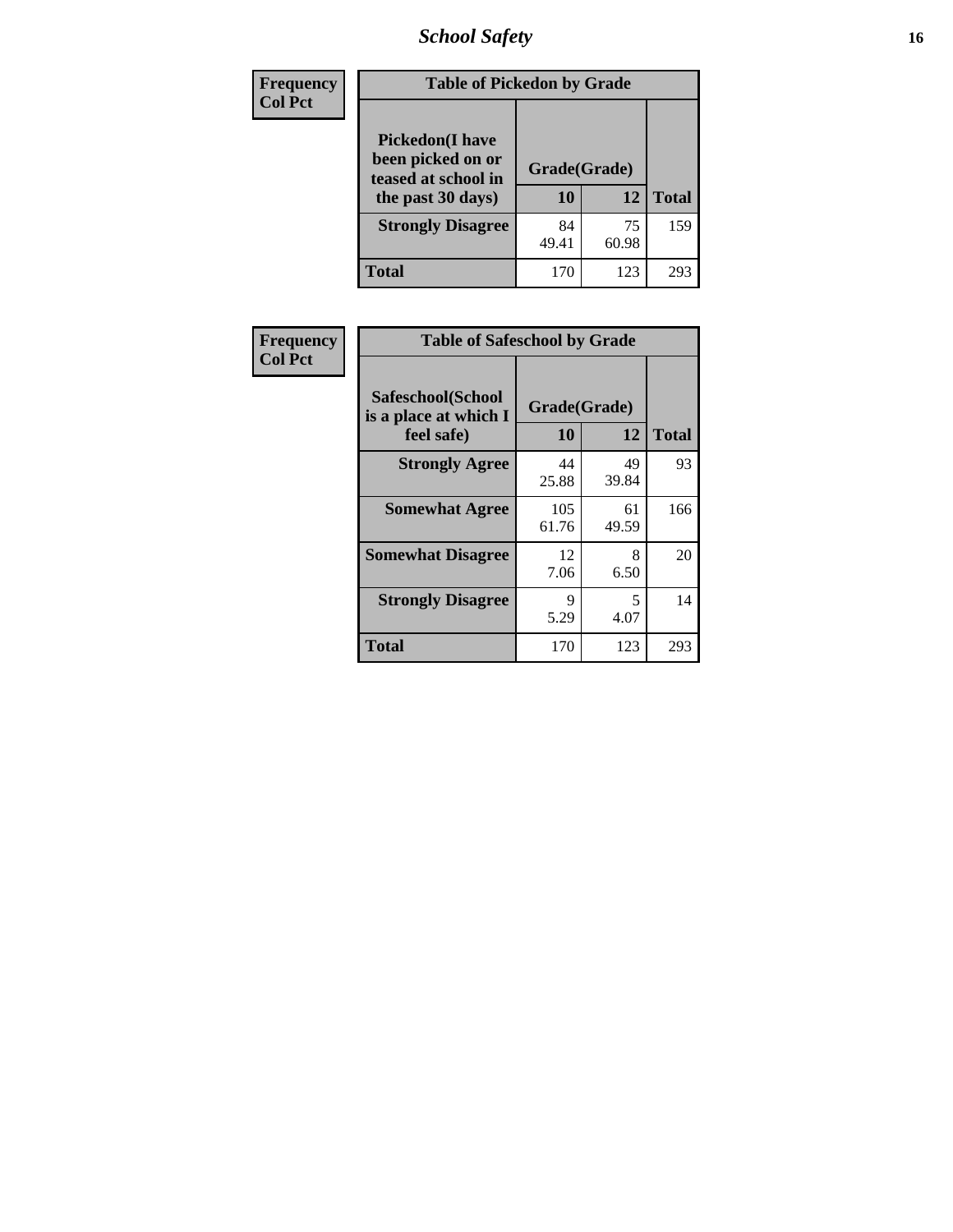| Frequency<br>Col Pct | Table of Pickedon by Grade | | |
|---|---|---|---|
| Pickedon(I have been picked on or teased at school in the past 30 days) | Grade(Grade) | | |
| | 10 | 12 | Total |
| Strongly Disagree | 84<br>49.41 | 75<br>60.98 | 159 |
| Total | 170 | 123 | 293 |

| Frequency<br>Col Pct | Table of Safeschool by Grade | | |
|---|---|---|---|
| Safeschool(School is a place at which I feel safe) | Grade(Grade) | | |
| | 10 | 12 | Total |
| Strongly Agree | 44<br>25.88 | 49<br>39.84 | 93 |
| Somewhat Agree | 105<br>61.76 | 61<br>49.59 | 166 |
| Somewhat Disagree | 12<br>7.06 | 8<br>6.50 | 20 |
| Strongly Disagree | 9<br>5.29 | 5<br>4.07 | 14 |
| Total | 170 | 123 | 293 |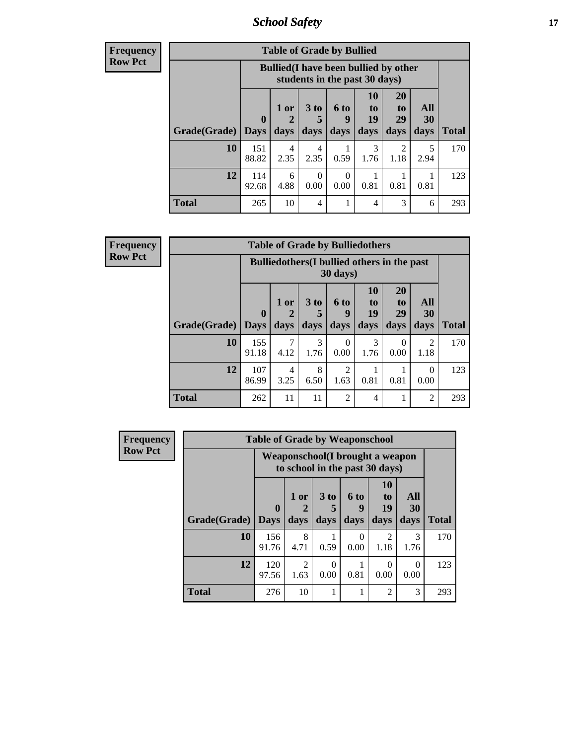| Frequency |
|---|
| Row Pct |

**Table of Grade by Bullied**

| Grade(Grade) | Bullied(I have been bullied by other students in the past 30 days) | | | | | | | Total |
|---|---|---|---|---|---|---|---|---|
| | 0 Days | 1 or 2 days | 3 to 5 days | 6 to 9 days | 10 to 19 days | 20 to 29 days | All 30 days | |
| **10** | 151<br>88.82 | 4<br>2.35 | 4<br>2.35 | 1<br>0.59 | 3<br>1.76 | 2<br>1.18 | 5<br>2.94 | 170 |
| **12** | 114<br>92.68 | 6<br>4.88 | 0<br>0.00 | 0<br>0.00 | 1<br>0.81 | 1<br>0.81 | 1<br>0.81 | 123 |
| **Total** | 265 | 10 | 4 | 1 | 4 | 3 | 6 | 293 |

| Frequency |
|---|
| Row Pct |

**Table of Grade by Bulliedothers**

| Grade(Grade) | Bulliedothers(I bullied others in the past 30 days) | | | | | | | Total |
|---|---|---|---|---|---|---|---|---|
| | 0 Days | 1 or 2 days | 3 to 5 days | 6 to 9 days | 10 to 19 days | 20 to 29 days | All 30 days | |
| **10** | 155<br>91.18 | 7<br>4.12 | 3<br>1.76 | 0<br>0.00 | 3<br>1.76 | 0<br>0.00 | 2<br>1.18 | 170 |
| **12** | 107<br>86.99 | 4<br>3.25 | 8<br>6.50 | 2<br>1.63 | 1<br>0.81 | 1<br>0.81 | 0<br>0.00 | 123 |
| **Total** | 262 | 11 | 11 | 2 | 4 | 1 | 2 | 293 |

| Frequency |
|---|
| Row Pct |

**Table of Grade by Weaponschool**

| Grade(Grade) | Weaponschool(I brought a weapon to school in the past 30 days) | | | | | | Total |
|---|---|---|---|---|---|---|---|
| | 0 Days | 1 or 2 days | 3 to 5 days | 6 to 9 days | 10 to 19 days | All 30 days | |
| **10** | 156<br>91.76 | 8<br>4.71 | 1<br>0.59 | 0<br>0.00 | 2<br>1.18 | 3<br>1.76 | 170 |
| **12** | 120<br>97.56 | 2<br>1.63 | 0<br>0.00 | 1<br>0.81 | 0<br>0.00 | 0<br>0.00 | 123 |
| **Total** | 276 | 10 | 1 | 1 | 2 | 3 | 293 |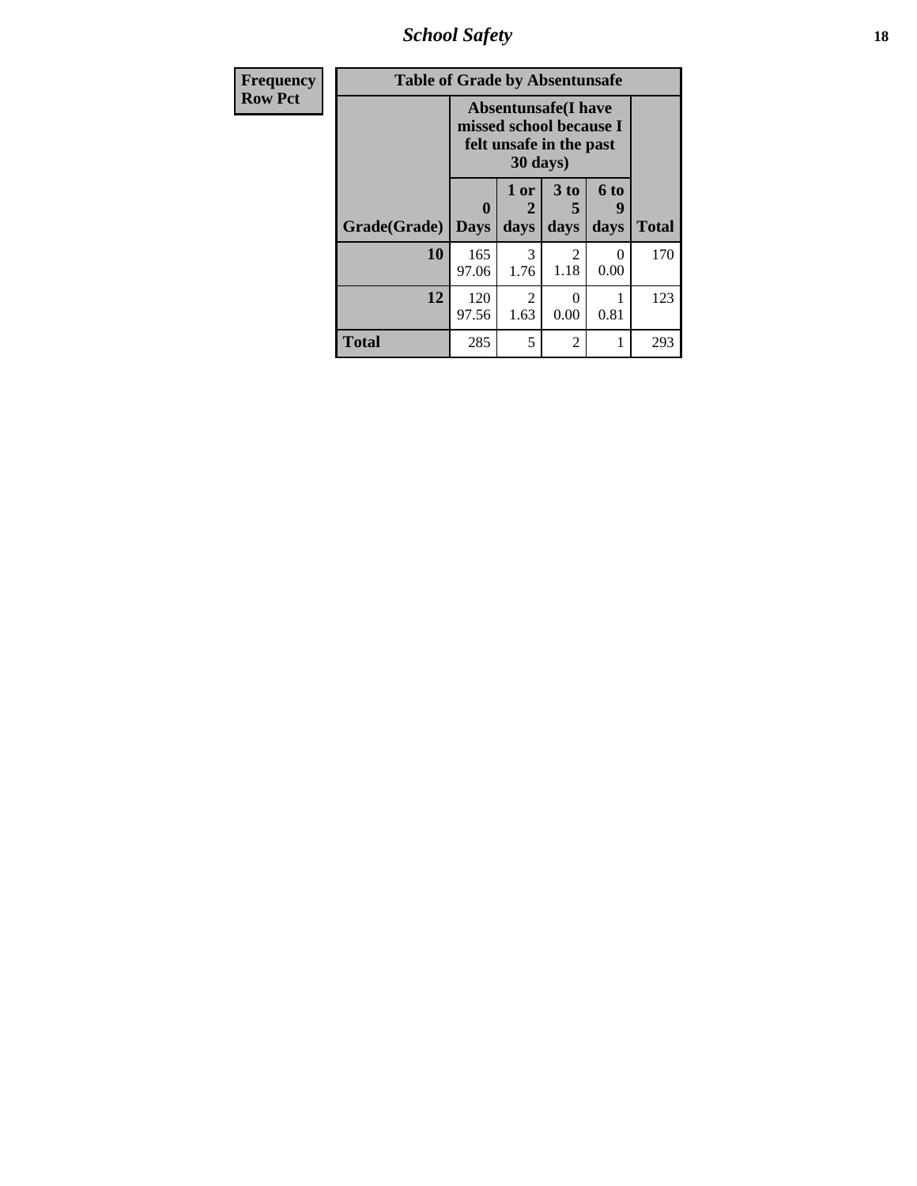| Frequency<br>Row Pct | Table of Grade by Absentunsafe | | | | |
|---|---|---|---|---|---|
| | Absentunsafe(I have missed school because I felt unsafe in the past 30 days) | | | | |
| Grade(Grade) | 0 Days | 1 or 2 days | 3 to 5 days | 6 to 9 days | Total |
| 10 | 165<br>97.06 | 3<br>1.76 | 2<br>1.18 | 0<br>0.00 | 170 |
| 12 | 120<br>97.56 | 2<br>1.63 | 0<br>0.00 | 1<br>0.81 | 123 |
| Total | 285 | 5 | 2 | 1 | 293 |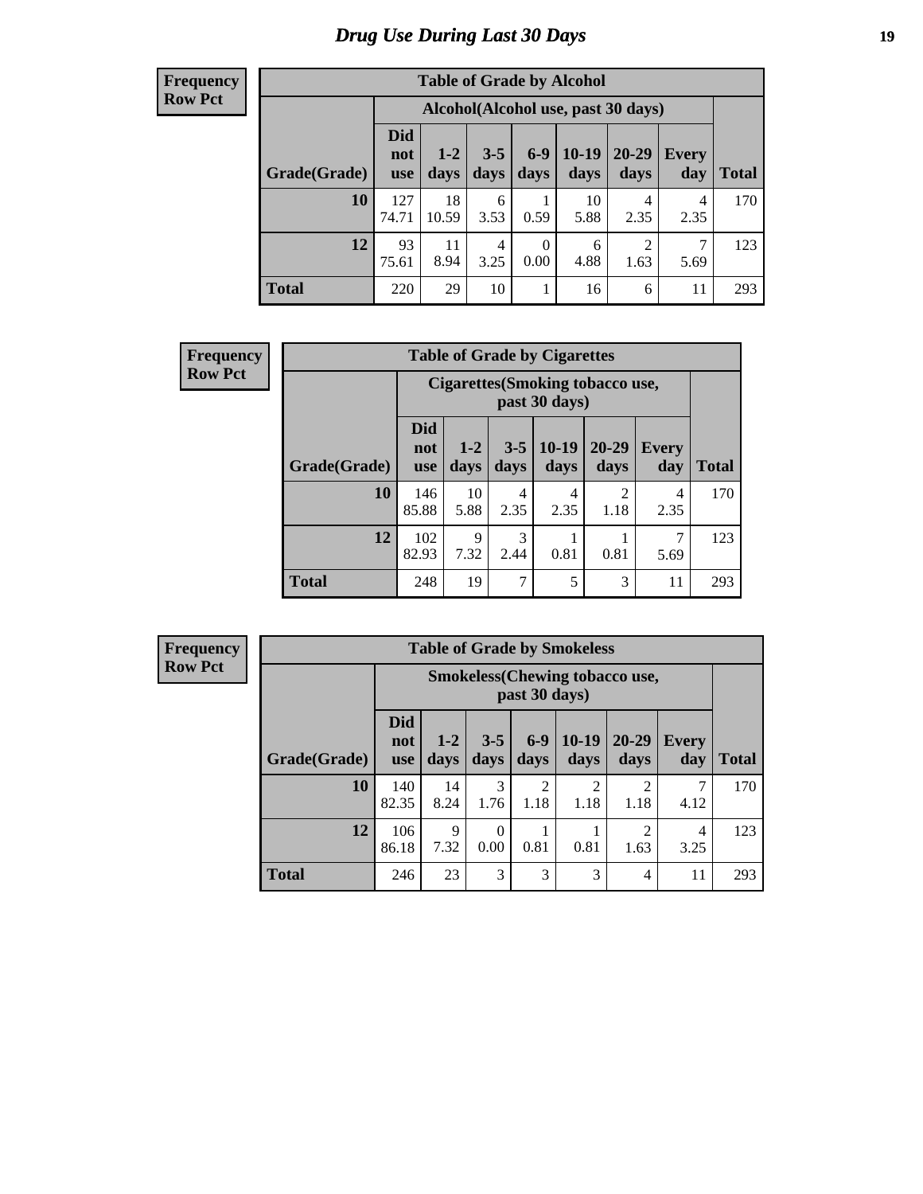# Drug Use During Last 30 Days

**Frequency**
**Row Pct**

| Table of Grade by Alcohol | | | | | | | | |
|---|---|---|---|---|---|---|---|---|
| | Alcohol(Alcohol use, past 30 days) | | | | | | | |
| Grade(Grade) | Did not use | 1-2 days | 3-5 days | 6-9 days | 10-19 days | 20-29 days | Every day | Total |
| **10** | 127<br>74.71 | 18<br>10.59 | 6<br>3.53 | 1<br>0.59 | 10<br>5.88 | 4<br>2.35 | 4<br>2.35 | 170 |
| **12** | 93<br>75.61 | 11<br>8.94 | 4<br>3.25 | 0<br>0.00 | 6<br>4.88 | 2<br>1.63 | 7<br>5.69 | 123 |
| **Total** | 220 | 29 | 10 | 1 | 16 | 6 | 11 | 293 |

**Frequency**
**Row Pct**

| Table of Grade by Cigarettes | | | | | | | |
|---|---|---|---|---|---|---|---|
| | Cigarettes(Smoking tobacco use, past 30 days) | | | | | | |
| Grade(Grade) | Did not use | 1-2 days | 3-5 days | 10-19 days | 20-29 days | Every day | Total |
| **10** | 146<br>85.88 | 10<br>5.88 | 4<br>2.35 | 4<br>2.35 | 2<br>1.18 | 4<br>2.35 | 170 |
| **12** | 102<br>82.93 | 9<br>7.32 | 3<br>2.44 | 1<br>0.81 | 1<br>0.81 | 7<br>5.69 | 123 |
| **Total** | 248 | 19 | 7 | 5 | 3 | 11 | 293 |

**Frequency**
**Row Pct**

| Table of Grade by Smokeless | | | | | | | | |
|---|---|---|---|---|---|---|---|---|
| | Smokeless(Chewing tobacco use, past 30 days) | | | | | | | |
| Grade(Grade) | Did not use | 1-2 days | 3-5 days | 6-9 days | 10-19 days | 20-29 days | Every day | Total |
| **10** | 140<br>82.35 | 14<br>8.24 | 3<br>1.76 | 2<br>1.18 | 2<br>1.18 | 2<br>1.18 | 7<br>4.12 | 170 |
| **12** | 106<br>86.18 | 9<br>7.32 | 0<br>0.00 | 1<br>0.81 | 1<br>0.81 | 2<br>1.63 | 4<br>3.25 | 123 |
| **Total** | 246 | 23 | 3 | 3 | 3 | 4 | 11 | 293 |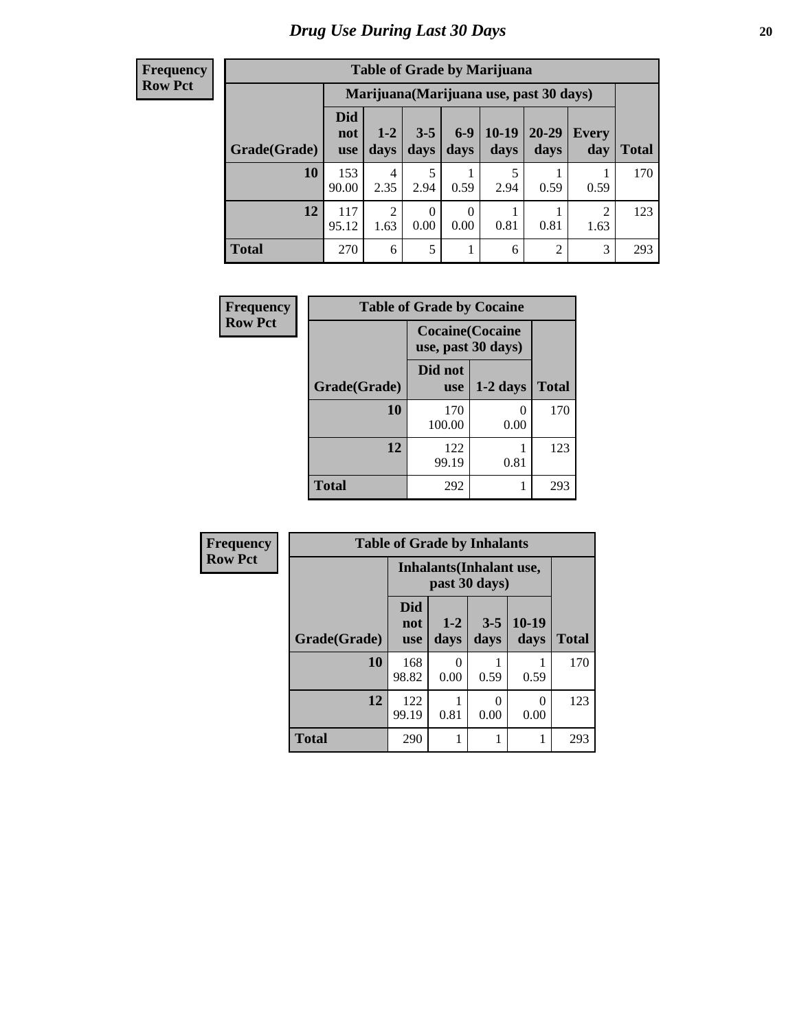# Drug Use During Last 30 Days

**Frequency**
**Row Pct**

| Table of Grade by Marijuana | | | | | | | | |
|---|---|---|---|---|---|---|---|---|
| | Marijuana(Marijuana use, past 30 days) | | | | | | | |
| Grade(Grade) | Did not use | 1-2 days | 3-5 days | 6-9 days | 10-19 days | 20-29 days | Every day | Total |
| 10 | 153<br>90.00 | 4<br>2.35 | 5<br>2.94 | 1<br>0.59 | 5<br>2.94 | 1<br>0.59 | 1<br>0.59 | 170 |
| 12 | 117<br>95.12 | 2<br>1.63 | 0<br>0.00 | 0<br>0.00 | 1<br>0.81 | 1<br>0.81 | 2<br>1.63 | 123 |
| Total | 270 | 6 | 5 | 1 | 6 | 2 | 3 | 293 |

**Frequency**
**Row Pct**

| Table of Grade by Cocaine | | | |
|---|---|---|---|
| | Cocaine(Cocaine use, past 30 days) | | |
| Grade(Grade) | Did not use | 1-2 days | Total |
| 10 | 170<br>100.00 | 0<br>0.00 | 170 |
| 12 | 122<br>99.19 | 1<br>0.81 | 123 |
| Total | 292 | 1 | 293 |

**Frequency**
**Row Pct**

| Table of Grade by Inhalants | | | | | |
|---|---|---|---|---|---|
| | Inhalants(Inhalant use, past 30 days) | | | | |
| Grade(Grade) | Did not use | 1-2 days | 3-5 days | 10-19 days | Total |
| 10 | 168<br>98.82 | 0<br>0.00 | 1<br>0.59 | 1<br>0.59 | 170 |
| 12 | 122<br>99.19 | 1<br>0.81 | 0<br>0.00 | 0<br>0.00 | 123 |
| Total | 290 | 1 | 1 | 1 | 293 |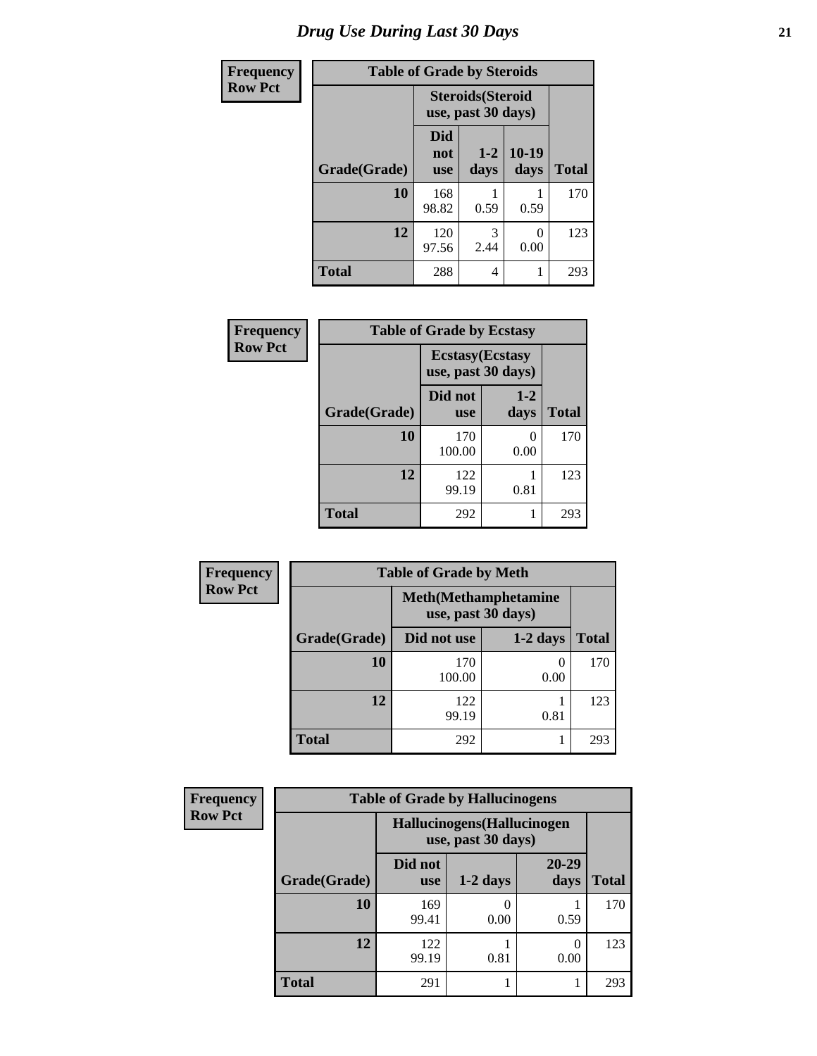# Drug Use During Last 30 Days

| Frequency<br>Row Pct | Table of Grade by Steroids | | | |
|---|---|---|---|---|
| | Steroids(Steroid use, past 30 days) | | | |
| Grade(Grade) | Did not use | 1-2 days | 10-19 days | Total |
| 10 | 168<br>98.82 | 1<br>0.59 | 1<br>0.59 | 170 |
| 12 | 120<br>97.56 | 3<br>2.44 | 0<br>0.00 | 123 |
| Total | 288 | 4 | 1 | 293 |

| Frequency<br>Row Pct | Table of Grade by Ecstasy | | |
|---|---|---|---|
| | Ecstasy(Ecstasy use, past 30 days) | | |
| Grade(Grade) | Did not use | 1-2 days | Total |
| 10 | 170<br>100.00 | 0<br>0.00 | 170 |
| 12 | 122<br>99.19 | 1<br>0.81 | 123 |
| Total | 292 | 1 | 293 |

| Frequency<br>Row Pct | Table of Grade by Meth | | |
|---|---|---|---|
| | Meth(Methamphetamine use, past 30 days) | | |
| Grade(Grade) | Did not use | 1-2 days | Total |
| 10 | 170<br>100.00 | 0<br>0.00 | 170 |
| 12 | 122<br>99.19 | 1<br>0.81 | 123 |
| Total | 292 | 1 | 293 |

| Frequency<br>Row Pct | Table of Grade by Hallucinogens | | | |
|---|---|---|---|---|
| | Hallucinogens(Hallucinogen use, past 30 days) | | | |
| Grade(Grade) | Did not use | 1-2 days | 20-29 days | Total |
| 10 | 169<br>99.41 | 0<br>0.00 | 1<br>0.59 | 170 |
| 12 | 122<br>99.19 | 1<br>0.81 | 0<br>0.00 | 123 |
| Total | 291 | 1 | 1 | 293 |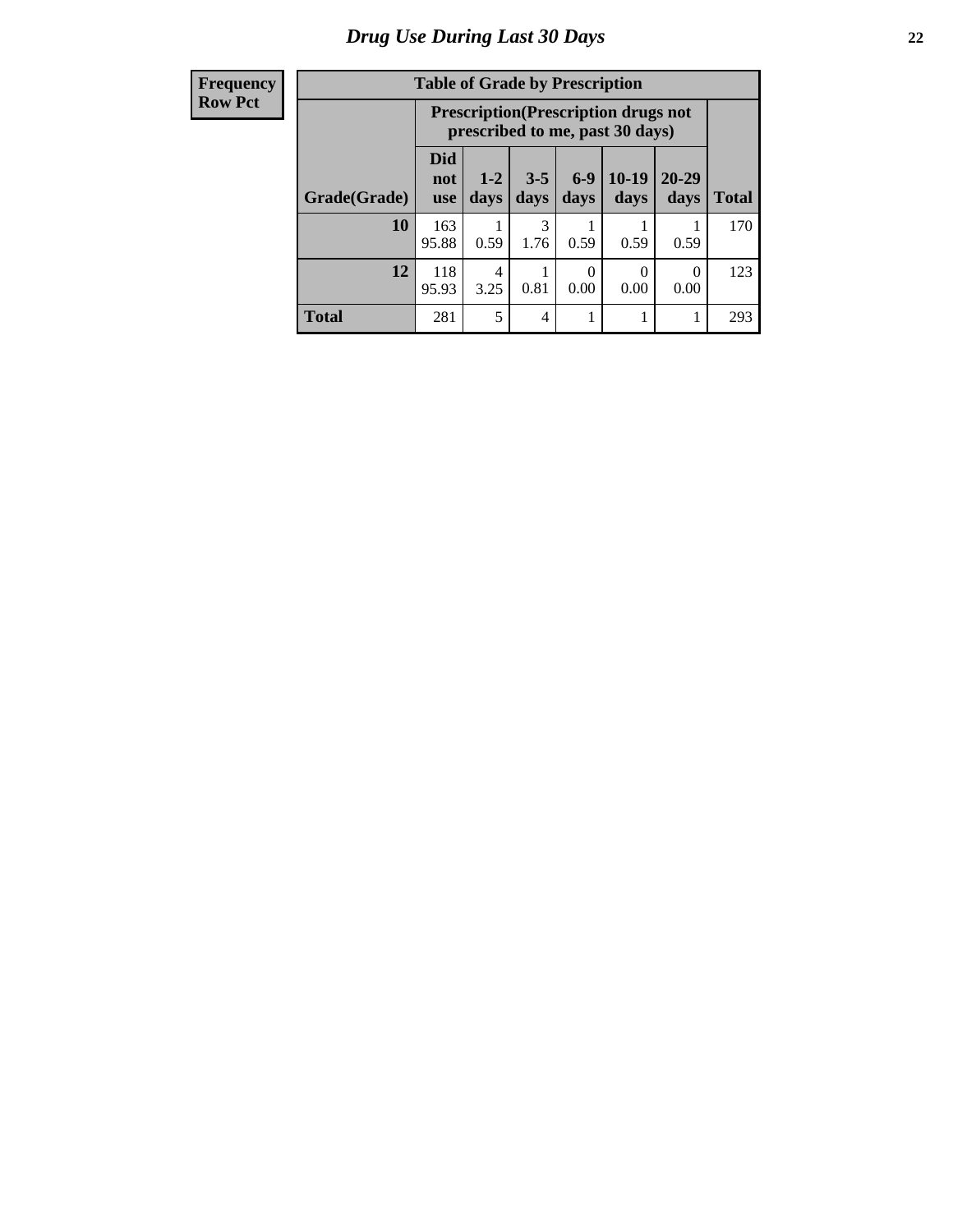# Drug Use During Last 30 Days

| Frequency<br>Row Pct | Table of Grade by Prescription | | | | | | |
|---|---|---|---|---|---|---|---|
| | Prescription(Prescription drugs not prescribed to me, past 30 days) | | | | | | |
| Grade(Grade) | Did not use | 1-2 days | 3-5 days | 6-9 days | 10-19 days | 20-29 days | Total |
| 10 | 163<br>95.88 | 1<br>0.59 | 3<br>1.76 | 1<br>0.59 | 1<br>0.59 | 1<br>0.59 | 170 |
| 12 | 118<br>95.93 | 4<br>3.25 | 1<br>0.81 | 0<br>0.00 | 0<br>0.00 | 0<br>0.00 | 123 |
| Total | 281 | 5 | 4 | 1 | 1 | 1 | 293 |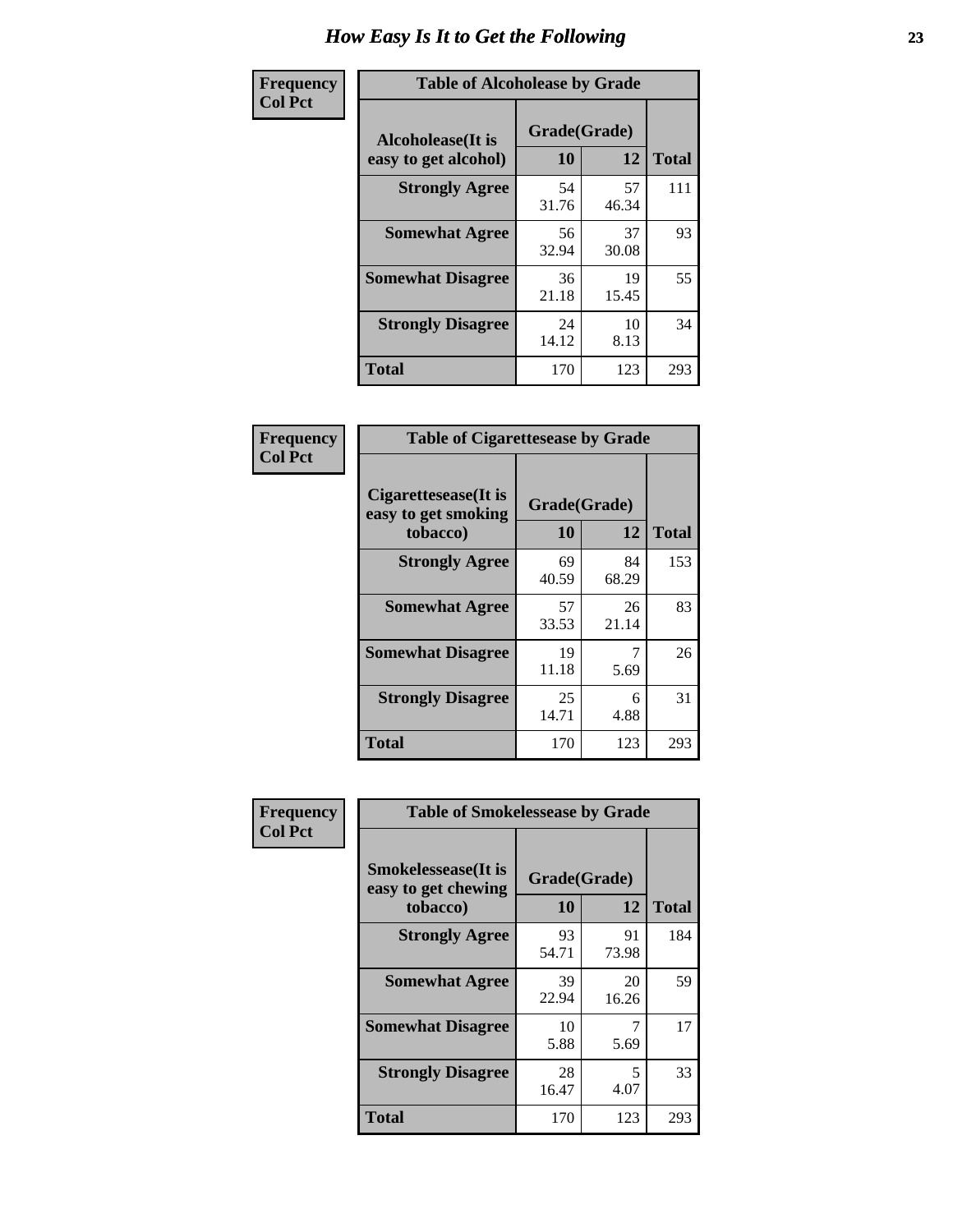# How Easy Is It to Get the Following

**Frequency / Col Pct**

| Table of Alcoholease by Grade | | | |
|---|---|---|---|
| **Alcoholease(It is easy to get alcohol)** | **Grade(Grade)** | | **Total** |
| | **10** | **12** | |
| **Strongly Agree** | 54<br>31.76 | 57<br>46.34 | 111 |
| **Somewhat Agree** | 56<br>32.94 | 37<br>30.08 | 93 |
| **Somewhat Disagree** | 36<br>21.18 | 19<br>15.45 | 55 |
| **Strongly Disagree** | 24<br>14.12 | 10<br>8.13 | 34 |
| **Total** | 170 | 123 | 293 |

**Frequency / Col Pct**

| Table of Cigarettesease by Grade | | | |
|---|---|---|---|
| **Cigarettesease(It is easy to get smoking tobacco)** | **Grade(Grade)** | | **Total** |
| | **10** | **12** | |
| **Strongly Agree** | 69<br>40.59 | 84<br>68.29 | 153 |
| **Somewhat Agree** | 57<br>33.53 | 26<br>21.14 | 83 |
| **Somewhat Disagree** | 19<br>11.18 | 7<br>5.69 | 26 |
| **Strongly Disagree** | 25<br>14.71 | 6<br>4.88 | 31 |
| **Total** | 170 | 123 | 293 |

**Frequency / Col Pct**

| Table of Smokelessease by Grade | | | |
|---|---|---|---|
| **Smokelessease(It is easy to get chewing tobacco)** | **Grade(Grade)** | | **Total** |
| | **10** | **12** | |
| **Strongly Agree** | 93<br>54.71 | 91<br>73.98 | 184 |
| **Somewhat Agree** | 39<br>22.94 | 20<br>16.26 | 59 |
| **Somewhat Disagree** | 10<br>5.88 | 7<br>5.69 | 17 |
| **Strongly Disagree** | 28<br>16.47 | 5<br>4.07 | 33 |
| **Total** | 170 | 123 | 293 |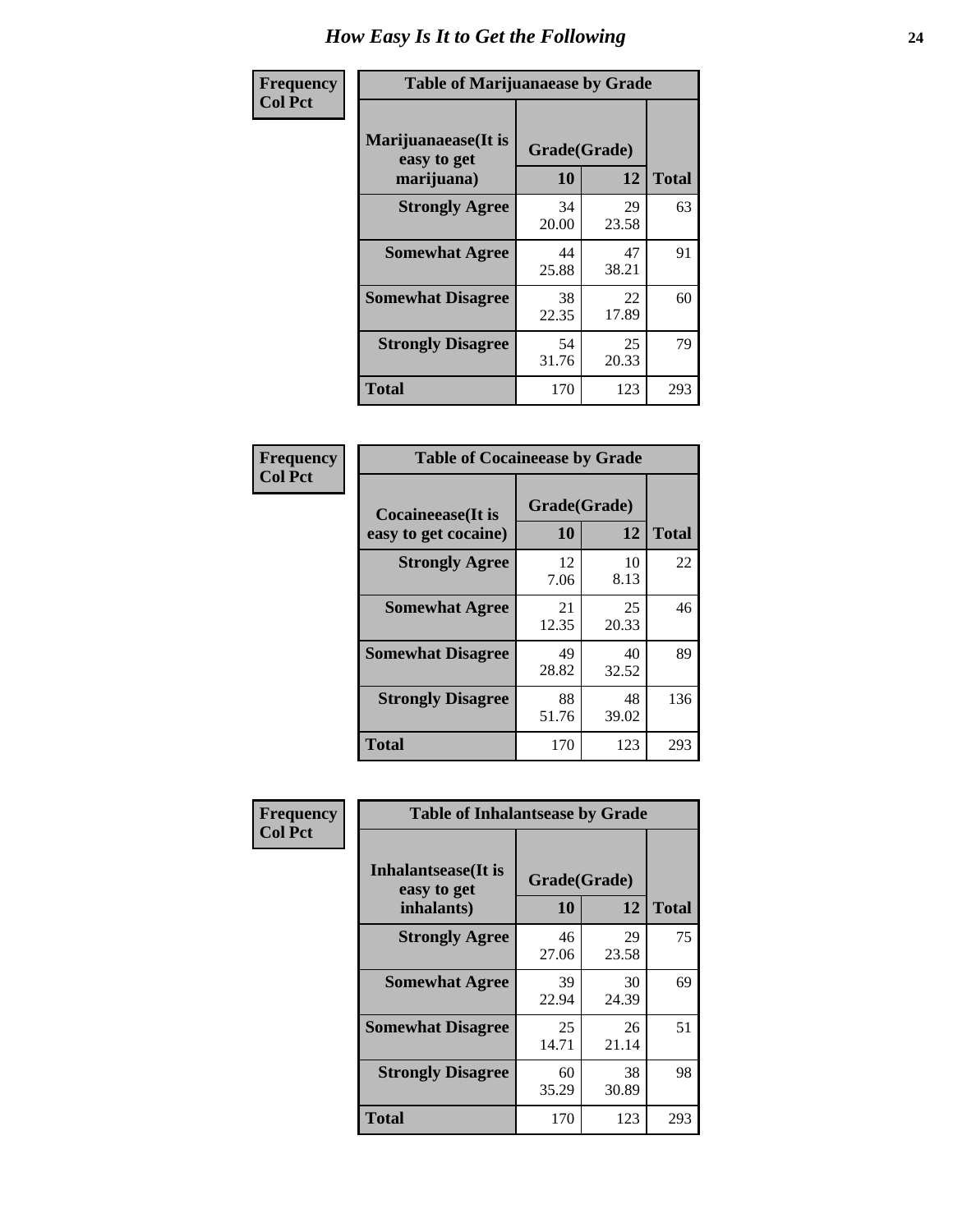# How Easy Is It to Get the Following

**Frequency**
**Col Pct**

| Table of Marijuanaease by Grade | | | |
|---|---|---|---|
| Marijuanaease(It is easy to get marijuana) | Grade(Grade) | | Total |
| | 10 | 12 | |
| **Strongly Agree** | 34<br>20.00 | 29<br>23.58 | 63 |
| **Somewhat Agree** | 44<br>25.88 | 47<br>38.21 | 91 |
| **Somewhat Disagree** | 38<br>22.35 | 22<br>17.89 | 60 |
| **Strongly Disagree** | 54<br>31.76 | 25<br>20.33 | 79 |
| **Total** | 170 | 123 | 293 |

**Frequency**
**Col Pct**

| Table of Cocaineease by Grade | | | |
|---|---|---|---|
| Cocaineease(It is easy to get cocaine) | Grade(Grade) | | Total |
| | 10 | 12 | |
| **Strongly Agree** | 12<br>7.06 | 10<br>8.13 | 22 |
| **Somewhat Agree** | 21<br>12.35 | 25<br>20.33 | 46 |
| **Somewhat Disagree** | 49<br>28.82 | 40<br>32.52 | 89 |
| **Strongly Disagree** | 88<br>51.76 | 48<br>39.02 | 136 |
| **Total** | 170 | 123 | 293 |

**Frequency**
**Col Pct**

| Table of Inhalantsease by Grade | | | |
|---|---|---|---|
| Inhalantsease(It is easy to get inhalants) | Grade(Grade) | | Total |
| | 10 | 12 | |
| **Strongly Agree** | 46<br>27.06 | 29<br>23.58 | 75 |
| **Somewhat Agree** | 39<br>22.94 | 30<br>24.39 | 69 |
| **Somewhat Disagree** | 25<br>14.71 | 26<br>21.14 | 51 |
| **Strongly Disagree** | 60<br>35.29 | 38<br>30.89 | 98 |
| **Total** | 170 | 123 | 293 |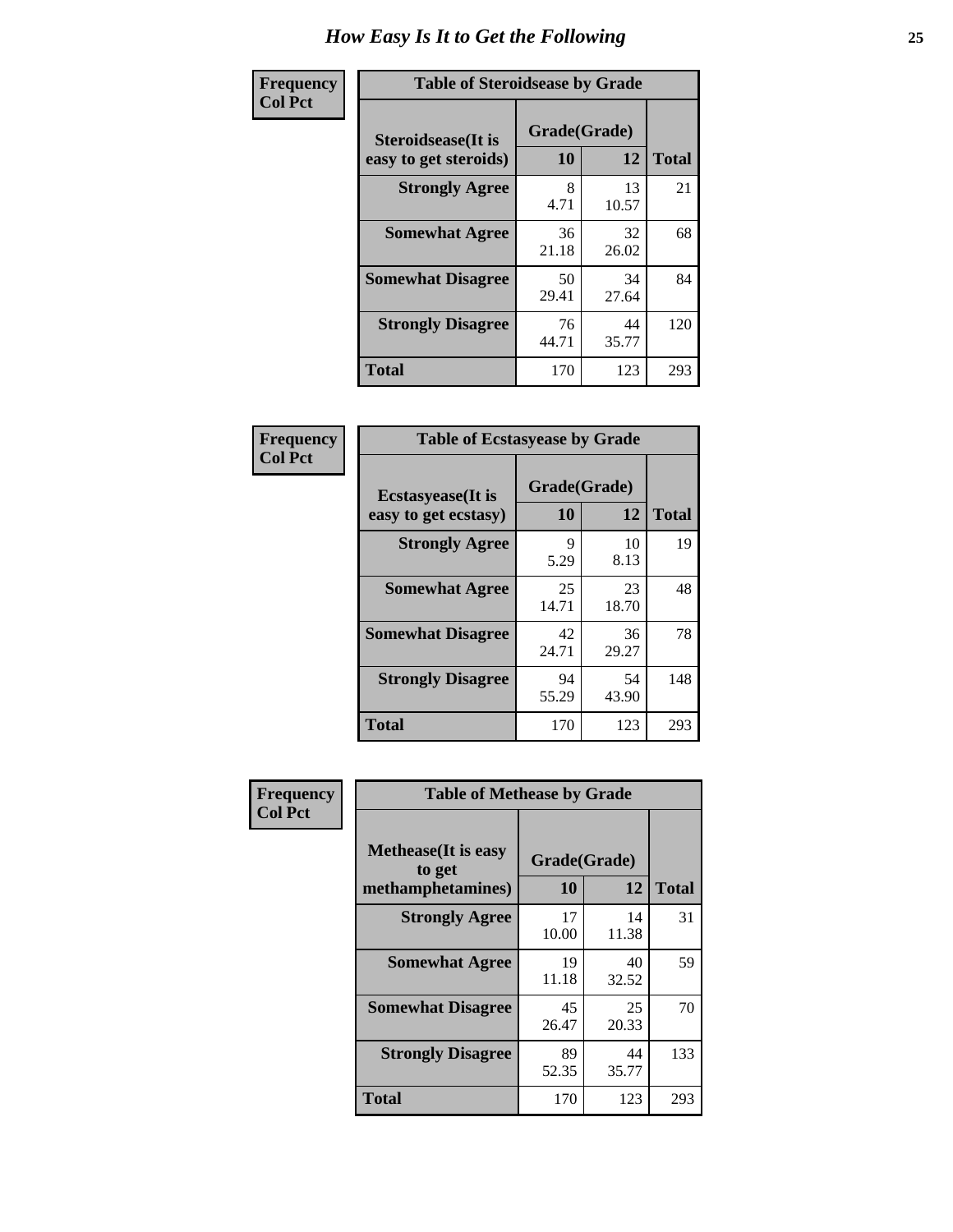# How Easy Is It to Get the Following

**Frequency**
**Col Pct**

| Table of Steroidsease by Grade | | | |
|---|---|---|---|
| Steroidsease(It is easy to get steroids) | Grade(Grade) | | Total |
| | 10 | 12 | |
| **Strongly Agree** | 8<br>4.71 | 13<br>10.57 | 21 |
| **Somewhat Agree** | 36<br>21.18 | 32<br>26.02 | 68 |
| **Somewhat Disagree** | 50<br>29.41 | 34<br>27.64 | 84 |
| **Strongly Disagree** | 76<br>44.71 | 44<br>35.77 | 120 |
| **Total** | 170 | 123 | 293 |

**Frequency**
**Col Pct**

| Table of Ecstasyease by Grade | | | |
|---|---|---|---|
| Ecstasyease(It is easy to get ecstasy) | Grade(Grade) | | Total |
| | 10 | 12 | |
| **Strongly Agree** | 9<br>5.29 | 10<br>8.13 | 19 |
| **Somewhat Agree** | 25<br>14.71 | 23<br>18.70 | 48 |
| **Somewhat Disagree** | 42<br>24.71 | 36<br>29.27 | 78 |
| **Strongly Disagree** | 94<br>55.29 | 54<br>43.90 | 148 |
| **Total** | 170 | 123 | 293 |

**Frequency**
**Col Pct**

| Table of Methease by Grade | | | |
|---|---|---|---|
| Methease(It is easy to get methamphetamines) | Grade(Grade) | | Total |
| | 10 | 12 | |
| **Strongly Agree** | 17<br>10.00 | 14<br>11.38 | 31 |
| **Somewhat Agree** | 19<br>11.18 | 40<br>32.52 | 59 |
| **Somewhat Disagree** | 45<br>26.47 | 25<br>20.33 | 70 |
| **Strongly Disagree** | 89<br>52.35 | 44<br>35.77 | 133 |
| **Total** | 170 | 123 | 293 |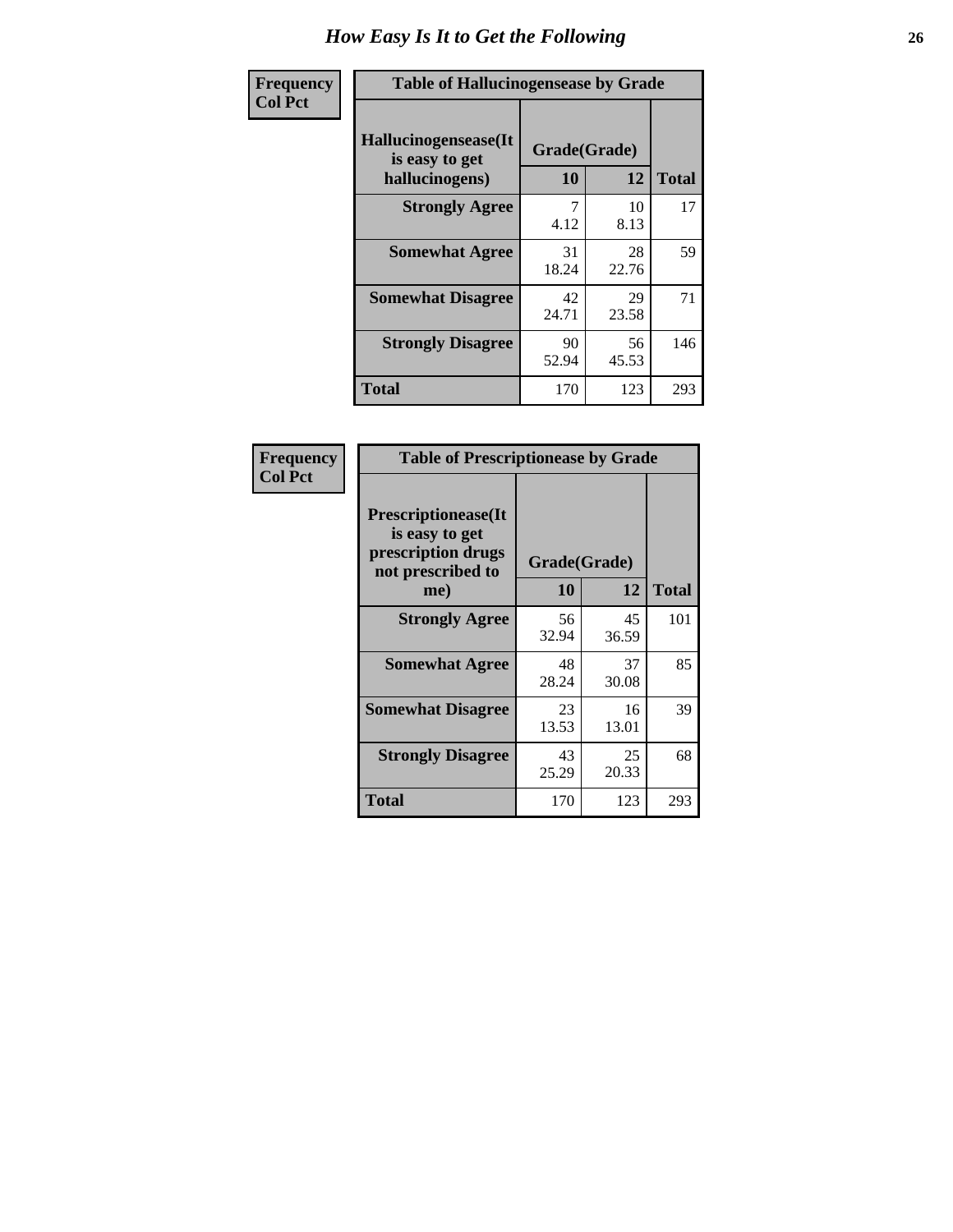# How Easy Is It to Get the Following

| Frequency<br>Col Pct | | | |
|---|---|---|---|

**Table of Hallucinogensease by Grade**

| Hallucinogensease(It is easy to get hallucinogens) | Grade(Grade) 10 | 12 | Total |
|---|---|---|---|
| Strongly Agree | 7<br>4.12 | 10<br>8.13 | 17 |
| Somewhat Agree | 31<br>18.24 | 28<br>22.76 | 59 |
| Somewhat Disagree | 42<br>24.71 | 29<br>23.58 | 71 |
| Strongly Disagree | 90<br>52.94 | 56<br>45.53 | 146 |
| Total | 170 | 123 | 293 |

| Frequency<br>Col Pct | | | |
|---|---|---|---|

**Table of Prescriptionease by Grade**

| Prescriptionease(It is easy to get prescription drugs not prescribed to me) | Grade(Grade) 10 | 12 | Total |
|---|---|---|---|
| Strongly Agree | 56<br>32.94 | 45<br>36.59 | 101 |
| Somewhat Agree | 48<br>28.24 | 37<br>30.08 | 85 |
| Somewhat Disagree | 23<br>13.53 | 16<br>13.01 | 39 |
| Strongly Disagree | 43<br>25.29 | 25<br>20.33 | 68 |
| Total | 170 | 123 | 293 |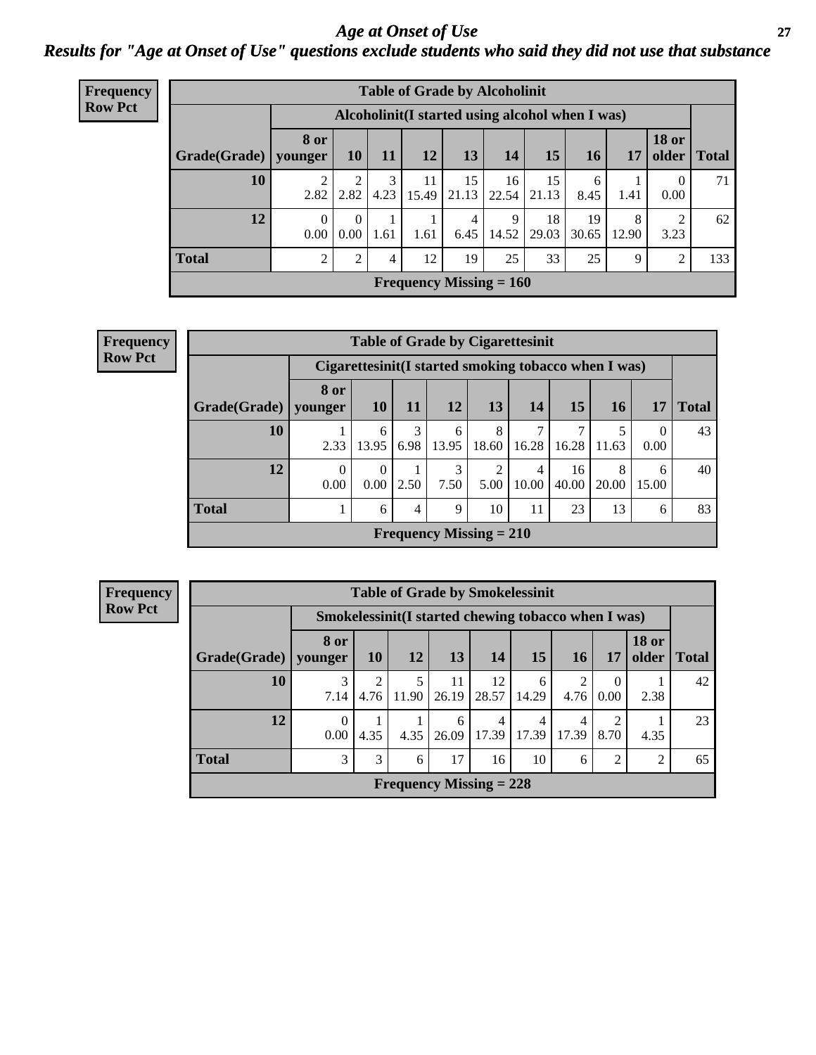# Age at Onset of Use

## Results for "Age at Onset of Use" questions exclude students who said they did not use that substance

**Frequency**
**Row Pct**

| Table of Grade by Alcoholinit | | | | | | | | | | | |
|---|---|---|---|---|---|---|---|---|---|---|---|
| | Alcoholinit(I started using alcohol when I was) | | | | | | | | | | |
| Grade(Grade) | 8 or younger | 10 | 11 | 12 | 13 | 14 | 15 | 16 | 17 | 18 or older | Total |
| 10 | 2<br>2.82 | 2<br>2.82 | 3<br>4.23 | 11<br>15.49 | 15<br>21.13 | 16<br>22.54 | 15<br>21.13 | 6<br>8.45 | 1<br>1.41 | 0<br>0.00 | 71 |
| 12 | 0<br>0.00 | 0<br>0.00 | 1<br>1.61 | 1<br>1.61 | 4<br>6.45 | 9<br>14.52 | 18<br>29.03 | 19<br>30.65 | 8<br>12.90 | 2<br>3.23 | 62 |
| Total | 2 | 2 | 4 | 12 | 19 | 25 | 33 | 25 | 9 | 2 | 133 |
| Frequency Missing = 160 | | | | | | | | | | | |

**Frequency**
**Row Pct**

| Table of Grade by Cigarettesinit | | | | | | | | | | |
|---|---|---|---|---|---|---|---|---|---|---|
| | Cigarettesinit(I started smoking tobacco when I was) | | | | | | | | | |
| Grade(Grade) | 8 or younger | 10 | 11 | 12 | 13 | 14 | 15 | 16 | 17 | Total |
| 10 | 1<br>2.33 | 6<br>13.95 | 3<br>6.98 | 6<br>13.95 | 8<br>18.60 | 7<br>16.28 | 7<br>16.28 | 5<br>11.63 | 0<br>0.00 | 43 |
| 12 | 0<br>0.00 | 0<br>0.00 | 1<br>2.50 | 3<br>7.50 | 2<br>5.00 | 4<br>10.00 | 16<br>40.00 | 8<br>20.00 | 6<br>15.00 | 40 |
| Total | 1 | 6 | 4 | 9 | 10 | 11 | 23 | 13 | 6 | 83 |
| Frequency Missing = 210 | | | | | | | | | | |

**Frequency**
**Row Pct**

| Table of Grade by Smokelessinit | | | | | | | | | | |
|---|---|---|---|---|---|---|---|---|---|---|
| | Smokelessinit(I started chewing tobacco when I was) | | | | | | | | | |
| Grade(Grade) | 8 or younger | 10 | 12 | 13 | 14 | 15 | 16 | 17 | 18 or older | Total |
| 10 | 3<br>7.14 | 2<br>4.76 | 5<br>11.90 | 11<br>26.19 | 12<br>28.57 | 6<br>14.29 | 2<br>4.76 | 0<br>0.00 | 1<br>2.38 | 42 |
| 12 | 0<br>0.00 | 1<br>4.35 | 1<br>4.35 | 6<br>26.09 | 4<br>17.39 | 4<br>17.39 | 4<br>17.39 | 2<br>8.70 | 1<br>4.35 | 23 |
| Total | 3 | 3 | 6 | 17 | 16 | 10 | 6 | 2 | 2 | 65 |
| Frequency Missing = 228 | | | | | | | | | | |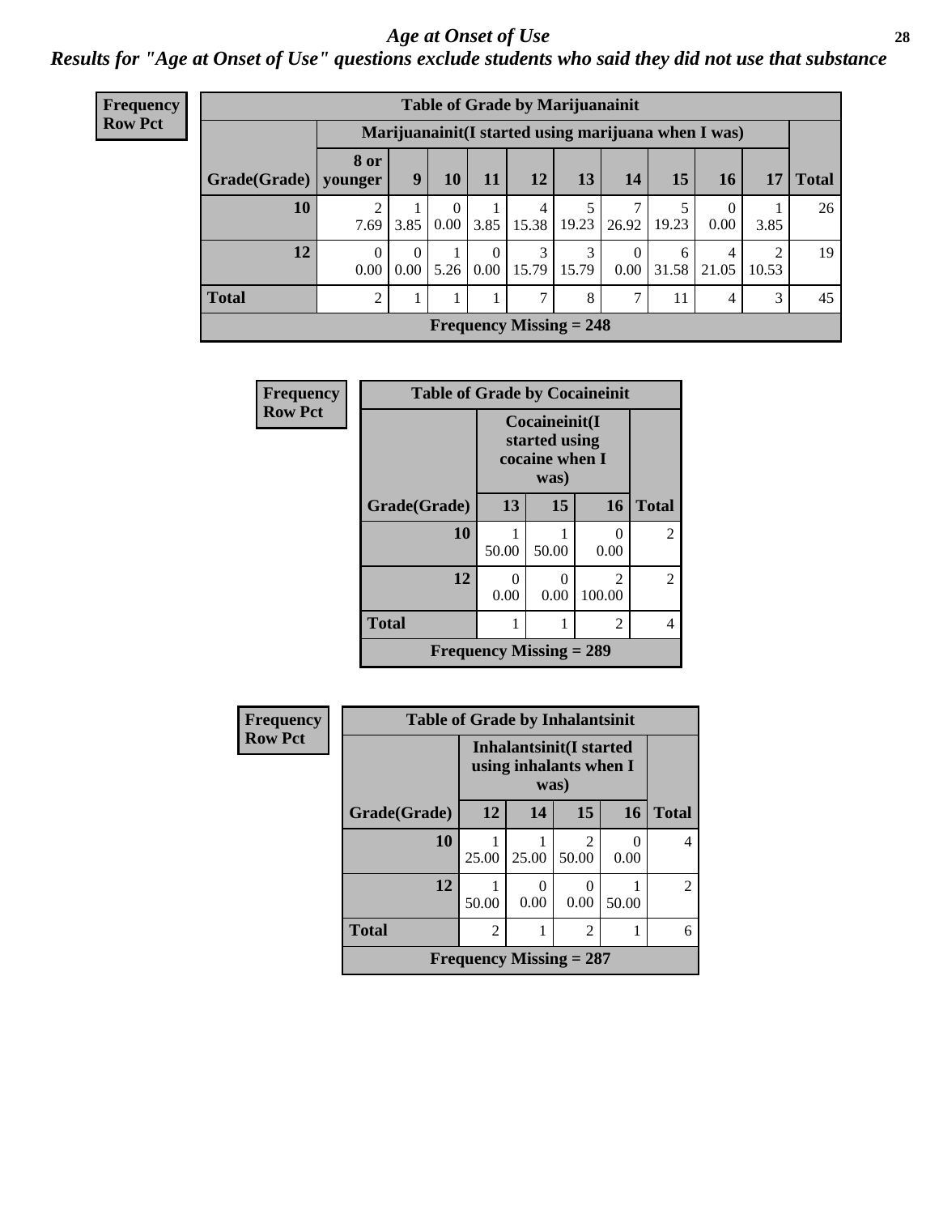# Age at Onset of Use

*Results for "Age at Onset of Use" questions exclude students who said they did not use that substance*

**Frequency**
**Row Pct**

| Table of Grade by Marijuanainit | | | | | | | | | | | |
|---|---|---|---|---|---|---|---|---|---|---|---|
| | Marijuanainit(I started using marijuana when I was) | | | | | | | | | | |
| Grade(Grade) | 8 or younger | 9 | 10 | 11 | 12 | 13 | 14 | 15 | 16 | 17 | Total |
| 10 | 2<br>7.69 | 1<br>3.85 | 0<br>0.00 | 1<br>3.85 | 4<br>15.38 | 5<br>19.23 | 7<br>26.92 | 5<br>19.23 | 0<br>0.00 | 1<br>3.85 | 26 |
| 12 | 0<br>0.00 | 0<br>0.00 | 1<br>5.26 | 0<br>0.00 | 3<br>15.79 | 3<br>15.79 | 0<br>0.00 | 6<br>31.58 | 4<br>21.05 | 2<br>10.53 | 19 |
| Total | 2 | 1 | 1 | 1 | 7 | 8 | 7 | 11 | 4 | 3 | 45 |
| Frequency Missing = 248 | | | | | | | | | | | |

**Frequency**
**Row Pct**

| Table of Grade by Cocaineinit | | | | |
|---|---|---|---|---|
| | Cocaineinit(I started using cocaine when I was) | | | |
| Grade(Grade) | 13 | 15 | 16 | Total |
| 10 | 1<br>50.00 | 1<br>50.00 | 0<br>0.00 | 2 |
| 12 | 0<br>0.00 | 0<br>0.00 | 2<br>100.00 | 2 |
| Total | 1 | 1 | 2 | 4 |
| Frequency Missing = 289 | | | | |

**Frequency**
**Row Pct**

| Table of Grade by Inhalantsinit | | | | | |
|---|---|---|---|---|---|
| | Inhalantsinit(I started using inhalants when I was) | | | | |
| Grade(Grade) | 12 | 14 | 15 | 16 | Total |
| 10 | 1<br>25.00 | 1<br>25.00 | 2<br>50.00 | 0<br>0.00 | 4 |
| 12 | 1<br>50.00 | 0<br>0.00 | 0<br>0.00 | 1<br>50.00 | 2 |
| Total | 2 | 1 | 2 | 1 | 6 |
| Frequency Missing = 287 | | | | | |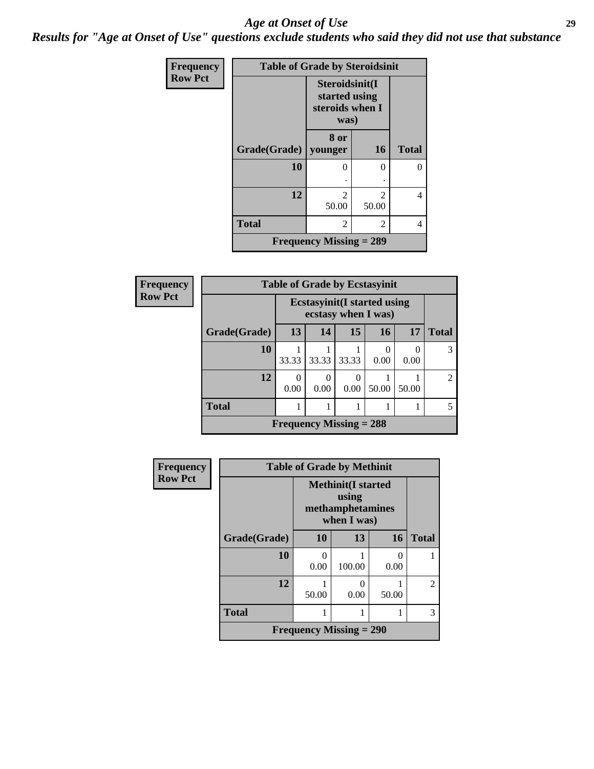# *Age at Onset of Use*

***Results for "Age at Onset of Use" questions exclude students who said they did not use that substance***

**Frequency**
**Row Pct**

| Table of Grade by Steroidsinit | | | |
|---|---|---|---|
| | **Steroidsinit(I started using steroids when I was)** | | |
| **Grade(Grade)** | **8 or younger** | **16** | **Total** |
| **10** | 0<br>. | 0<br>. | 0 |
| **12** | 2<br>50.00 | 2<br>50.00 | 4 |
| **Total** | 2 | 2 | 4 |
| **Frequency Missing = 289** | | | |

**Frequency**
**Row Pct**

| Table of Grade by Ecstasyinit | | | | | | |
|---|---|---|---|---|---|---|
| | **Ecstasyinit(I started using ecstasy when I was)** | | | | | |
| **Grade(Grade)** | **13** | **14** | **15** | **16** | **17** | **Total** |
| **10** | 1<br>33.33 | 1<br>33.33 | 1<br>33.33 | 0<br>0.00 | 0<br>0.00 | 3 |
| **12** | 0<br>0.00 | 0<br>0.00 | 0<br>0.00 | 1<br>50.00 | 1<br>50.00 | 2 |
| **Total** | 1 | 1 | 1 | 1 | 1 | 5 |
| **Frequency Missing = 288** | | | | | | |

**Frequency**
**Row Pct**

| Table of Grade by Methinit | | | | |
|---|---|---|---|---|
| | **Methinit(I started using methamphetamines when I was)** | | | |
| **Grade(Grade)** | **10** | **13** | **16** | **Total** |
| **10** | 0<br>0.00 | 1<br>100.00 | 0<br>0.00 | 1 |
| **12** | 1<br>50.00 | 0<br>0.00 | 1<br>50.00 | 2 |
| **Total** | 1 | 1 | 1 | 3 |
| **Frequency Missing = 290** | | | | |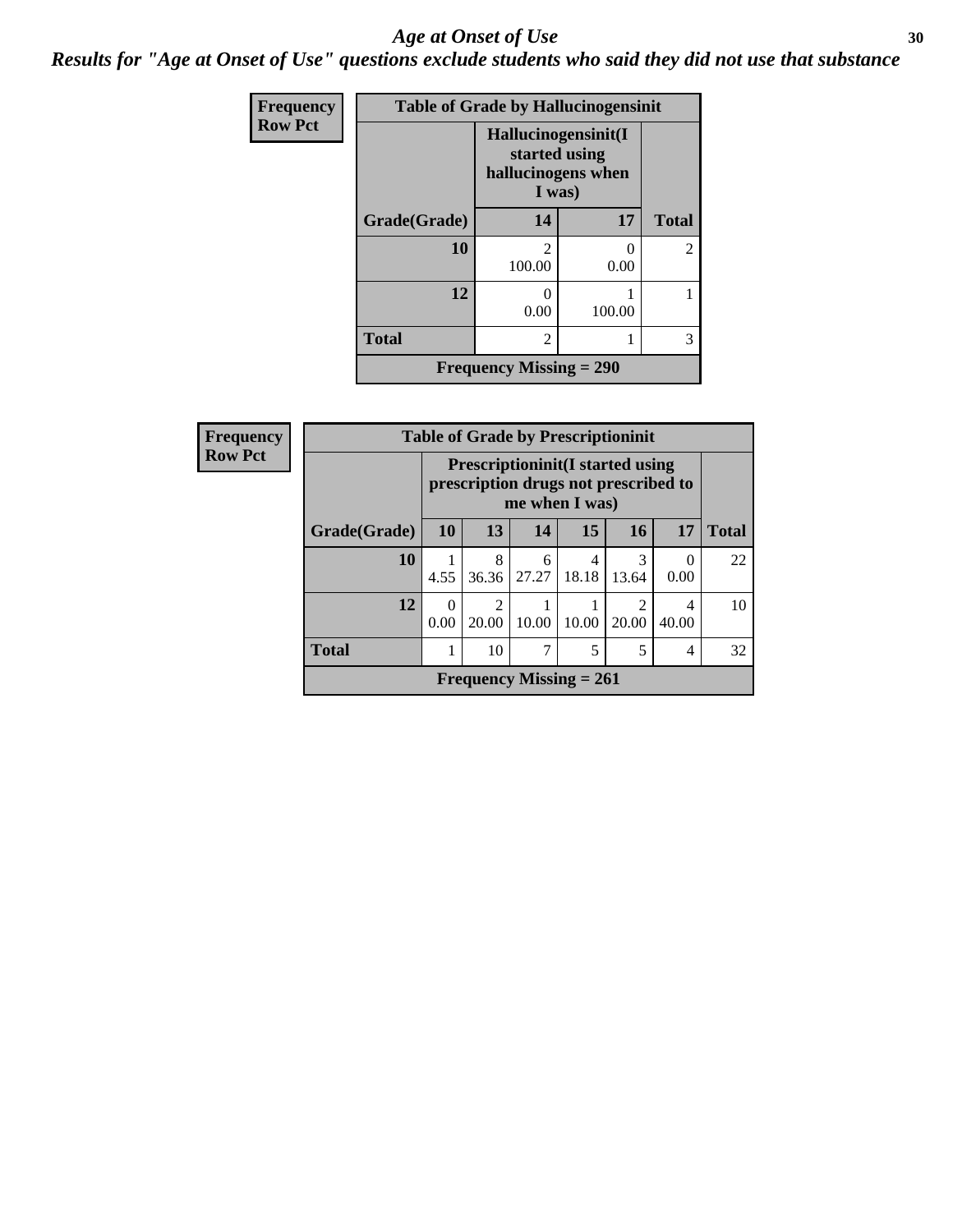# Age at Onset of Use

***Results for "Age at Onset of Use" questions exclude students who said they did not use that substance***

**Frequency**
**Row Pct**

| Table of Grade by Hallucinogensinit | | | |
|---|---|---|---|
| | Hallucinogensinit(I started using hallucinogens when I was) | | |
| Grade(Grade) | 14 | 17 | Total |
| 10 | 2<br>100.00 | 0<br>0.00 | 2 |
| 12 | 0<br>0.00 | 1<br>100.00 | 1 |
| Total | 2 | 1 | 3 |
| Frequency Missing = 290 | | | |

**Frequency**
**Row Pct**

| Table of Grade by Prescriptioninit | | | | | | | |
|---|---|---|---|---|---|---|---|
| | Prescriptioninit(I started using prescription drugs not prescribed to me when I was) | | | | | | |
| Grade(Grade) | 10 | 13 | 14 | 15 | 16 | 17 | Total |
| 10 | 1<br>4.55 | 8<br>36.36 | 6<br>27.27 | 4<br>18.18 | 3<br>13.64 | 0<br>0.00 | 22 |
| 12 | 0<br>0.00 | 2<br>20.00 | 1<br>10.00 | 1<br>10.00 | 2<br>20.00 | 4<br>40.00 | 10 |
| Total | 1 | 10 | 7 | 5 | 5 | 4 | 32 |
| Frequency Missing = 261 | | | | | | | |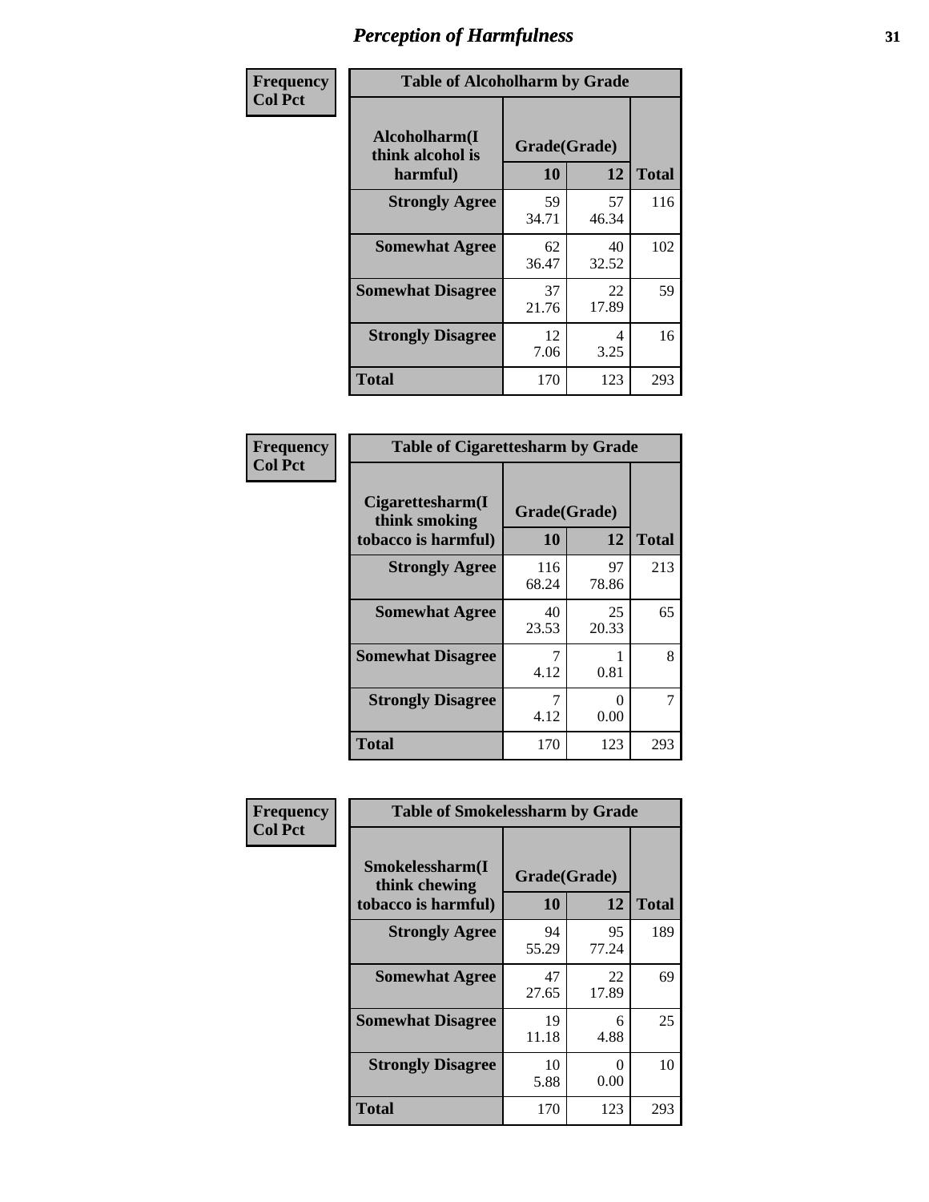# Perception of Harmfulness

| Frequency<br>Col Pct | Table of Alcoholharm by Grade | | |
|---|---|---|---|
| Alcoholharm(I think alcohol is harmful) | Grade(Grade) | | |
| | 10 | 12 | Total |
| Strongly Agree | 59<br>34.71 | 57<br>46.34 | 116 |
| Somewhat Agree | 62<br>36.47 | 40<br>32.52 | 102 |
| Somewhat Disagree | 37<br>21.76 | 22<br>17.89 | 59 |
| Strongly Disagree | 12<br>7.06 | 4<br>3.25 | 16 |
| Total | 170 | 123 | 293 |

| Frequency<br>Col Pct | Table of Cigarettesharm by Grade | | |
|---|---|---|---|
| Cigarettesharm(I think smoking tobacco is harmful) | Grade(Grade) | | |
| | 10 | 12 | Total |
| Strongly Agree | 116<br>68.24 | 97<br>78.86 | 213 |
| Somewhat Agree | 40<br>23.53 | 25<br>20.33 | 65 |
| Somewhat Disagree | 7<br>4.12 | 1<br>0.81 | 8 |
| Strongly Disagree | 7<br>4.12 | 0<br>0.00 | 7 |
| Total | 170 | 123 | 293 |

| Frequency<br>Col Pct | Table of Smokelessharm by Grade | | |
|---|---|---|---|
| Smokelessharm(I think chewing tobacco is harmful) | Grade(Grade) | | |
| | 10 | 12 | Total |
| Strongly Agree | 94<br>55.29 | 95<br>77.24 | 189 |
| Somewhat Agree | 47<br>27.65 | 22<br>17.89 | 69 |
| Somewhat Disagree | 19<br>11.18 | 6<br>4.88 | 25 |
| Strongly Disagree | 10<br>5.88 | 0<br>0.00 | 10 |
| Total | 170 | 123 | 293 |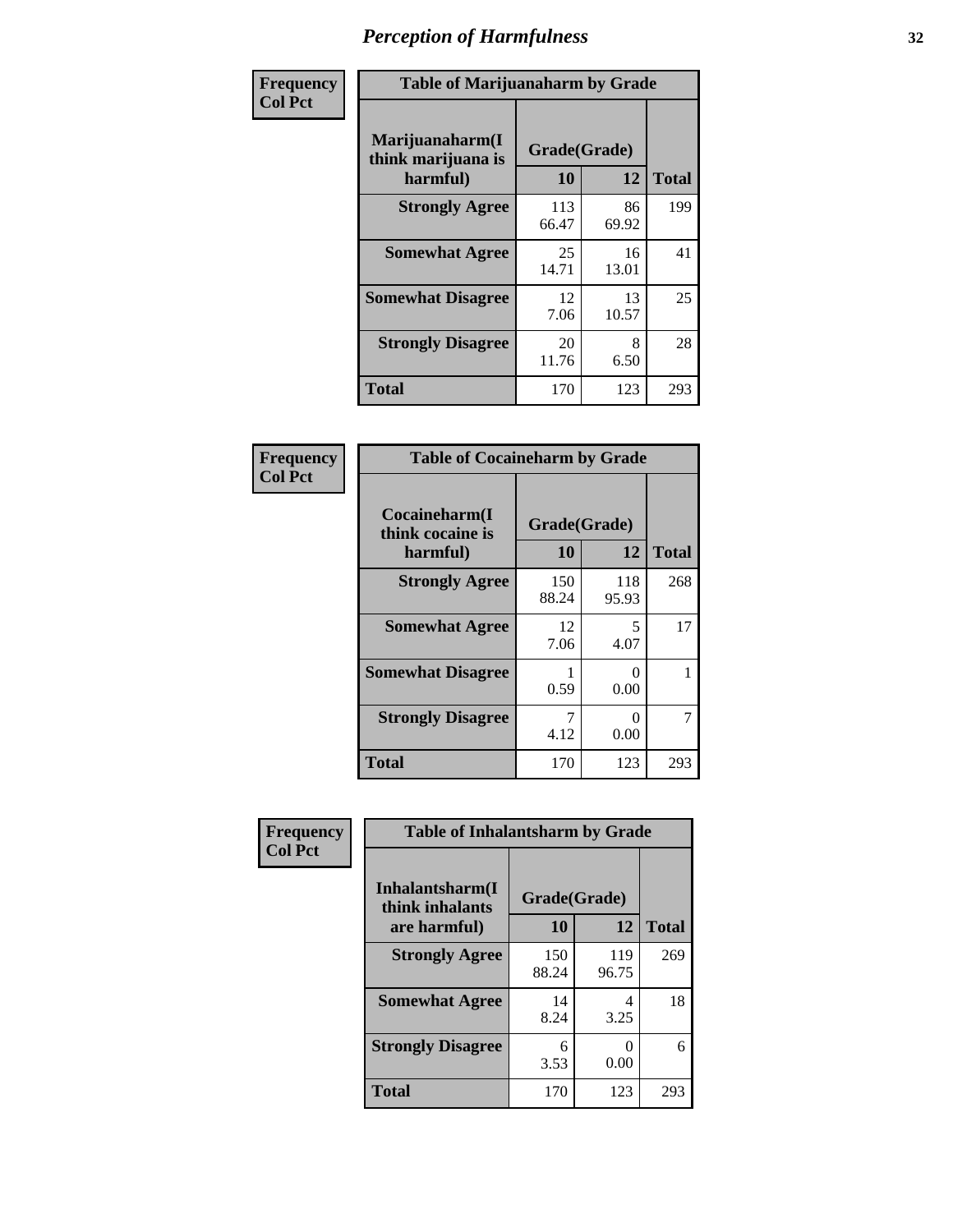# Perception of Harmfulness

**Frequency**
**Col Pct**

**Table of Marijuanaharm by Grade**

| Marijuanaharm(I think marijuana is harmful) | Grade(Grade) | | Total |
|---|---|---|---|
| | 10 | 12 | |
| Strongly Agree | 113<br>66.47 | 86<br>69.92 | 199 |
| Somewhat Agree | 25<br>14.71 | 16<br>13.01 | 41 |
| Somewhat Disagree | 12<br>7.06 | 13<br>10.57 | 25 |
| Strongly Disagree | 20<br>11.76 | 8<br>6.50 | 28 |
| Total | 170 | 123 | 293 |

**Frequency**
**Col Pct**

**Table of Cocaineharm by Grade**

| Cocaineharm(I think cocaine is harmful) | Grade(Grade) | | Total |
|---|---|---|---|
| | 10 | 12 | |
| Strongly Agree | 150<br>88.24 | 118<br>95.93 | 268 |
| Somewhat Agree | 12<br>7.06 | 5<br>4.07 | 17 |
| Somewhat Disagree | 1<br>0.59 | 0<br>0.00 | 1 |
| Strongly Disagree | 7<br>4.12 | 0<br>0.00 | 7 |
| Total | 170 | 123 | 293 |

**Frequency**
**Col Pct**

**Table of Inhalantsharm by Grade**

| Inhalantsharm(I think inhalants are harmful) | Grade(Grade) | | Total |
|---|---|---|---|
| | 10 | 12 | |
| Strongly Agree | 150<br>88.24 | 119<br>96.75 | 269 |
| Somewhat Agree | 14<br>8.24 | 4<br>3.25 | 18 |
| Strongly Disagree | 6<br>3.53 | 0<br>0.00 | 6 |
| Total | 170 | 123 | 293 |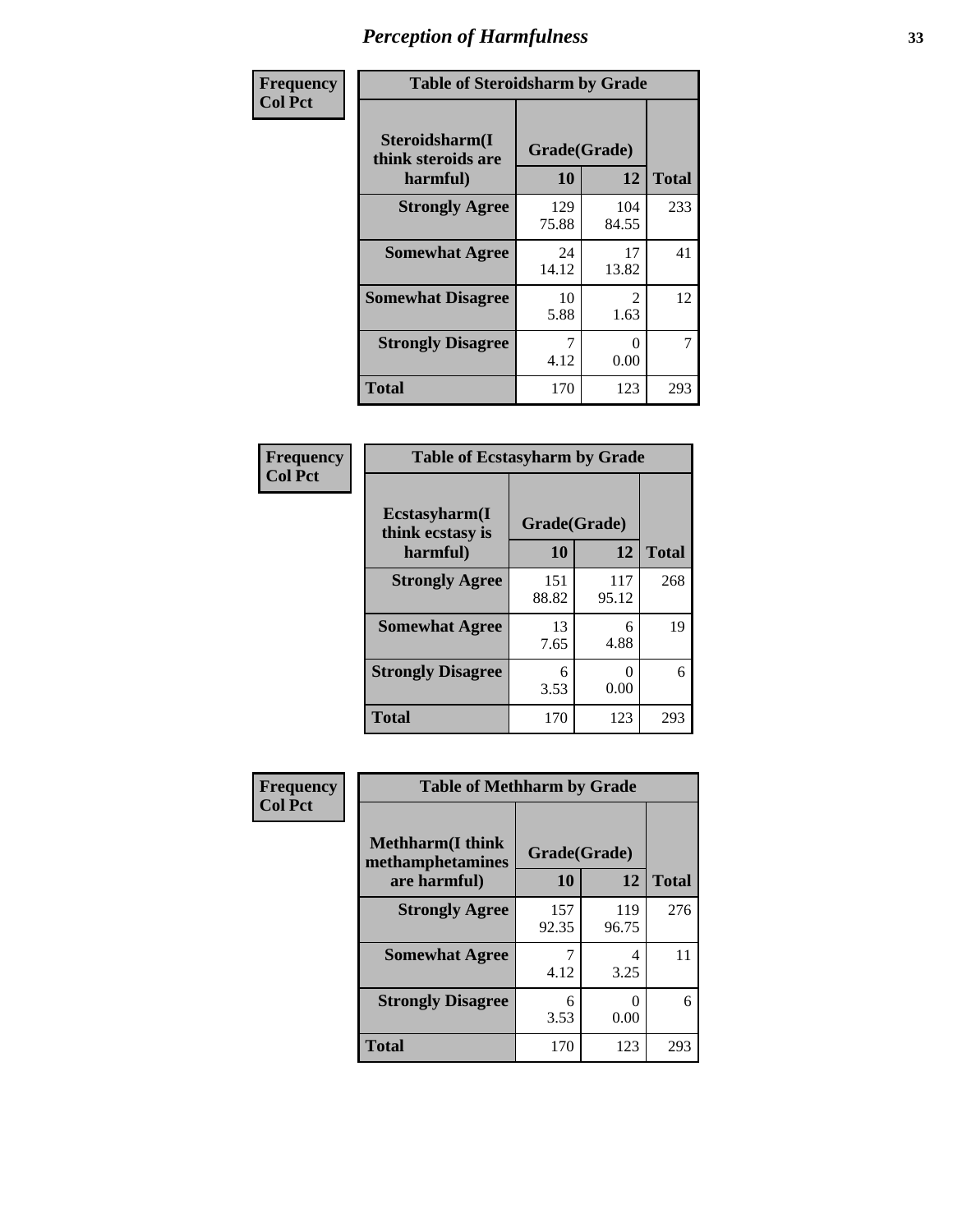# Perception of Harmfulness

**Frequency**
**Col Pct**

| Table of Steroidsharm by Grade | | | |
|---|---|---|---|
| Steroidsharm(I think steroids are harmful) | Grade(Grade) | | |
| | 10 | 12 | Total |
| Strongly Agree | 129<br>75.88 | 104<br>84.55 | 233 |
| Somewhat Agree | 24<br>14.12 | 17<br>13.82 | 41 |
| Somewhat Disagree | 10<br>5.88 | 2<br>1.63 | 12 |
| Strongly Disagree | 7<br>4.12 | 0<br>0.00 | 7 |
| Total | 170 | 123 | 293 |

**Frequency**
**Col Pct**

| Table of Ecstasyharm by Grade | | | |
|---|---|---|---|
| Ecstasyharm(I think ecstasy is harmful) | Grade(Grade) | | |
| | 10 | 12 | Total |
| Strongly Agree | 151<br>88.82 | 117<br>95.12 | 268 |
| Somewhat Agree | 13<br>7.65 | 6<br>4.88 | 19 |
| Strongly Disagree | 6<br>3.53 | 0<br>0.00 | 6 |
| Total | 170 | 123 | 293 |

**Frequency**
**Col Pct**

| Table of Methharm by Grade | | | |
|---|---|---|---|
| Methharm(I think methamphetamines are harmful) | Grade(Grade) | | |
| | 10 | 12 | Total |
| Strongly Agree | 157<br>92.35 | 119<br>96.75 | 276 |
| Somewhat Agree | 7<br>4.12 | 4<br>3.25 | 11 |
| Strongly Disagree | 6<br>3.53 | 0<br>0.00 | 6 |
| Total | 170 | 123 | 293 |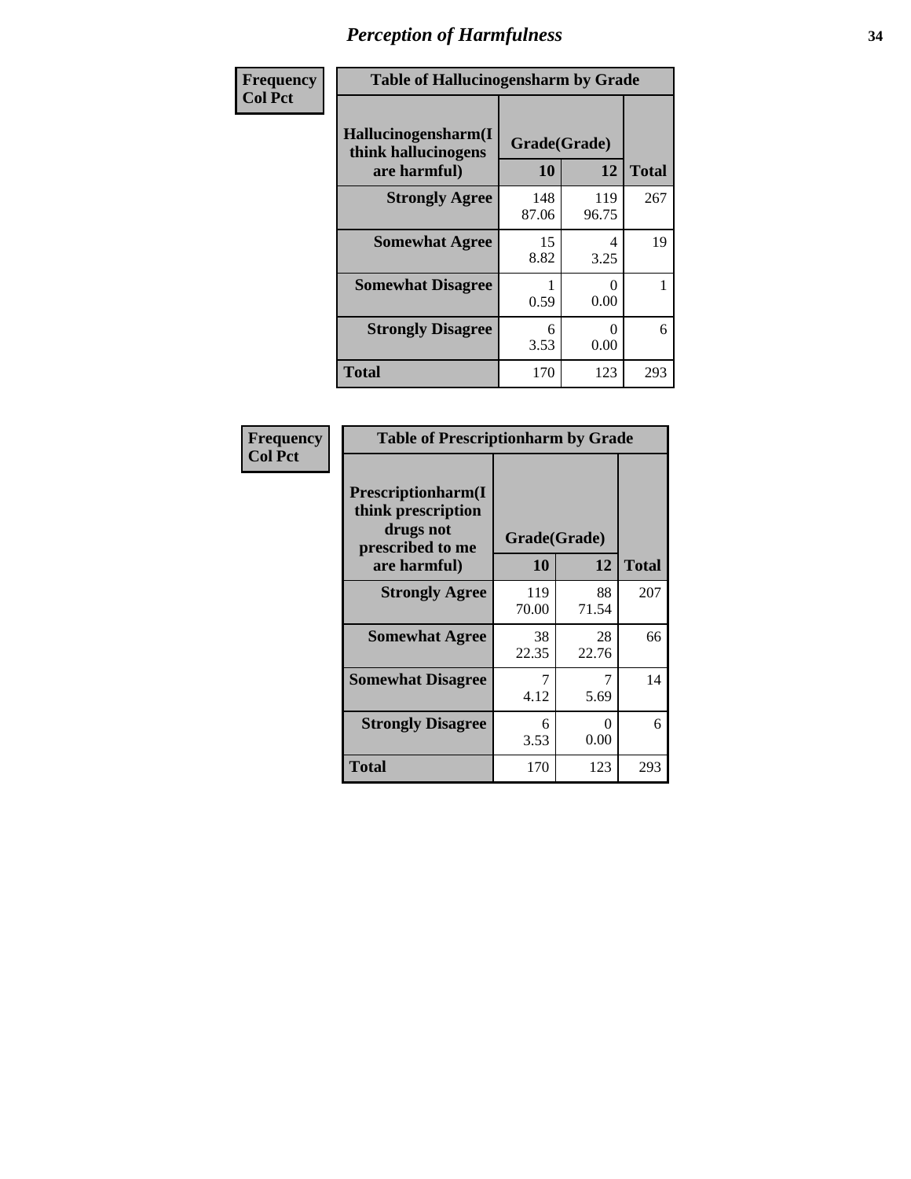## Perception of Harmfulness

| Frequency Col Pct | | | |
|---|---|---|---|

**Table of Hallucinogensharm by Grade**

| Hallucinogensharm(I think hallucinogens are harmful) | Grade(Grade) 10 | 12 | Total |
|---|---|---|---|
| **Strongly Agree** | 148<br>87.06 | 119<br>96.75 | 267 |
| **Somewhat Agree** | 15<br>8.82 | 4<br>3.25 | 19 |
| **Somewhat Disagree** | 1<br>0.59 | 0<br>0.00 | 1 |
| **Strongly Disagree** | 6<br>3.53 | 0<br>0.00 | 6 |
| **Total** | 170 | 123 | 293 |

| Frequency Col Pct | | | |
|---|---|---|---|

**Table of Prescriptionharm by Grade**

| Prescriptionharm(I think prescription drugs not prescribed to me are harmful) | Grade(Grade) 10 | 12 | Total |
|---|---|---|---|
| **Strongly Agree** | 119<br>70.00 | 88<br>71.54 | 207 |
| **Somewhat Agree** | 38<br>22.35 | 28<br>22.76 | 66 |
| **Somewhat Disagree** | 7<br>4.12 | 7<br>5.69 | 14 |
| **Strongly Disagree** | 6<br>3.53 | 0<br>0.00 | 6 |
| **Total** | 170 | 123 | 293 |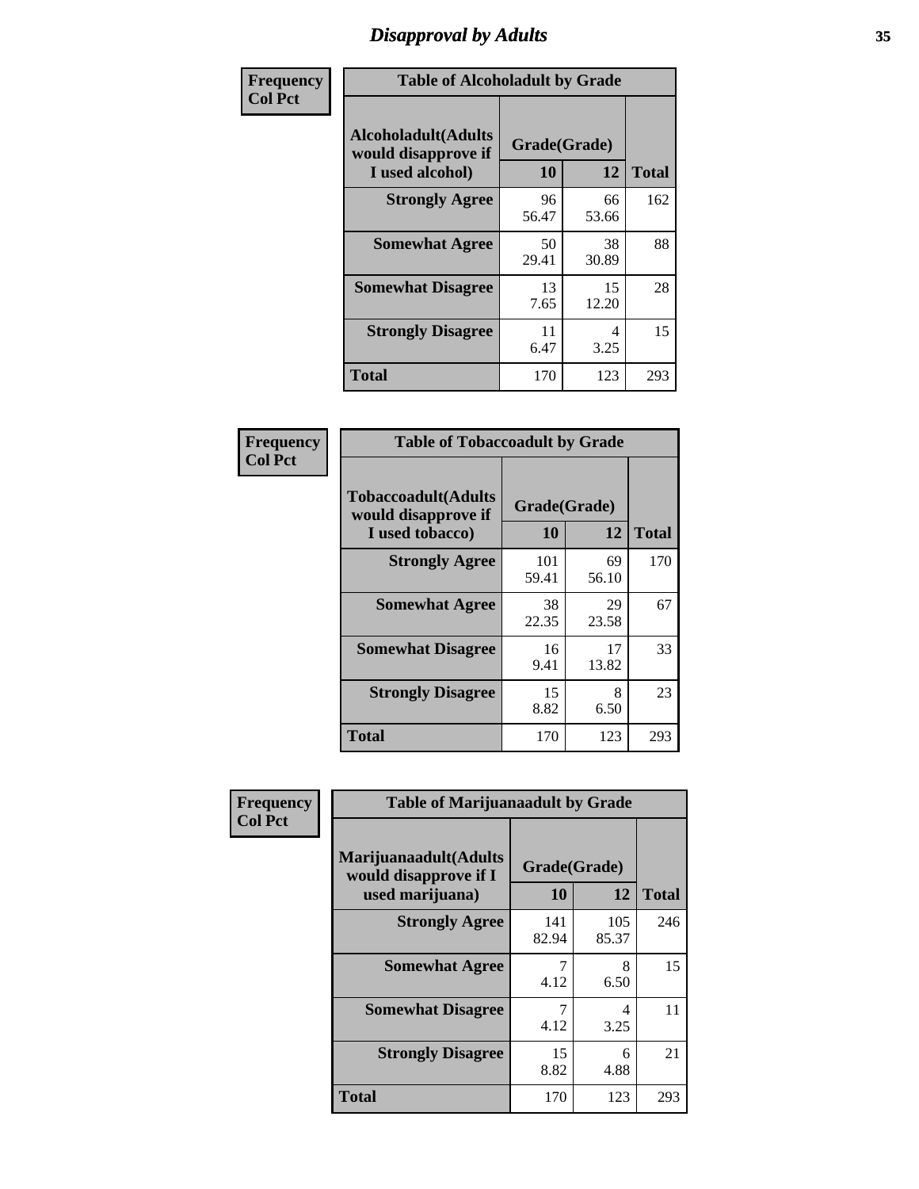# Disapproval by Adults

**Frequency**
**Col Pct**

| Table of Alcoholadult by Grade | | | |
|---|---|---|---|
| Alcoholadult(Adults would disapprove if I used alcohol) | Grade(Grade) | | |
| | 10 | 12 | Total |
| **Strongly Agree** | 96<br>56.47 | 66<br>53.66 | 162 |
| **Somewhat Agree** | 50<br>29.41 | 38<br>30.89 | 88 |
| **Somewhat Disagree** | 13<br>7.65 | 15<br>12.20 | 28 |
| **Strongly Disagree** | 11<br>6.47 | 4<br>3.25 | 15 |
| **Total** | 170 | 123 | 293 |

**Frequency**
**Col Pct**

| Table of Tobaccoadult by Grade | | | |
|---|---|---|---|
| Tobaccoadult(Adults would disapprove if I used tobacco) | Grade(Grade) | | |
| | 10 | 12 | Total |
| **Strongly Agree** | 101<br>59.41 | 69<br>56.10 | 170 |
| **Somewhat Agree** | 38<br>22.35 | 29<br>23.58 | 67 |
| **Somewhat Disagree** | 16<br>9.41 | 17<br>13.82 | 33 |
| **Strongly Disagree** | 15<br>8.82 | 8<br>6.50 | 23 |
| **Total** | 170 | 123 | 293 |

**Frequency**
**Col Pct**

| Table of Marijuanaadult by Grade | | | |
|---|---|---|---|
| Marijuanaadult(Adults would disapprove if I used marijuana) | Grade(Grade) | | |
| | 10 | 12 | Total |
| **Strongly Agree** | 141<br>82.94 | 105<br>85.37 | 246 |
| **Somewhat Agree** | 7<br>4.12 | 8<br>6.50 | 15 |
| **Somewhat Disagree** | 7<br>4.12 | 4<br>3.25 | 11 |
| **Strongly Disagree** | 15<br>8.82 | 6<br>4.88 | 21 |
| **Total** | 170 | 123 | 293 |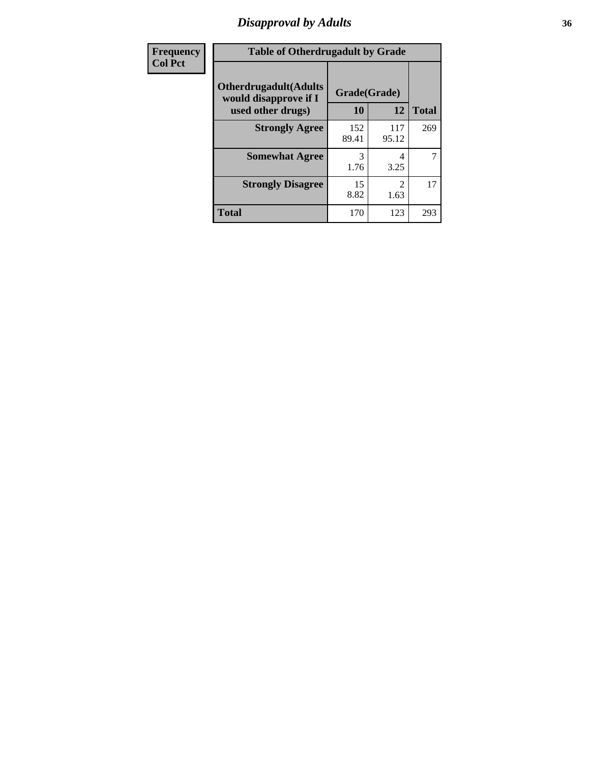## Disapproval by Adults

| Frequency Col Pct | Table of Otherdrugadult by Grade | | |
|---|---|---|---|
| Otherdrugadult(Adults would disapprove if I used other drugs) | Grade(Grade) | | |
| | 10 | 12 | Total |
| Strongly Agree | 152<br>89.41 | 117<br>95.12 | 269 |
| Somewhat Agree | 3<br>1.76 | 4<br>3.25 | 7 |
| Strongly Disagree | 15<br>8.82 | 2<br>1.63 | 17 |
| Total | 170 | 123 | 293 |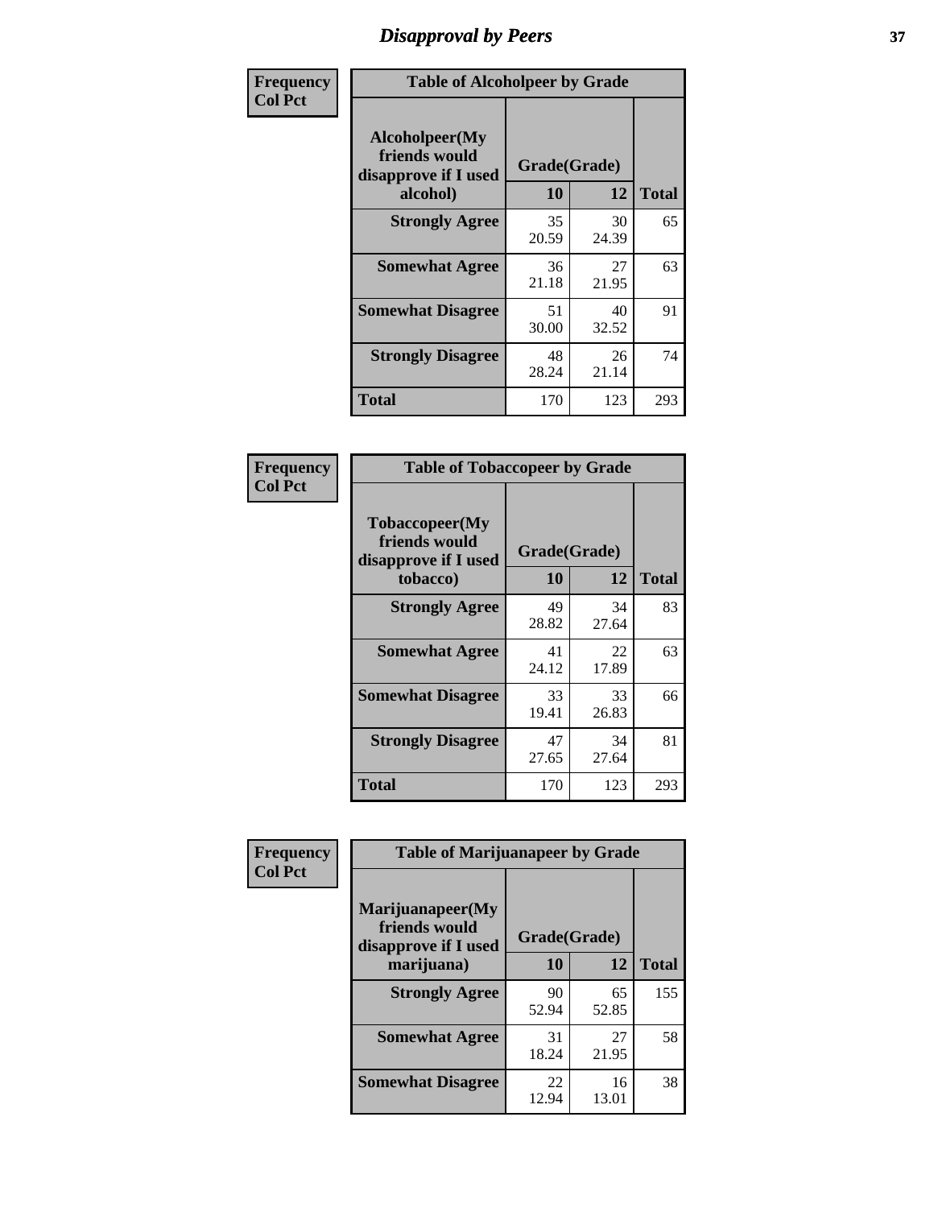# Disapproval by Peers

**Frequency**
**Col Pct**

**Table of Alcoholpeer by Grade**

| Alcoholpeer(My friends would disapprove if I used alcohol) | Grade(Grade) 10 | 12 | Total |
|---|---|---|---|
| **Strongly Agree** | 35<br>20.59 | 30<br>24.39 | 65 |
| **Somewhat Agree** | 36<br>21.18 | 27<br>21.95 | 63 |
| **Somewhat Disagree** | 51<br>30.00 | 40<br>32.52 | 91 |
| **Strongly Disagree** | 48<br>28.24 | 26<br>21.14 | 74 |
| **Total** | 170 | 123 | 293 |

**Frequency**
**Col Pct**

**Table of Tobaccopeer by Grade**

| Tobaccopeer(My friends would disapprove if I used tobacco) | Grade(Grade) 10 | 12 | Total |
|---|---|---|---|
| **Strongly Agree** | 49<br>28.82 | 34<br>27.64 | 83 |
| **Somewhat Agree** | 41<br>24.12 | 22<br>17.89 | 63 |
| **Somewhat Disagree** | 33<br>19.41 | 33<br>26.83 | 66 |
| **Strongly Disagree** | 47<br>27.65 | 34<br>27.64 | 81 |
| **Total** | 170 | 123 | 293 |

**Frequency**
**Col Pct**

**Table of Marijuanapeer by Grade**

| Marijuanapeer(My friends would disapprove if I used marijuana) | Grade(Grade) 10 | 12 | Total |
|---|---|---|---|
| **Strongly Agree** | 90<br>52.94 | 65<br>52.85 | 155 |
| **Somewhat Agree** | 31<br>18.24 | 27<br>21.95 | 58 |
| **Somewhat Disagree** | 22<br>12.94 | 16<br>13.01 | 38 |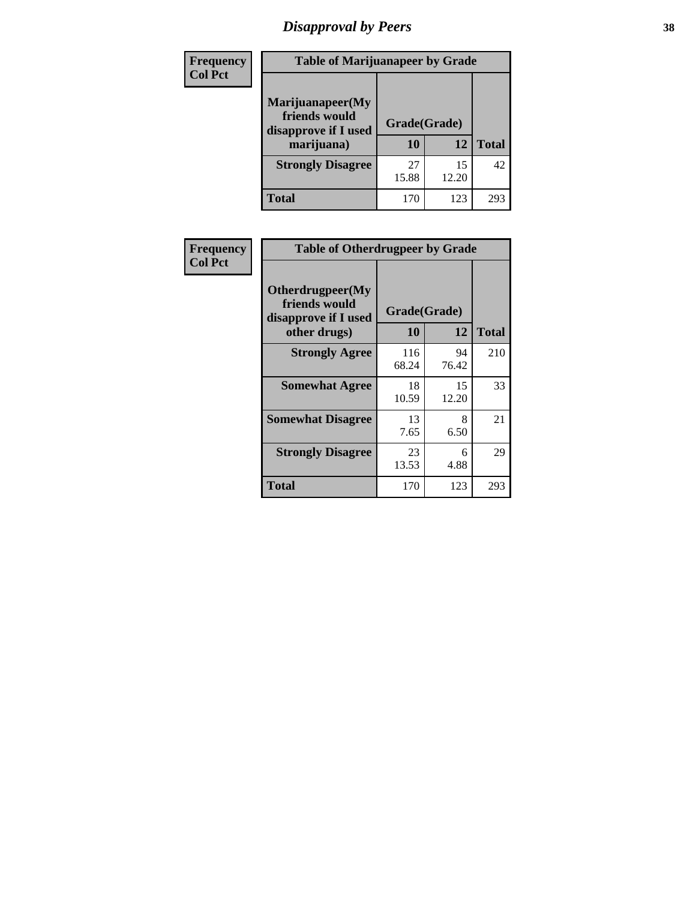## Disapproval by Peers

| Frequency<br>Col Pct | | | |
|---|---|---|---|

**Table of Marijuanapeer by Grade**

| Marijuanapeer(My friends would disapprove if I used marijuana) | Grade(Grade) | | |
|---|---|---|---|
| | 10 | 12 | Total |
| Strongly Disagree | 27<br>15.88 | 15<br>12.20 | 42 |
| Total | 170 | 123 | 293 |

| Frequency<br>Col Pct | | | |
|---|---|---|---|

**Table of Otherdrugpeer by Grade**

| Otherdrugpeer(My friends would disapprove if I used other drugs) | Grade(Grade) | | |
|---|---|---|---|
| | 10 | 12 | Total |
| Strongly Agree | 116<br>68.24 | 94<br>76.42 | 210 |
| Somewhat Agree | 18<br>10.59 | 15<br>12.20 | 33 |
| Somewhat Disagree | 13<br>7.65 | 8<br>6.50 | 21 |
| Strongly Disagree | 23<br>13.53 | 6<br>4.88 | 29 |
| Total | 170 | 123 | 293 |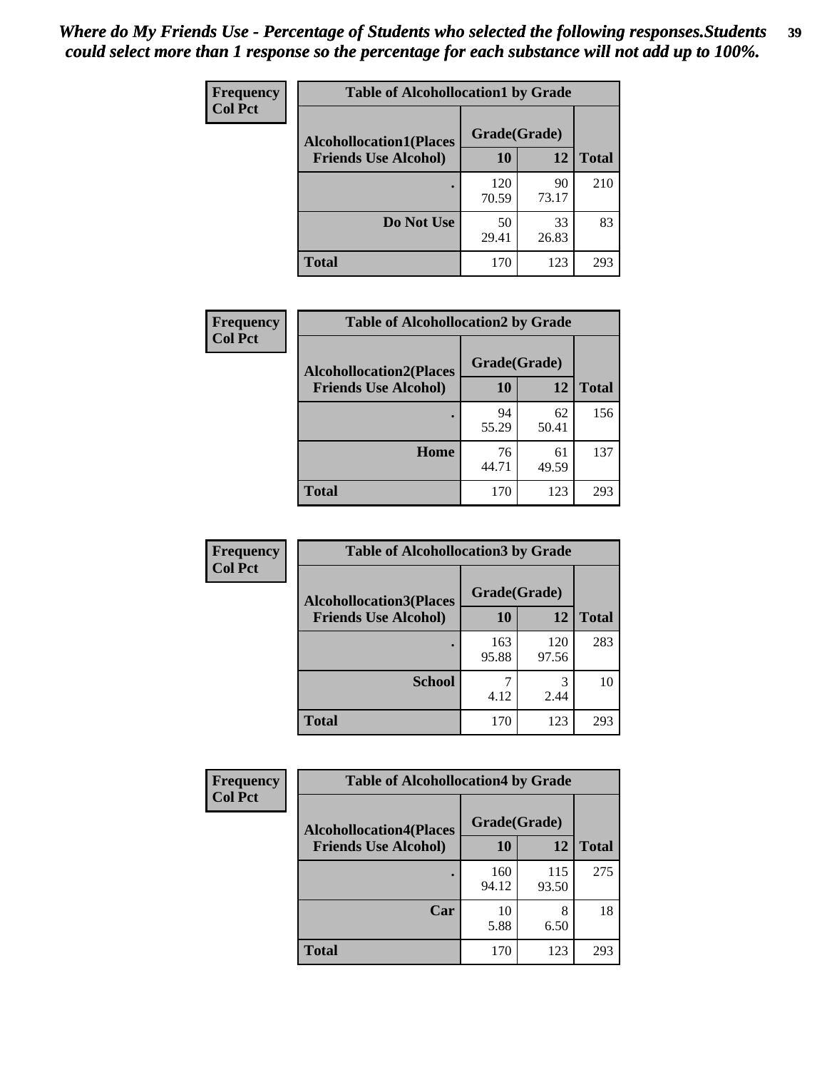*Where do My Friends Use - Percentage of Students who selected the following responses.Students could select more than 1 response so the percentage for each substance will not add up to 100%.*

**Frequency**
**Col Pct**

| Table of Alcohollocation1 by Grade | | | |
|---|---|---|---|
| Alcohollocation1(Places Friends Use Alcohol) | Grade(Grade) | | Total |
| | 10 | 12 | |
| . | 120<br>70.59 | 90<br>73.17 | 210 |
| Do Not Use | 50<br>29.41 | 33<br>26.83 | 83 |
| Total | 170 | 123 | 293 |

**Frequency**
**Col Pct**

| Table of Alcohollocation2 by Grade | | | |
|---|---|---|---|
| Alcohollocation2(Places Friends Use Alcohol) | Grade(Grade) | | Total |
| | 10 | 12 | |
| . | 94<br>55.29 | 62<br>50.41 | 156 |
| Home | 76<br>44.71 | 61<br>49.59 | 137 |
| Total | 170 | 123 | 293 |

**Frequency**
**Col Pct**

| Table of Alcohollocation3 by Grade | | | |
|---|---|---|---|
| Alcohollocation3(Places Friends Use Alcohol) | Grade(Grade) | | Total |
| | 10 | 12 | |
| . | 163<br>95.88 | 120<br>97.56 | 283 |
| School | 7<br>4.12 | 3<br>2.44 | 10 |
| Total | 170 | 123 | 293 |

**Frequency**
**Col Pct**

| Table of Alcohollocation4 by Grade | | | |
|---|---|---|---|
| Alcohollocation4(Places Friends Use Alcohol) | Grade(Grade) | | Total |
| | 10 | 12 | |
| . | 160<br>94.12 | 115<br>93.50 | 275 |
| Car | 10<br>5.88 | 8<br>6.50 | 18 |
| Total | 170 | 123 | 293 |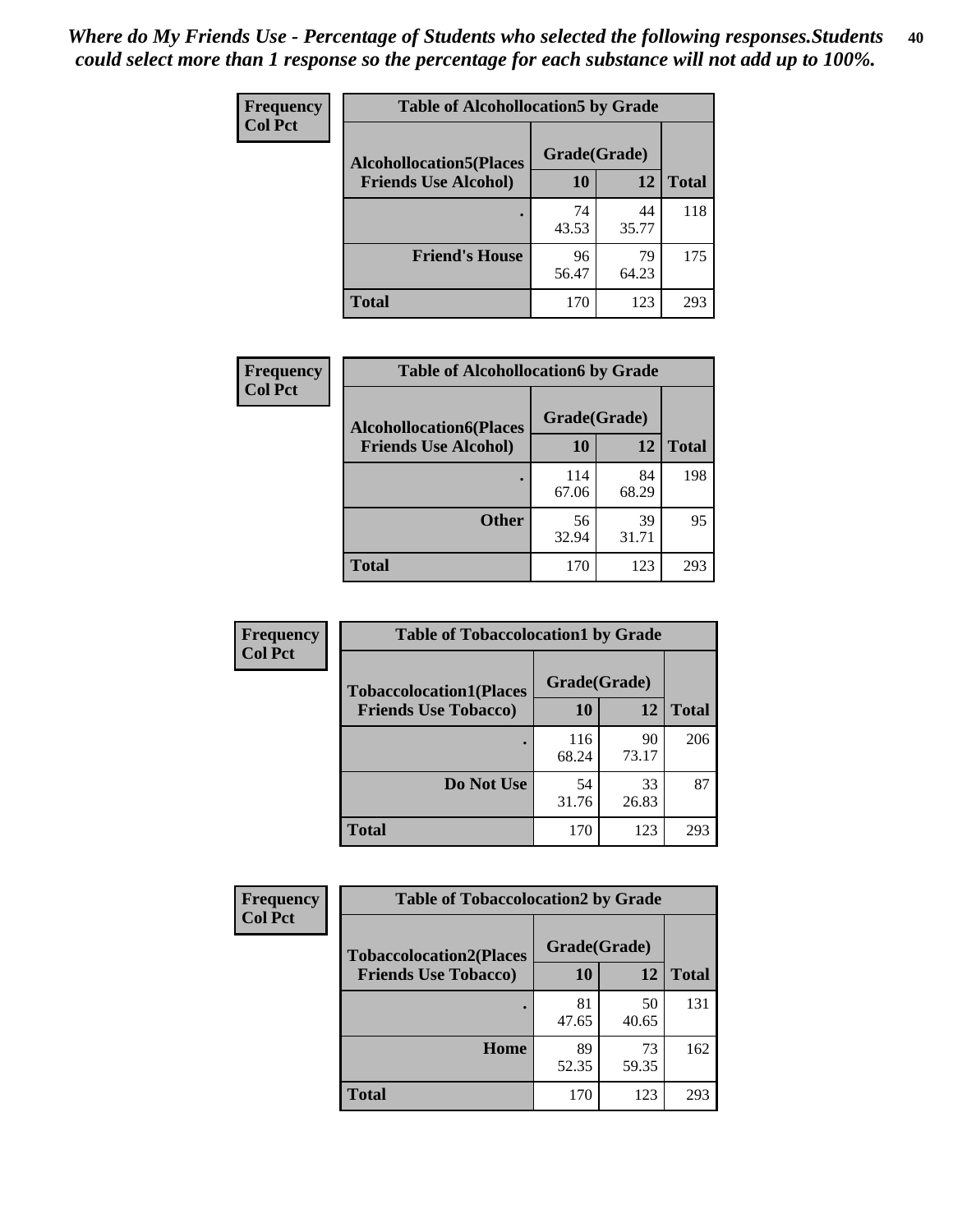*Where do My Friends Use - Percentage of Students who selected the following responses.Students could select more than 1 response so the percentage for each substance will not add up to 100%.*

**Frequency**
**Col Pct**

| Table of Alcohollocation5 by Grade | | | |
|---|---|---|---|
| **Alcohollocation5(Places Friends Use Alcohol)** | **Grade(Grade)** | | **Total** |
| | **10** | **12** | |
| **.** | 74<br>43.53 | 44<br>35.77 | 118 |
| **Friend's House** | 96<br>56.47 | 79<br>64.23 | 175 |
| **Total** | 170 | 123 | 293 |

**Frequency**
**Col Pct**

| Table of Alcohollocation6 by Grade | | | |
|---|---|---|---|
| **Alcohollocation6(Places Friends Use Alcohol)** | **Grade(Grade)** | | **Total** |
| | **10** | **12** | |
| **.** | 114<br>67.06 | 84<br>68.29 | 198 |
| **Other** | 56<br>32.94 | 39<br>31.71 | 95 |
| **Total** | 170 | 123 | 293 |

**Frequency**
**Col Pct**

| Table of Tobaccolocation1 by Grade | | | |
|---|---|---|---|
| **Tobaccolocation1(Places Friends Use Tobacco)** | **Grade(Grade)** | | **Total** |
| | **10** | **12** | |
| **.** | 116<br>68.24 | 90<br>73.17 | 206 |
| **Do Not Use** | 54<br>31.76 | 33<br>26.83 | 87 |
| **Total** | 170 | 123 | 293 |

**Frequency**
**Col Pct**

| Table of Tobaccolocation2 by Grade | | | |
|---|---|---|---|
| **Tobaccolocation2(Places Friends Use Tobacco)** | **Grade(Grade)** | | **Total** |
| | **10** | **12** | |
| **.** | 81<br>47.65 | 50<br>40.65 | 131 |
| **Home** | 89<br>52.35 | 73<br>59.35 | 162 |
| **Total** | 170 | 123 | 293 |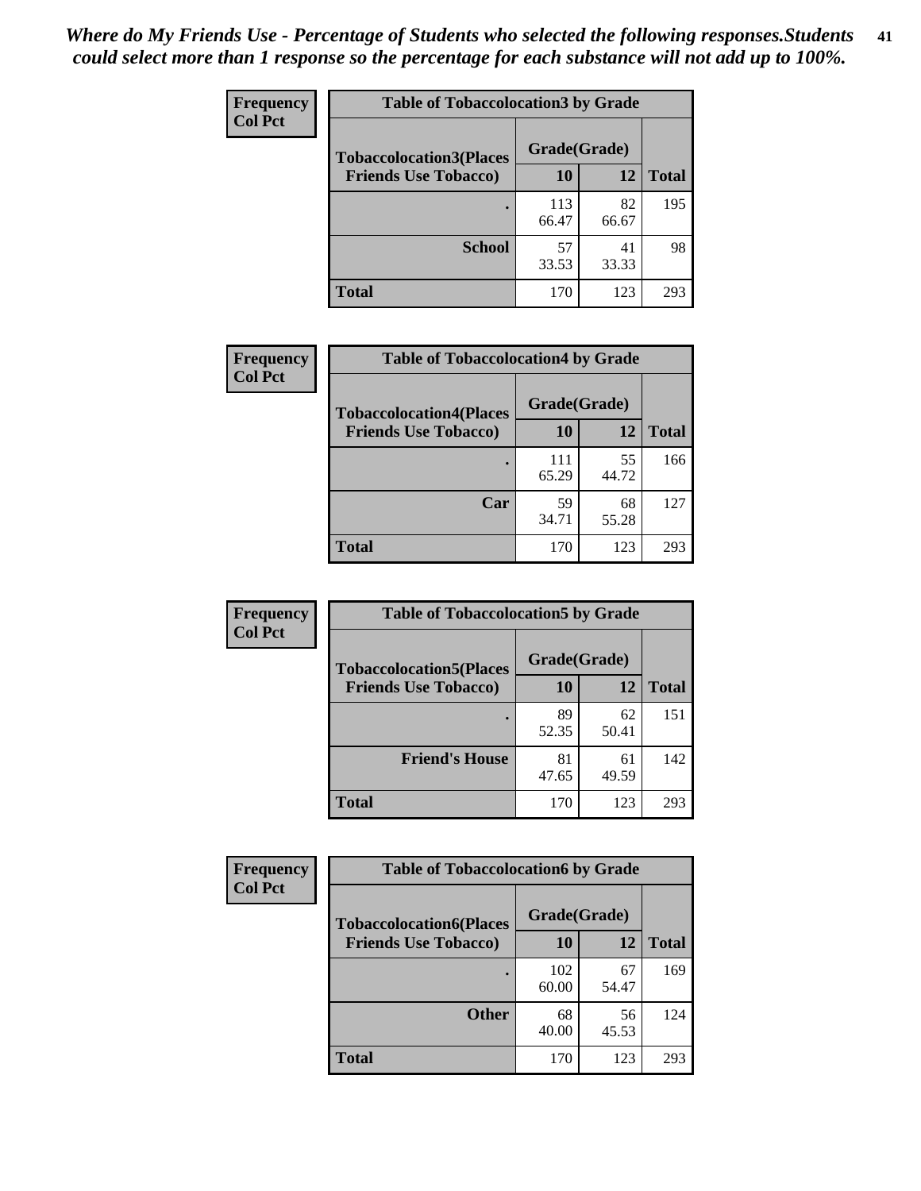*Where do My Friends Use - Percentage of Students who selected the following responses.Students could select more than 1 response so the percentage for each substance will not add up to 100%.*

**Frequency**
**Col Pct**

| Table of Tobaccolocation3 by Grade | | | |
|---|---|---|---|
| **Tobaccolocation3(Places Friends Use Tobacco)** | **Grade(Grade)** | | |
| | **10** | **12** | **Total** |
| **.** | 113<br>66.47 | 82<br>66.67 | 195 |
| **School** | 57<br>33.53 | 41<br>33.33 | 98 |
| **Total** | 170 | 123 | 293 |

**Frequency**
**Col Pct**

| Table of Tobaccolocation4 by Grade | | | |
|---|---|---|---|
| **Tobaccolocation4(Places Friends Use Tobacco)** | **Grade(Grade)** | | |
| | **10** | **12** | **Total** |
| **.** | 111<br>65.29 | 55<br>44.72 | 166 |
| **Car** | 59<br>34.71 | 68<br>55.28 | 127 |
| **Total** | 170 | 123 | 293 |

**Frequency**
**Col Pct**

| Table of Tobaccolocation5 by Grade | | | |
|---|---|---|---|
| **Tobaccolocation5(Places Friends Use Tobacco)** | **Grade(Grade)** | | |
| | **10** | **12** | **Total** |
| **.** | 89<br>52.35 | 62<br>50.41 | 151 |
| **Friend's House** | 81<br>47.65 | 61<br>49.59 | 142 |
| **Total** | 170 | 123 | 293 |

**Frequency**
**Col Pct**

| Table of Tobaccolocation6 by Grade | | | |
|---|---|---|---|
| **Tobaccolocation6(Places Friends Use Tobacco)** | **Grade(Grade)** | | |
| | **10** | **12** | **Total** |
| **.** | 102<br>60.00 | 67<br>54.47 | 169 |
| **Other** | 68<br>40.00 | 56<br>45.53 | 124 |
| **Total** | 170 | 123 | 293 |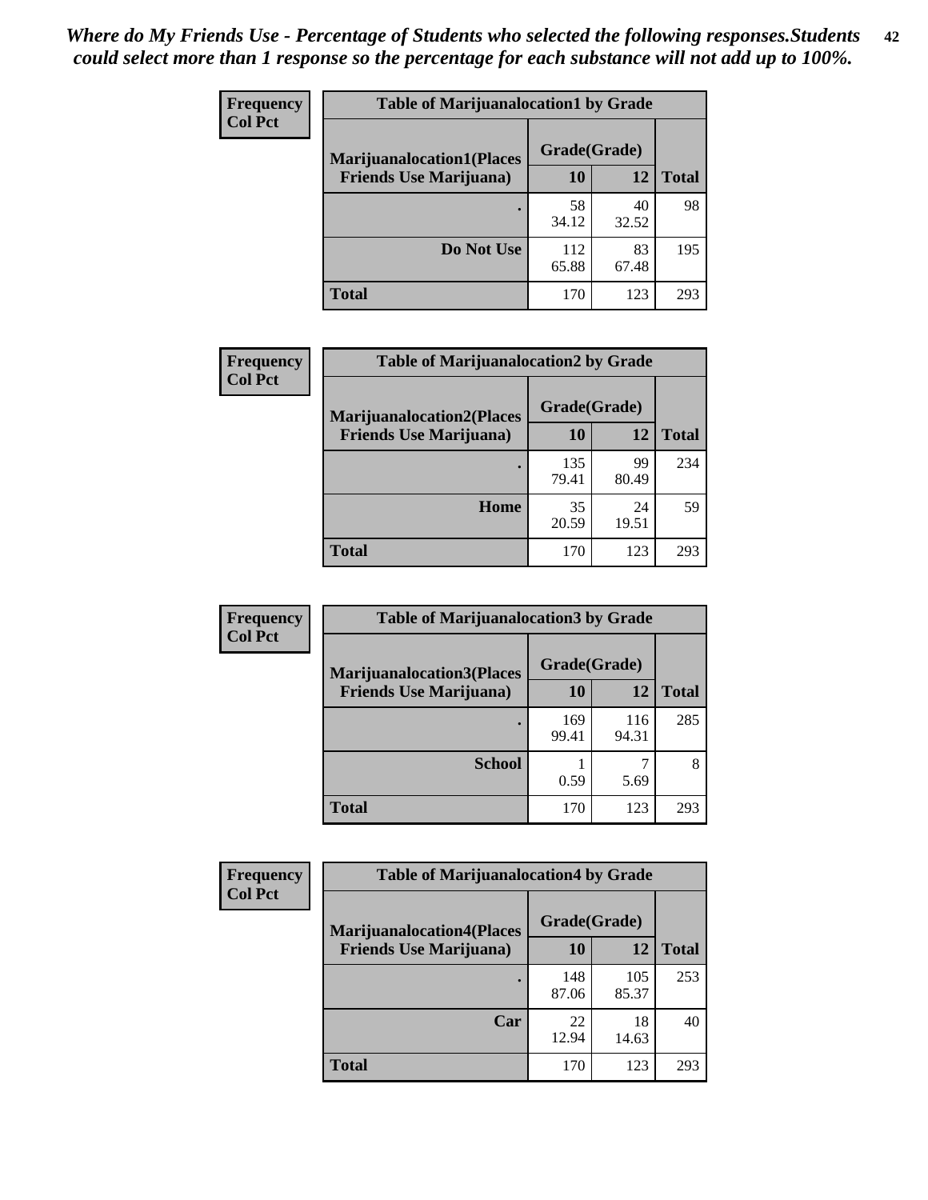*Where do My Friends Use - Percentage of Students who selected the following responses.Students could select more than 1 response so the percentage for each substance will not add up to 100%.*

**Frequency**
**Col Pct**

| Table of Marijuanalocation1 by Grade | | | |
|---|---|---|---|
| **Marijuanalocation1(Places Friends Use Marijuana)** | **Grade(Grade)** | | **Total** |
| | **10** | **12** | |
| **.** | 58<br>34.12 | 40<br>32.52 | 98 |
| **Do Not Use** | 112<br>65.88 | 83<br>67.48 | 195 |
| **Total** | 170 | 123 | 293 |

**Frequency**
**Col Pct**

| Table of Marijuanalocation2 by Grade | | | |
|---|---|---|---|
| **Marijuanalocation2(Places Friends Use Marijuana)** | **Grade(Grade)** | | **Total** |
| | **10** | **12** | |
| **.** | 135<br>79.41 | 99<br>80.49 | 234 |
| **Home** | 35<br>20.59 | 24<br>19.51 | 59 |
| **Total** | 170 | 123 | 293 |

**Frequency**
**Col Pct**

| Table of Marijuanalocation3 by Grade | | | |
|---|---|---|---|
| **Marijuanalocation3(Places Friends Use Marijuana)** | **Grade(Grade)** | | **Total** |
| | **10** | **12** | |
| **.** | 169<br>99.41 | 116<br>94.31 | 285 |
| **School** | 1<br>0.59 | 7<br>5.69 | 8 |
| **Total** | 170 | 123 | 293 |

**Frequency**
**Col Pct**

| Table of Marijuanalocation4 by Grade | | | |
|---|---|---|---|
| **Marijuanalocation4(Places Friends Use Marijuana)** | **Grade(Grade)** | | **Total** |
| | **10** | **12** | |
| **.** | 148<br>87.06 | 105<br>85.37 | 253 |
| **Car** | 22<br>12.94 | 18<br>14.63 | 40 |
| **Total** | 170 | 123 | 293 |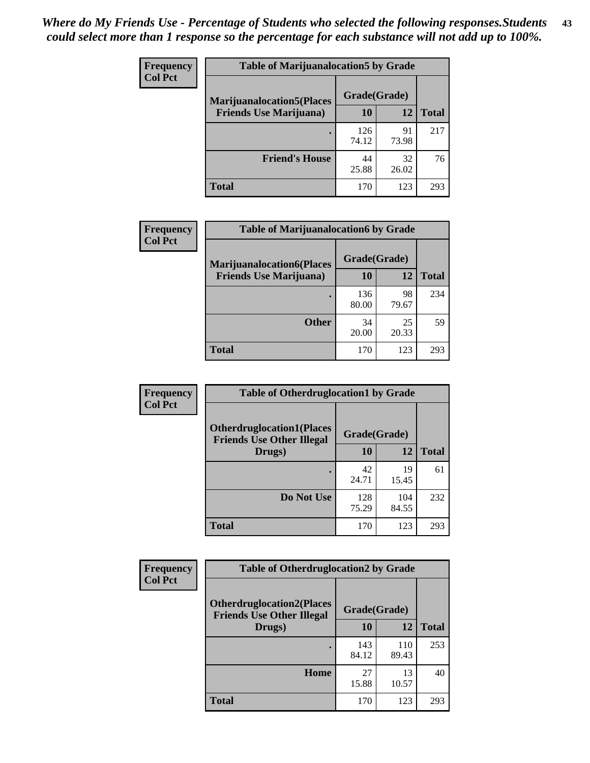*Where do My Friends Use - Percentage of Students who selected the following responses.Students could select more than 1 response so the percentage for each substance will not add up to 100%.*

**Frequency**
**Col Pct**

| Table of Marijuanalocation5 by Grade | | | |
|---|---|---|---|
| **Marijuanalocation5(Places Friends Use Marijuana)** | **Grade(Grade)** | | **Total** |
| | **10** | **12** | |
| **.** | 126<br>74.12 | 91<br>73.98 | 217 |
| **Friend's House** | 44<br>25.88 | 32<br>26.02 | 76 |
| **Total** | 170 | 123 | 293 |

**Frequency**
**Col Pct**

| Table of Marijuanalocation6 by Grade | | | |
|---|---|---|---|
| **Marijuanalocation6(Places Friends Use Marijuana)** | **Grade(Grade)** | | **Total** |
| | **10** | **12** | |
| **.** | 136<br>80.00 | 98<br>79.67 | 234 |
| **Other** | 34<br>20.00 | 25<br>20.33 | 59 |
| **Total** | 170 | 123 | 293 |

**Frequency**
**Col Pct**

| Table of Otherdruglocation1 by Grade | | | |
|---|---|---|---|
| **Otherdruglocation1(Places Friends Use Other Illegal Drugs)** | **Grade(Grade)** | | **Total** |
| | **10** | **12** | |
| **.** | 42<br>24.71 | 19<br>15.45 | 61 |
| **Do Not Use** | 128<br>75.29 | 104<br>84.55 | 232 |
| **Total** | 170 | 123 | 293 |

**Frequency**
**Col Pct**

| Table of Otherdruglocation2 by Grade | | | |
|---|---|---|---|
| **Otherdruglocation2(Places Friends Use Other Illegal Drugs)** | **Grade(Grade)** | | **Total** |
| | **10** | **12** | |
| **.** | 143<br>84.12 | 110<br>89.43 | 253 |
| **Home** | 27<br>15.88 | 13<br>10.57 | 40 |
| **Total** | 170 | 123 | 293 |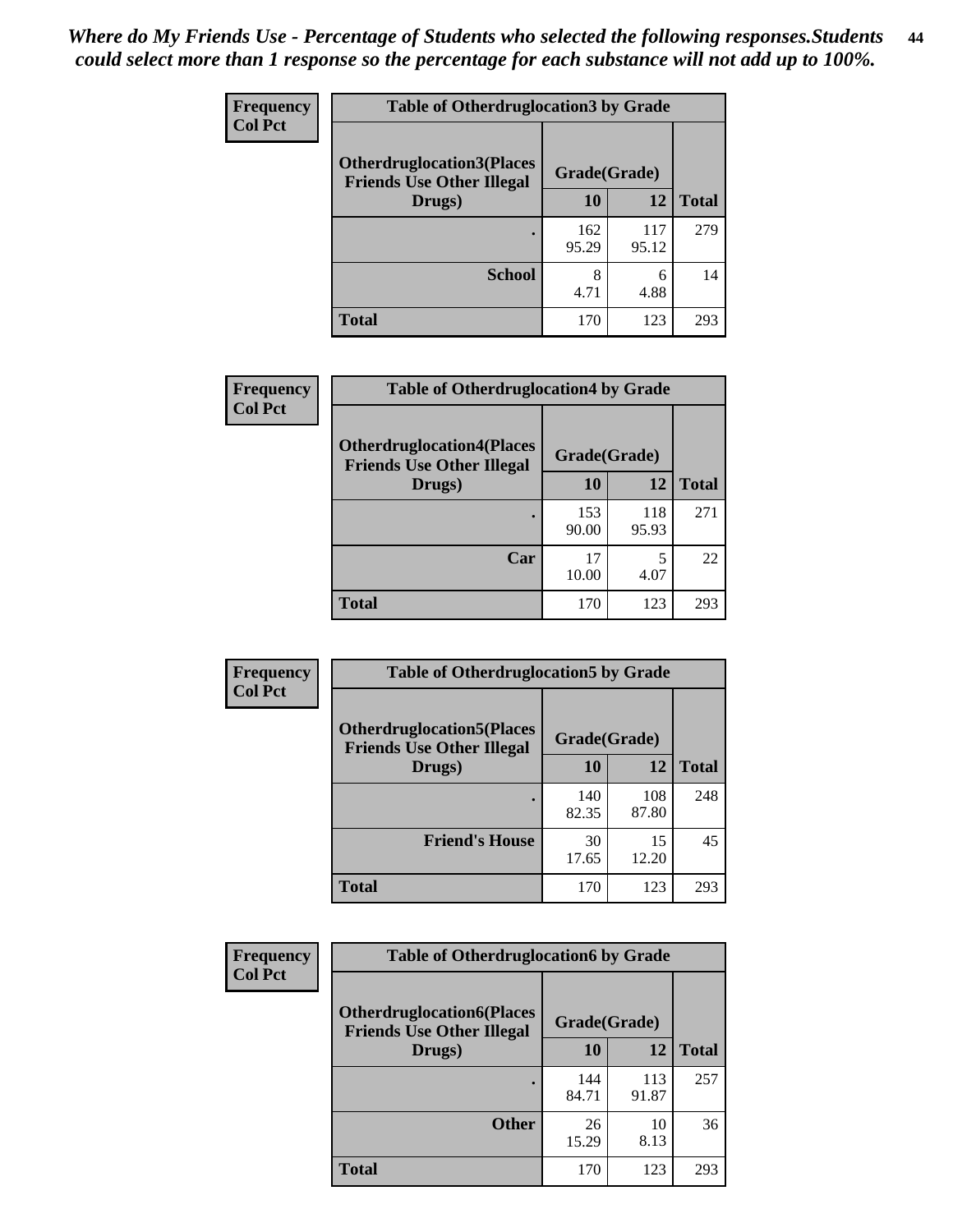*Where do My Friends Use - Percentage of Students who selected the following responses.Students could select more than 1 response so the percentage for each substance will not add up to 100%.*

**Frequency**
**Col Pct**

| Table of Otherdruglocation3 by Grade | | | |
|---|---|---|---|
| **Otherdruglocation3(Places Friends Use Other Illegal Drugs)** | **Grade(Grade)** | | |
| | **10** | **12** | **Total** |
| **.** | 162<br>95.29 | 117<br>95.12 | 279 |
| **School** | 8<br>4.71 | 6<br>4.88 | 14 |
| **Total** | 170 | 123 | 293 |

**Frequency**
**Col Pct**

| Table of Otherdruglocation4 by Grade | | | |
|---|---|---|---|
| **Otherdruglocation4(Places Friends Use Other Illegal Drugs)** | **Grade(Grade)** | | |
| | **10** | **12** | **Total** |
| **.** | 153<br>90.00 | 118<br>95.93 | 271 |
| **Car** | 17<br>10.00 | 5<br>4.07 | 22 |
| **Total** | 170 | 123 | 293 |

**Frequency**
**Col Pct**

| Table of Otherdruglocation5 by Grade | | | |
|---|---|---|---|
| **Otherdruglocation5(Places Friends Use Other Illegal Drugs)** | **Grade(Grade)** | | |
| | **10** | **12** | **Total** |
| **.** | 140<br>82.35 | 108<br>87.80 | 248 |
| **Friend's House** | 30<br>17.65 | 15<br>12.20 | 45 |
| **Total** | 170 | 123 | 293 |

**Frequency**
**Col Pct**

| Table of Otherdruglocation6 by Grade | | | |
|---|---|---|---|
| **Otherdruglocation6(Places Friends Use Other Illegal Drugs)** | **Grade(Grade)** | | |
| | **10** | **12** | **Total** |
| **.** | 144<br>84.71 | 113<br>91.87 | 257 |
| **Other** | 26<br>15.29 | 10<br>8.13 | 36 |
| **Total** | 170 | 123 | 293 |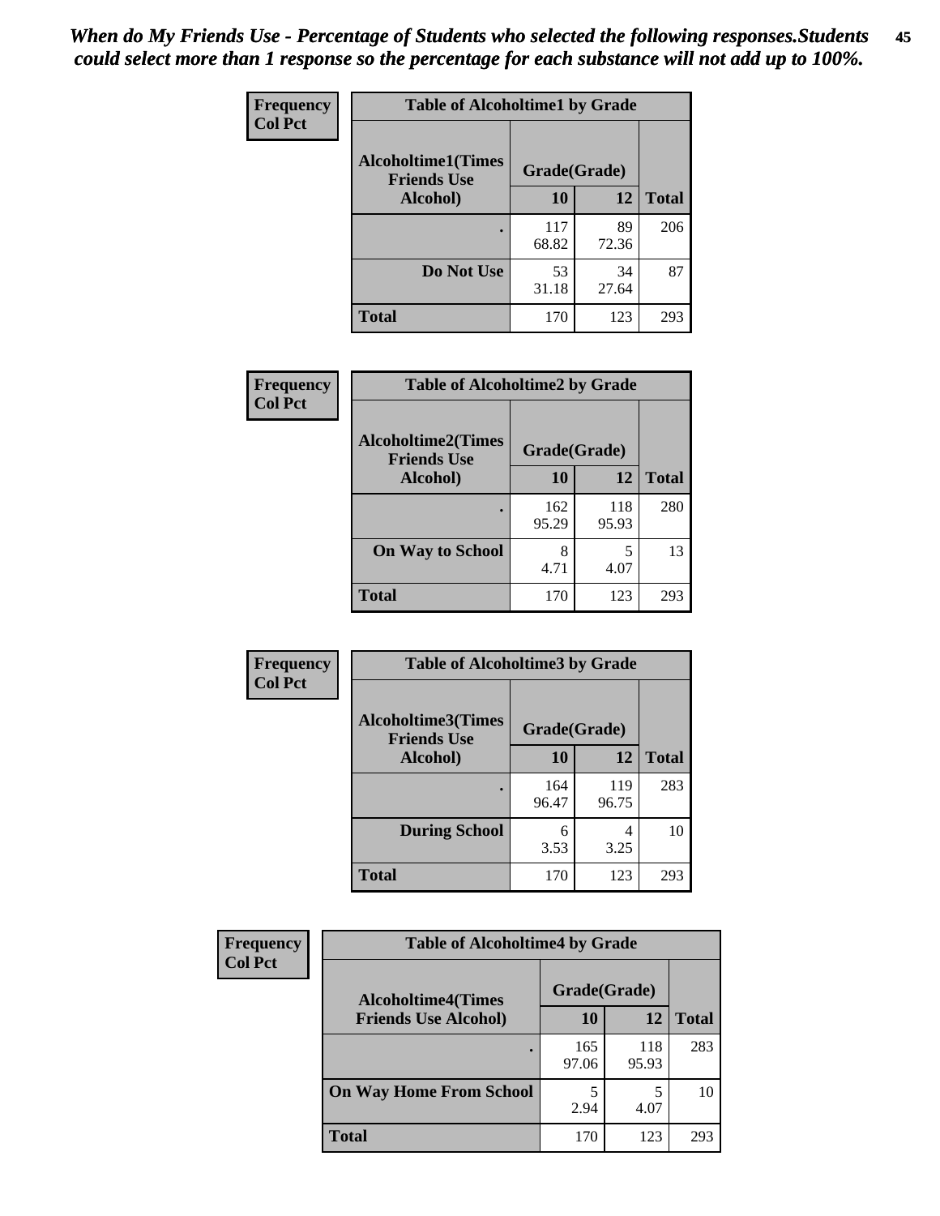*When do My Friends Use - Percentage of Students who selected the following responses.Students could select more than 1 response so the percentage for each substance will not add up to 100%.*

**Frequency**
**Col Pct**

| Table of Alcoholtime1 by Grade | | | |
|---|---|---|---|
| **Alcoholtime1(Times Friends Use Alcohol)** | **Grade(Grade)** | | **Total** |
| | **10** | **12** | |
| **.** | 117<br>68.82 | 89<br>72.36 | 206 |
| **Do Not Use** | 53<br>31.18 | 34<br>27.64 | 87 |
| **Total** | 170 | 123 | 293 |

**Frequency**
**Col Pct**

| Table of Alcoholtime2 by Grade | | | |
|---|---|---|---|
| **Alcoholtime2(Times Friends Use Alcohol)** | **Grade(Grade)** | | **Total** |
| | **10** | **12** | |
| **.** | 162<br>95.29 | 118<br>95.93 | 280 |
| **On Way to School** | 8<br>4.71 | 5<br>4.07 | 13 |
| **Total** | 170 | 123 | 293 |

**Frequency**
**Col Pct**

| Table of Alcoholtime3 by Grade | | | |
|---|---|---|---|
| **Alcoholtime3(Times Friends Use Alcohol)** | **Grade(Grade)** | | **Total** |
| | **10** | **12** | |
| **.** | 164<br>96.47 | 119<br>96.75 | 283 |
| **During School** | 6<br>3.53 | 4<br>3.25 | 10 |
| **Total** | 170 | 123 | 293 |

**Frequency**
**Col Pct**

| Table of Alcoholtime4 by Grade | | | |
|---|---|---|---|
| **Alcoholtime4(Times Friends Use Alcohol)** | **Grade(Grade)** | | **Total** |
| | **10** | **12** | |
| **.** | 165<br>97.06 | 118<br>95.93 | 283 |
| **On Way Home From School** | 5<br>2.94 | 5<br>4.07 | 10 |
| **Total** | 170 | 123 | 293 |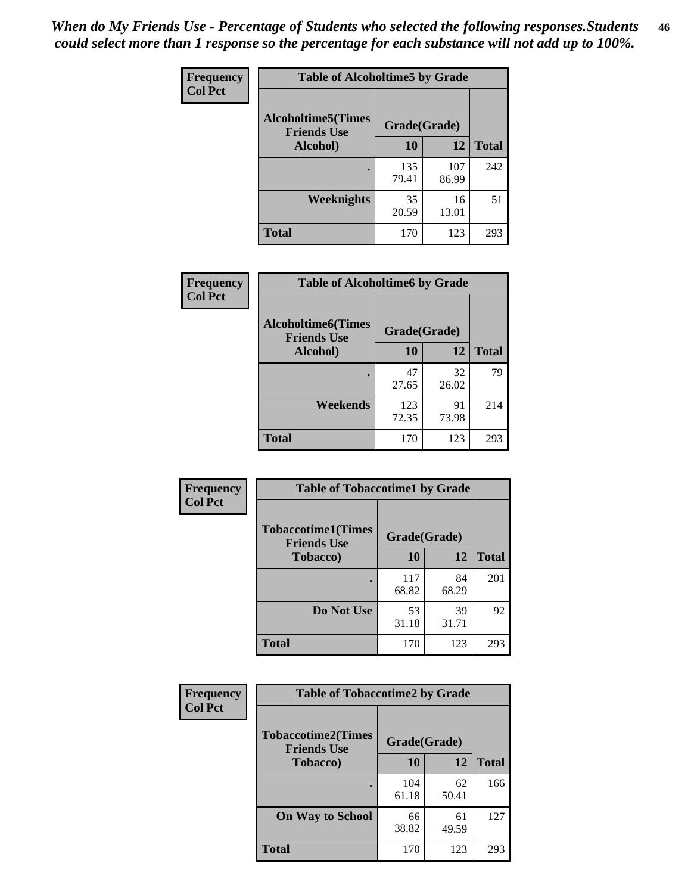*When do My Friends Use - Percentage of Students who selected the following responses.Students could select more than 1 response so the percentage for each substance will not add up to 100%.*

**Frequency**
**Col Pct**

| Table of Alcoholtime5 by Grade | | | |
|---|---|---|---|
| **Alcoholtime5(Times Friends Use Alcohol)** | **Grade(Grade)** | | **Total** |
| | **10** | **12** | |
| **.** | 135<br>79.41 | 107<br>86.99 | 242 |
| **Weeknights** | 35<br>20.59 | 16<br>13.01 | 51 |
| **Total** | 170 | 123 | 293 |

**Frequency**
**Col Pct**

| Table of Alcoholtime6 by Grade | | | |
|---|---|---|---|
| **Alcoholtime6(Times Friends Use Alcohol)** | **Grade(Grade)** | | **Total** |
| | **10** | **12** | |
| **.** | 47<br>27.65 | 32<br>26.02 | 79 |
| **Weekends** | 123<br>72.35 | 91<br>73.98 | 214 |
| **Total** | 170 | 123 | 293 |

**Frequency**
**Col Pct**

| Table of Tobaccotime1 by Grade | | | |
|---|---|---|---|
| **Tobaccotime1(Times Friends Use Tobacco)** | **Grade(Grade)** | | **Total** |
| | **10** | **12** | |
| **.** | 117<br>68.82 | 84<br>68.29 | 201 |
| **Do Not Use** | 53<br>31.18 | 39<br>31.71 | 92 |
| **Total** | 170 | 123 | 293 |

**Frequency**
**Col Pct**

| Table of Tobaccotime2 by Grade | | | |
|---|---|---|---|
| **Tobaccotime2(Times Friends Use Tobacco)** | **Grade(Grade)** | | **Total** |
| | **10** | **12** | |
| **.** | 104<br>61.18 | 62<br>50.41 | 166 |
| **On Way to School** | 66<br>38.82 | 61<br>49.59 | 127 |
| **Total** | 170 | 123 | 293 |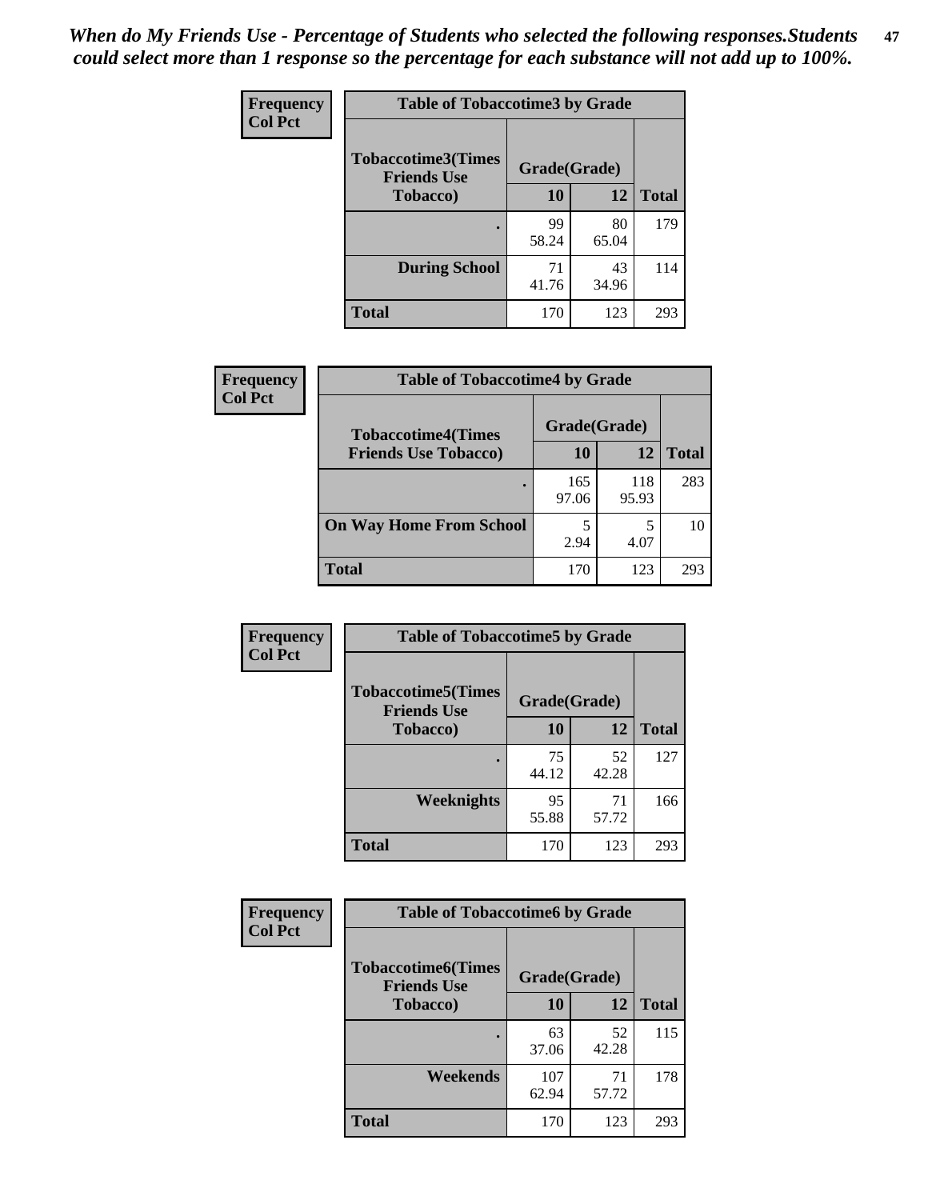*When do My Friends Use - Percentage of Students who selected the following responses.Students could select more than 1 response so the percentage for each substance will not add up to 100%.*

**Frequency**
**Col Pct**

| Table of Tobaccotime3 by Grade | | | |
|---|---|---|---|
| **Tobaccotime3(Times Friends Use Tobacco)** | **Grade(Grade)** | | **Total** |
| | **10** | **12** | |
| **.** | 99<br>58.24 | 80<br>65.04 | 179 |
| **During School** | 71<br>41.76 | 43<br>34.96 | 114 |
| **Total** | 170 | 123 | 293 |

**Frequency**
**Col Pct**

| Table of Tobaccotime4 by Grade | | | |
|---|---|---|---|
| **Tobaccotime4(Times Friends Use Tobacco)** | **Grade(Grade)** | | **Total** |
| | **10** | **12** | |
| **.** | 165<br>97.06 | 118<br>95.93 | 283 |
| **On Way Home From School** | 5<br>2.94 | 5<br>4.07 | 10 |
| **Total** | 170 | 123 | 293 |

**Frequency**
**Col Pct**

| Table of Tobaccotime5 by Grade | | | |
|---|---|---|---|
| **Tobaccotime5(Times Friends Use Tobacco)** | **Grade(Grade)** | | **Total** |
| | **10** | **12** | |
| **.** | 75<br>44.12 | 52<br>42.28 | 127 |
| **Weeknights** | 95<br>55.88 | 71<br>57.72 | 166 |
| **Total** | 170 | 123 | 293 |

**Frequency**
**Col Pct**

| Table of Tobaccotime6 by Grade | | | |
|---|---|---|---|
| **Tobaccotime6(Times Friends Use Tobacco)** | **Grade(Grade)** | | **Total** |
| | **10** | **12** | |
| **.** | 63<br>37.06 | 52<br>42.28 | 115 |
| **Weekends** | 107<br>62.94 | 71<br>57.72 | 178 |
| **Total** | 170 | 123 | 293 |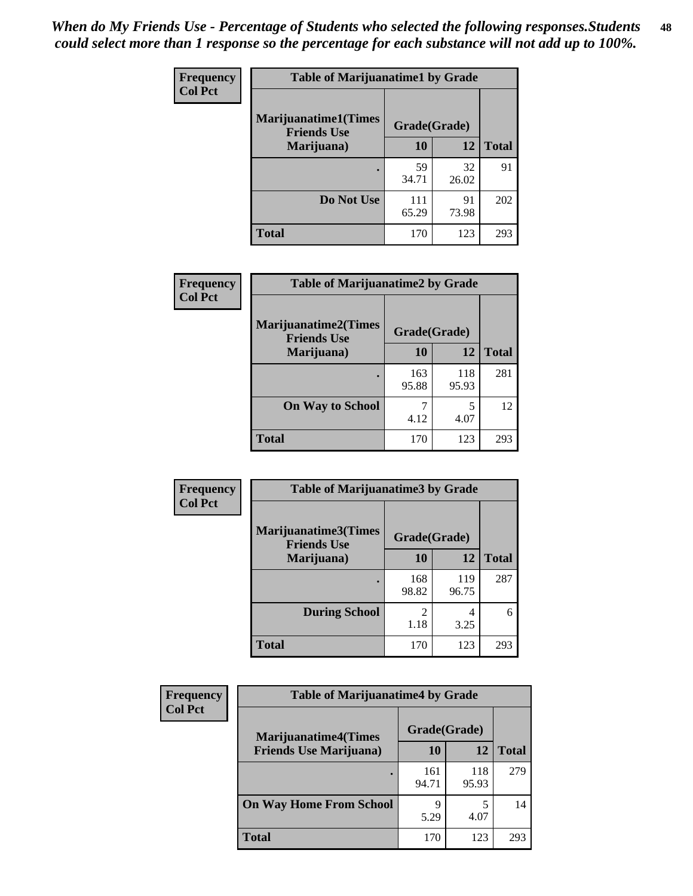*When do My Friends Use - Percentage of Students who selected the following responses.Students could select more than 1 response so the percentage for each substance will not add up to 100%.*

**Frequency**
**Col Pct**

| Table of Marijuanatime1 by Grade | | | |
|---|---|---|---|
| **Marijuanatime1(Times Friends Use Marijuana)** | **Grade(Grade)** | | |
| | **10** | **12** | **Total** |
| . | 59<br>34.71 | 32<br>26.02 | 91 |
| **Do Not Use** | 111<br>65.29 | 91<br>73.98 | 202 |
| **Total** | 170 | 123 | 293 |

**Frequency**
**Col Pct**

| Table of Marijuanatime2 by Grade | | | |
|---|---|---|---|
| **Marijuanatime2(Times Friends Use Marijuana)** | **Grade(Grade)** | | |
| | **10** | **12** | **Total** |
| . | 163<br>95.88 | 118<br>95.93 | 281 |
| **On Way to School** | 7<br>4.12 | 5<br>4.07 | 12 |
| **Total** | 170 | 123 | 293 |

**Frequency**
**Col Pct**

| Table of Marijuanatime3 by Grade | | | |
|---|---|---|---|
| **Marijuanatime3(Times Friends Use Marijuana)** | **Grade(Grade)** | | |
| | **10** | **12** | **Total** |
| . | 168<br>98.82 | 119<br>96.75 | 287 |
| **During School** | 2<br>1.18 | 4<br>3.25 | 6 |
| **Total** | 170 | 123 | 293 |

**Frequency**
**Col Pct**

| Table of Marijuanatime4 by Grade | | | |
|---|---|---|---|
| **Marijuanatime4(Times Friends Use Marijuana)** | **Grade(Grade)** | | |
| | **10** | **12** | **Total** |
| . | 161<br>94.71 | 118<br>95.93 | 279 |
| **On Way Home From School** | 9<br>5.29 | 5<br>4.07 | 14 |
| **Total** | 170 | 123 | 293 |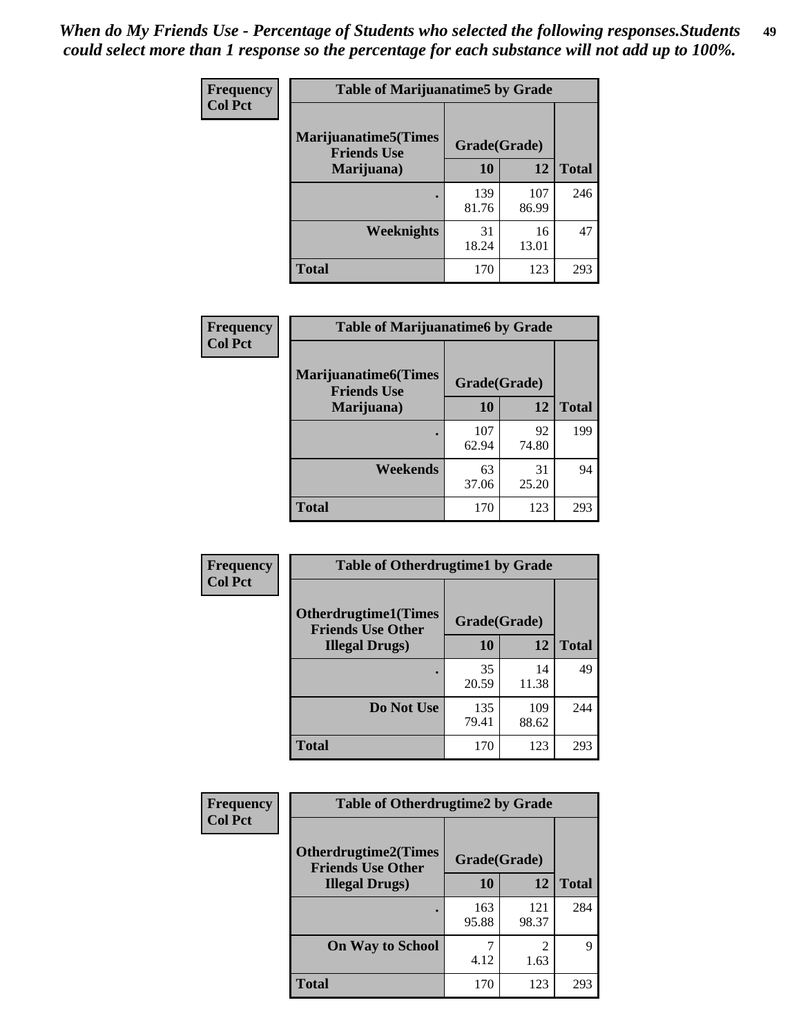*When do My Friends Use - Percentage of Students who selected the following responses.Students could select more than 1 response so the percentage for each substance will not add up to 100%.*

**Frequency**
**Col Pct**

| Table of Marijuanatime5 by Grade | | | |
|---|---|---|---|
| **Marijuanatime5(Times Friends Use Marijuana)** | **Grade(Grade)** | | |
| | **10** | **12** | **Total** |
| **.** | 139<br>81.76 | 107<br>86.99 | 246 |
| **Weeknights** | 31<br>18.24 | 16<br>13.01 | 47 |
| **Total** | 170 | 123 | 293 |

**Frequency**
**Col Pct**

| Table of Marijuanatime6 by Grade | | | |
|---|---|---|---|
| **Marijuanatime6(Times Friends Use Marijuana)** | **Grade(Grade)** | | |
| | **10** | **12** | **Total** |
| **.** | 107<br>62.94 | 92<br>74.80 | 199 |
| **Weekends** | 63<br>37.06 | 31<br>25.20 | 94 |
| **Total** | 170 | 123 | 293 |

**Frequency**
**Col Pct**

| Table of Otherdrugtime1 by Grade | | | |
|---|---|---|---|
| **Otherdrugtime1(Times Friends Use Other Illegal Drugs)** | **Grade(Grade)** | | |
| | **10** | **12** | **Total** |
| **.** | 35<br>20.59 | 14<br>11.38 | 49 |
| **Do Not Use** | 135<br>79.41 | 109<br>88.62 | 244 |
| **Total** | 170 | 123 | 293 |

**Frequency**
**Col Pct**

| Table of Otherdrugtime2 by Grade | | | |
|---|---|---|---|
| **Otherdrugtime2(Times Friends Use Other Illegal Drugs)** | **Grade(Grade)** | | |
| | **10** | **12** | **Total** |
| **.** | 163<br>95.88 | 121<br>98.37 | 284 |
| **On Way to School** | 7<br>4.12 | 2<br>1.63 | 9 |
| **Total** | 170 | 123 | 293 |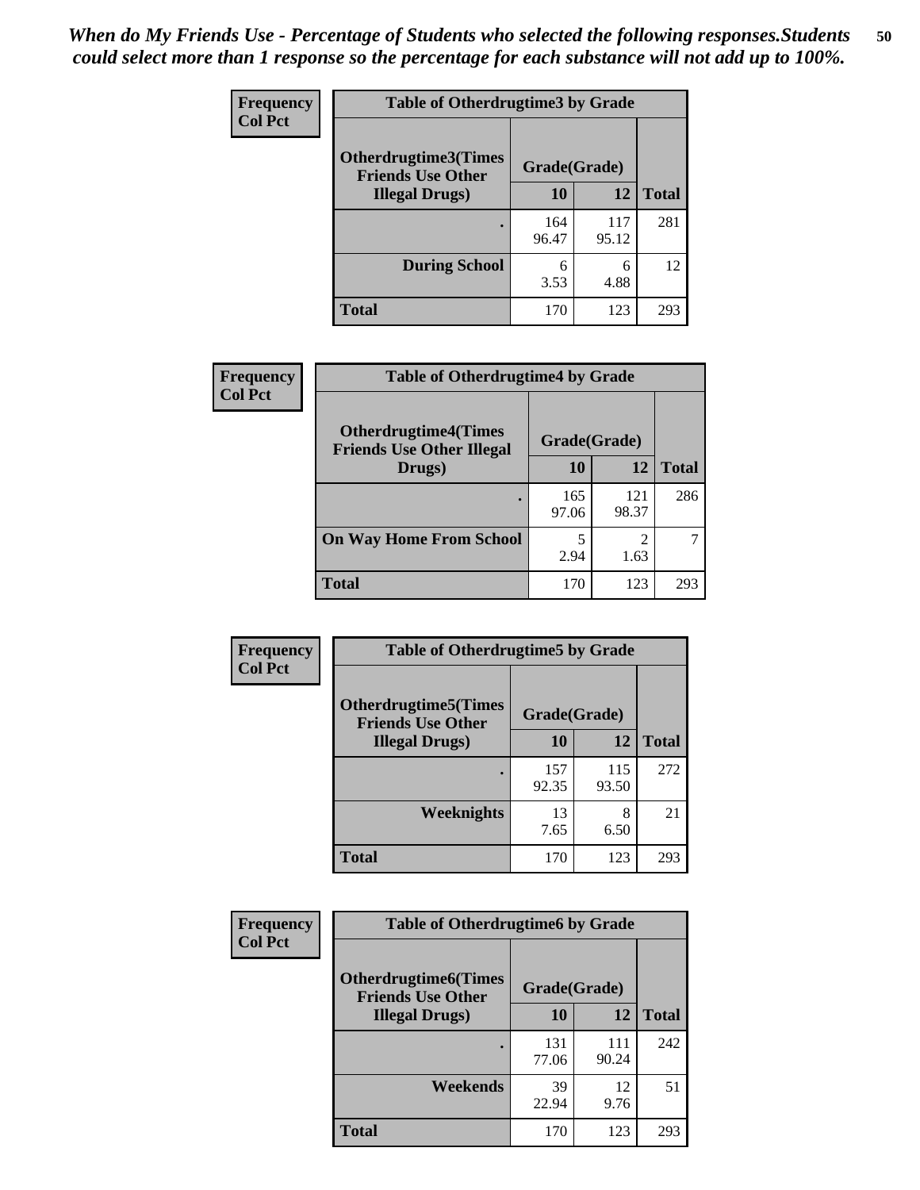*When do My Friends Use - Percentage of Students who selected the following responses.Students could select more than 1 response so the percentage for each substance will not add up to 100%.*

**Frequency**
**Col Pct**

| Table of Otherdrugtime3 by Grade | | | |
|---|---|---|---|
| Otherdrugtime3(Times Friends Use Other Illegal Drugs) | Grade(Grade) | | Total |
| | 10 | 12 | |
| . | 164<br>96.47 | 117<br>95.12 | 281 |
| During School | 6<br>3.53 | 6<br>4.88 | 12 |
| Total | 170 | 123 | 293 |

**Frequency**
**Col Pct**

| Table of Otherdrugtime4 by Grade | | | |
|---|---|---|---|
| Otherdrugtime4(Times Friends Use Other Illegal Drugs) | Grade(Grade) | | Total |
| | 10 | 12 | |
| . | 165<br>97.06 | 121<br>98.37 | 286 |
| On Way Home From School | 5<br>2.94 | 2<br>1.63 | 7 |
| Total | 170 | 123 | 293 |

**Frequency**
**Col Pct**

| Table of Otherdrugtime5 by Grade | | | |
|---|---|---|---|
| Otherdrugtime5(Times Friends Use Other Illegal Drugs) | Grade(Grade) | | Total |
| | 10 | 12 | |
| . | 157<br>92.35 | 115<br>93.50 | 272 |
| Weeknights | 13<br>7.65 | 8<br>6.50 | 21 |
| Total | 170 | 123 | 293 |

**Frequency**
**Col Pct**

| Table of Otherdrugtime6 by Grade | | | |
|---|---|---|---|
| Otherdrugtime6(Times Friends Use Other Illegal Drugs) | Grade(Grade) | | Total |
| | 10 | 12 | |
| . | 131<br>77.06 | 111<br>90.24 | 242 |
| Weekends | 39<br>22.94 | 12<br>9.76 | 51 |
| Total | 170 | 123 | 293 |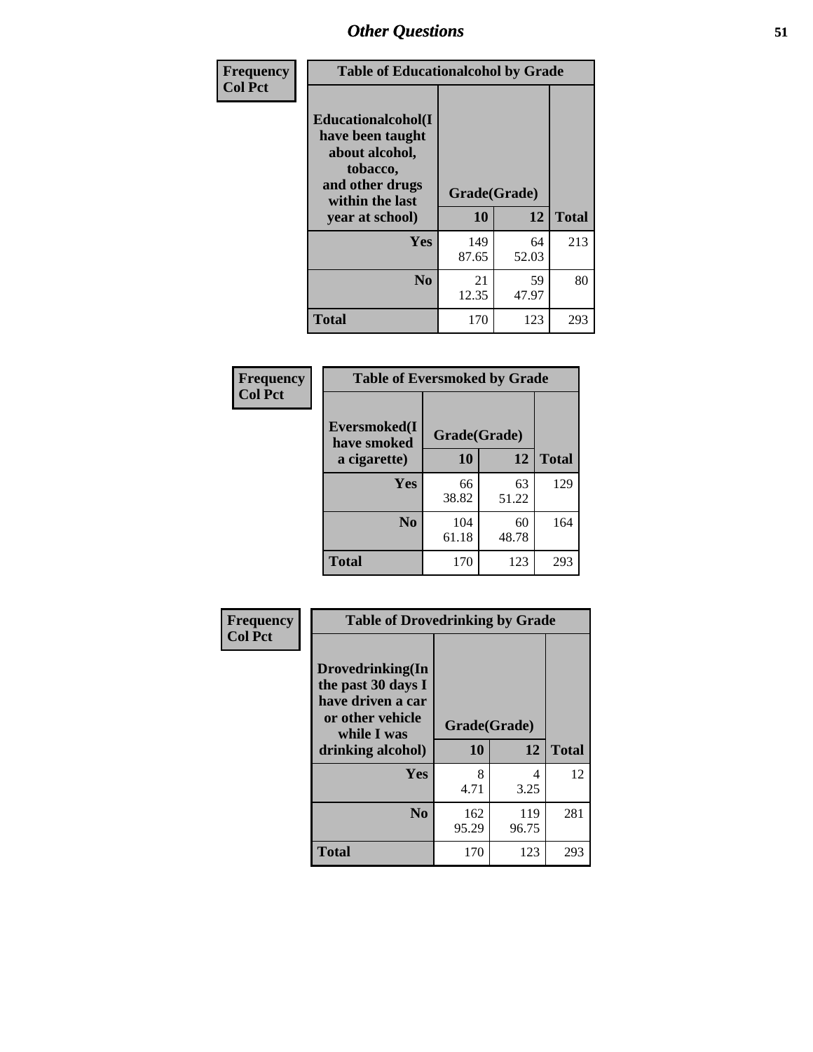| Frequency Col Pct | Table of Educationalalcohol by Grade | | |
|---|---|---|---|
| Educationalalcohol(I have been taught about alcohol, tobacco, and other drugs within the last year at school) | Grade(Grade) | | |
| | 10 | 12 | Total |
| Yes | 149<br>87.65 | 64<br>52.03 | 213 |
| No | 21<br>12.35 | 59<br>47.97 | 80 |
| Total | 170 | 123 | 293 |

| Frequency Col Pct | Table of Eversmoked by Grade | | |
|---|---|---|---|
| Eversmoked(I have smoked a cigarette) | Grade(Grade) | | |
| | 10 | 12 | Total |
| Yes | 66<br>38.82 | 63<br>51.22 | 129 |
| No | 104<br>61.18 | 60<br>48.78 | 164 |
| Total | 170 | 123 | 293 |

| Frequency Col Pct | Table of Drovedrinking by Grade | | |
|---|---|---|---|
| Drovedrinking(In the past 30 days I have driven a car or other vehicle while I was drinking alcohol) | Grade(Grade) | | |
| | 10 | 12 | Total |
| Yes | 8<br>4.71 | 4<br>3.25 | 12 |
| No | 162<br>95.29 | 119<br>96.75 | 281 |
| Total | 170 | 123 | 293 |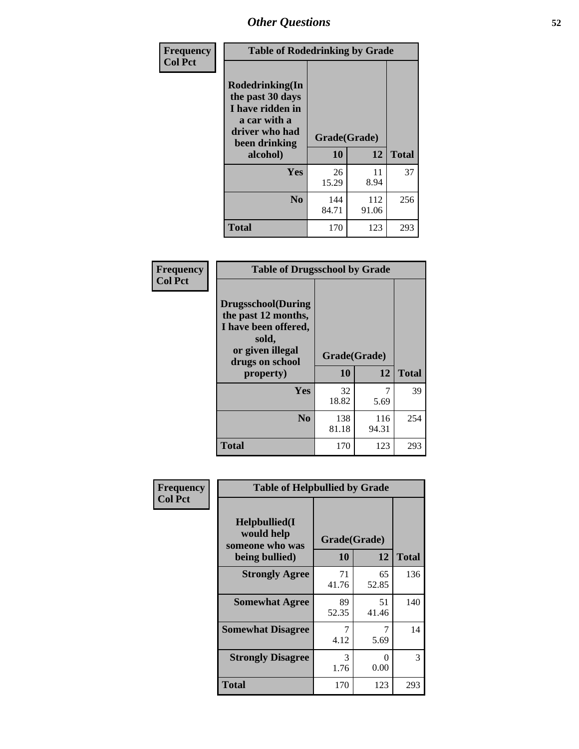# Other Questions

**Frequency**
**Col Pct**

| Table of Rodedrinking by Grade | | | |
|---|---|---|---|
| **Rodedrinking(In the past 30 days I have ridden in a car with a driver who had been drinking alcohol)** | **Grade(Grade)** | | |
| | **10** | **12** | **Total** |
| **Yes** | 26<br>15.29 | 11<br>8.94 | 37 |
| **No** | 144<br>84.71 | 112<br>91.06 | 256 |
| **Total** | 170 | 123 | 293 |

**Frequency**
**Col Pct**

| Table of Drugsschool by Grade | | | |
|---|---|---|---|
| **Drugsschool(During the past 12 months, I have been offered, sold, or given illegal drugs on school property)** | **Grade(Grade)** | | |
| | **10** | **12** | **Total** |
| **Yes** | 32<br>18.82 | 7<br>5.69 | 39 |
| **No** | 138<br>81.18 | 116<br>94.31 | 254 |
| **Total** | 170 | 123 | 293 |

**Frequency**
**Col Pct**

| Table of Helpbullied by Grade | | | |
|---|---|---|---|
| **Helpbullied(I would help someone who was being bullied)** | **Grade(Grade)** | | |
| | **10** | **12** | **Total** |
| **Strongly Agree** | 71<br>41.76 | 65<br>52.85 | 136 |
| **Somewhat Agree** | 89<br>52.35 | 51<br>41.46 | 140 |
| **Somewhat Disagree** | 7<br>4.12 | 7<br>5.69 | 14 |
| **Strongly Disagree** | 3<br>1.76 | 0<br>0.00 | 3 |
| **Total** | 170 | 123 | 293 |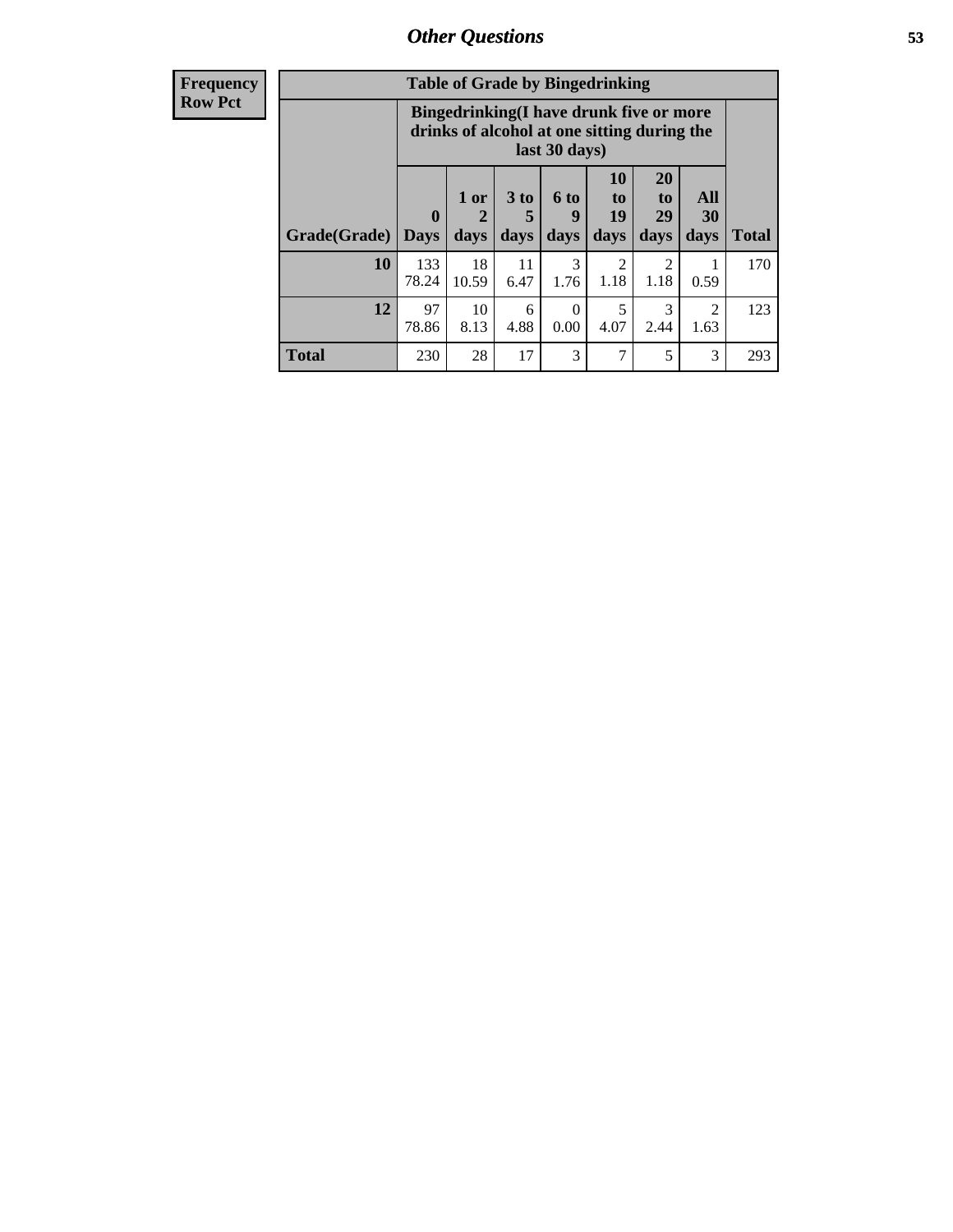## Other Questions

| Frequency<br>Row Pct |
|---|

**Table of Grade by Bingedrinking**

| | Bingedrinking(I have drunk five or more drinks of alcohol at one sitting during the last 30 days) | | | | | | | |
|---|---|---|---|---|---|---|---|---|
| Grade(Grade) | 0 Days | 1 or 2 days | 3 to 5 days | 6 to 9 days | 10 to 19 days | 20 to 29 days | All 30 days | Total |
| **10** | 133<br>78.24 | 18<br>10.59 | 11<br>6.47 | 3<br>1.76 | 2<br>1.18 | 2<br>1.18 | 1<br>0.59 | 170 |
| **12** | 97<br>78.86 | 10<br>8.13 | 6<br>4.88 | 0<br>0.00 | 5<br>4.07 | 3<br>2.44 | 2<br>1.63 | 123 |
| **Total** | 230 | 28 | 17 | 3 | 7 | 5 | 3 | 293 |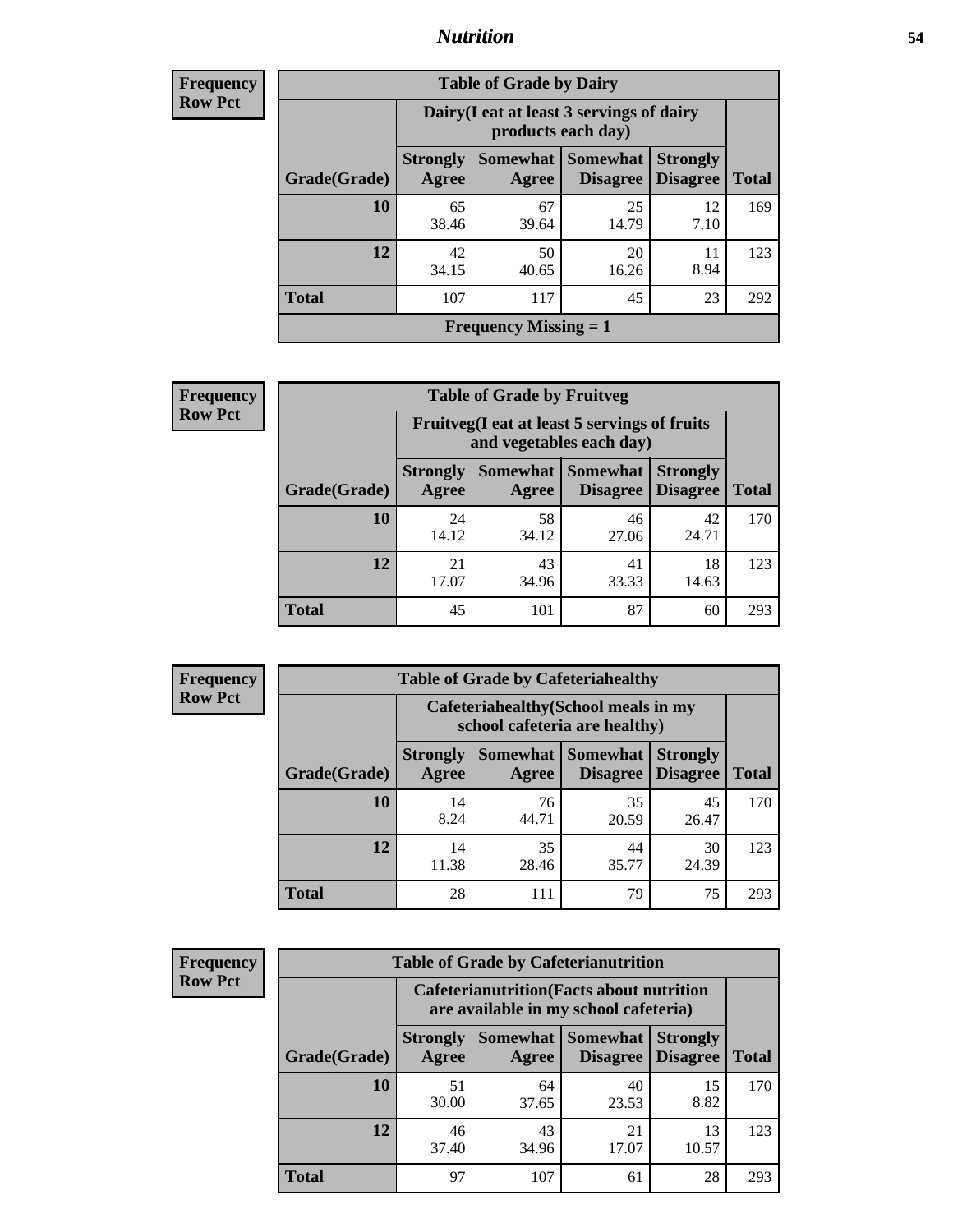## Nutrition

**Frequency Row Pct**

| Table of Grade by Dairy | | | | | |
|---|---|---|---|---|---|
| | Dairy(I eat at least 3 servings of dairy products each day) | | | | |
| Grade(Grade) | Strongly Agree | Somewhat Agree | Somewhat Disagree | Strongly Disagree | Total |
| 10 | 65<br>38.46 | 67<br>39.64 | 25<br>14.79 | 12<br>7.10 | 169 |
| 12 | 42<br>34.15 | 50<br>40.65 | 20<br>16.26 | 11<br>8.94 | 123 |
| Total | 107 | 117 | 45 | 23 | 292 |
| Frequency Missing = 1 | | | | | |

**Frequency Row Pct**

| Table of Grade by Fruitveg | | | | | |
|---|---|---|---|---|---|
| | Fruitveg(I eat at least 5 servings of fruits and vegetables each day) | | | | |
| Grade(Grade) | Strongly Agree | Somewhat Agree | Somewhat Disagree | Strongly Disagree | Total |
| 10 | 24<br>14.12 | 58<br>34.12 | 46<br>27.06 | 42<br>24.71 | 170 |
| 12 | 21<br>17.07 | 43<br>34.96 | 41<br>33.33 | 18<br>14.63 | 123 |
| Total | 45 | 101 | 87 | 60 | 293 |

**Frequency Row Pct**

| Table of Grade by Cafeteriahealthy | | | | | |
|---|---|---|---|---|---|
| | Cafeteriahealthy(School meals in my school cafeteria are healthy) | | | | |
| Grade(Grade) | Strongly Agree | Somewhat Agree | Somewhat Disagree | Strongly Disagree | Total |
| 10 | 14<br>8.24 | 76<br>44.71 | 35<br>20.59 | 45<br>26.47 | 170 |
| 12 | 14<br>11.38 | 35<br>28.46 | 44<br>35.77 | 30<br>24.39 | 123 |
| Total | 28 | 111 | 79 | 75 | 293 |

**Frequency Row Pct**

| Table of Grade by Cafeterianutrition | | | | | |
|---|---|---|---|---|---|
| | Cafeterianutrition(Facts about nutrition are available in my school cafeteria) | | | | |
| Grade(Grade) | Strongly Agree | Somewhat Agree | Somewhat Disagree | Strongly Disagree | Total |
| 10 | 51<br>30.00 | 64<br>37.65 | 40<br>23.53 | 15<br>8.82 | 170 |
| 12 | 46<br>37.40 | 43<br>34.96 | 21<br>17.07 | 13<br>10.57 | 123 |
| Total | 97 | 107 | 61 | 28 | 293 |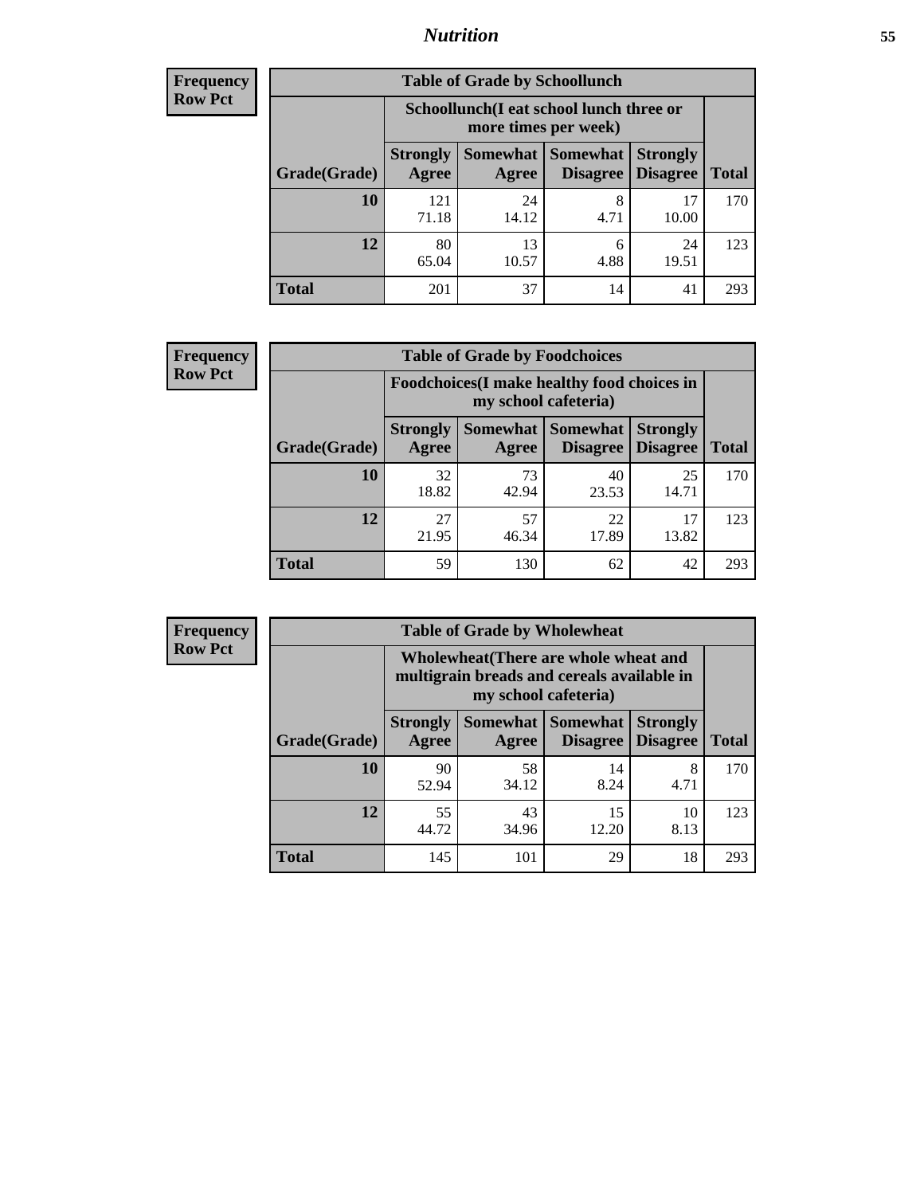| Frequency Row Pct | | | | | |
|---|---|---|---|---|---|

**Table of Grade by Schoollunch**

| | Schoollunch(I eat school lunch three or more times per week) | | | | |
|---|---|---|---|---|---|
| Grade(Grade) | Strongly Agree | Somewhat Agree | Somewhat Disagree | Strongly Disagree | Total |
| 10 | 121<br>71.18 | 24<br>14.12 | 8<br>4.71 | 17<br>10.00 | 170 |
| 12 | 80<br>65.04 | 13<br>10.57 | 6<br>4.88 | 24<br>19.51 | 123 |
| Total | 201 | 37 | 14 | 41 | 293 |

| Frequency Row Pct | | | | | |
|---|---|---|---|---|---|

**Table of Grade by Foodchoices**

| | Foodchoices(I make healthy food choices in my school cafeteria) | | | | |
|---|---|---|---|---|---|
| Grade(Grade) | Strongly Agree | Somewhat Agree | Somewhat Disagree | Strongly Disagree | Total |
| 10 | 32<br>18.82 | 73<br>42.94 | 40<br>23.53 | 25<br>14.71 | 170 |
| 12 | 27<br>21.95 | 57<br>46.34 | 22<br>17.89 | 17<br>13.82 | 123 |
| Total | 59 | 130 | 62 | 42 | 293 |

| Frequency Row Pct | | | | | |
|---|---|---|---|---|---|

**Table of Grade by Wholewheat**

| | Wholewheat(There are whole wheat and multigrain breads and cereals available in my school cafeteria) | | | | |
|---|---|---|---|---|---|
| Grade(Grade) | Strongly Agree | Somewhat Agree | Somewhat Disagree | Strongly Disagree | Total |
| 10 | 90<br>52.94 | 58<br>34.12 | 14<br>8.24 | 8<br>4.71 | 170 |
| 12 | 55<br>44.72 | 43<br>34.96 | 15<br>12.20 | 10<br>8.13 | 123 |
| Total | 145 | 101 | 29 | 18 | 293 |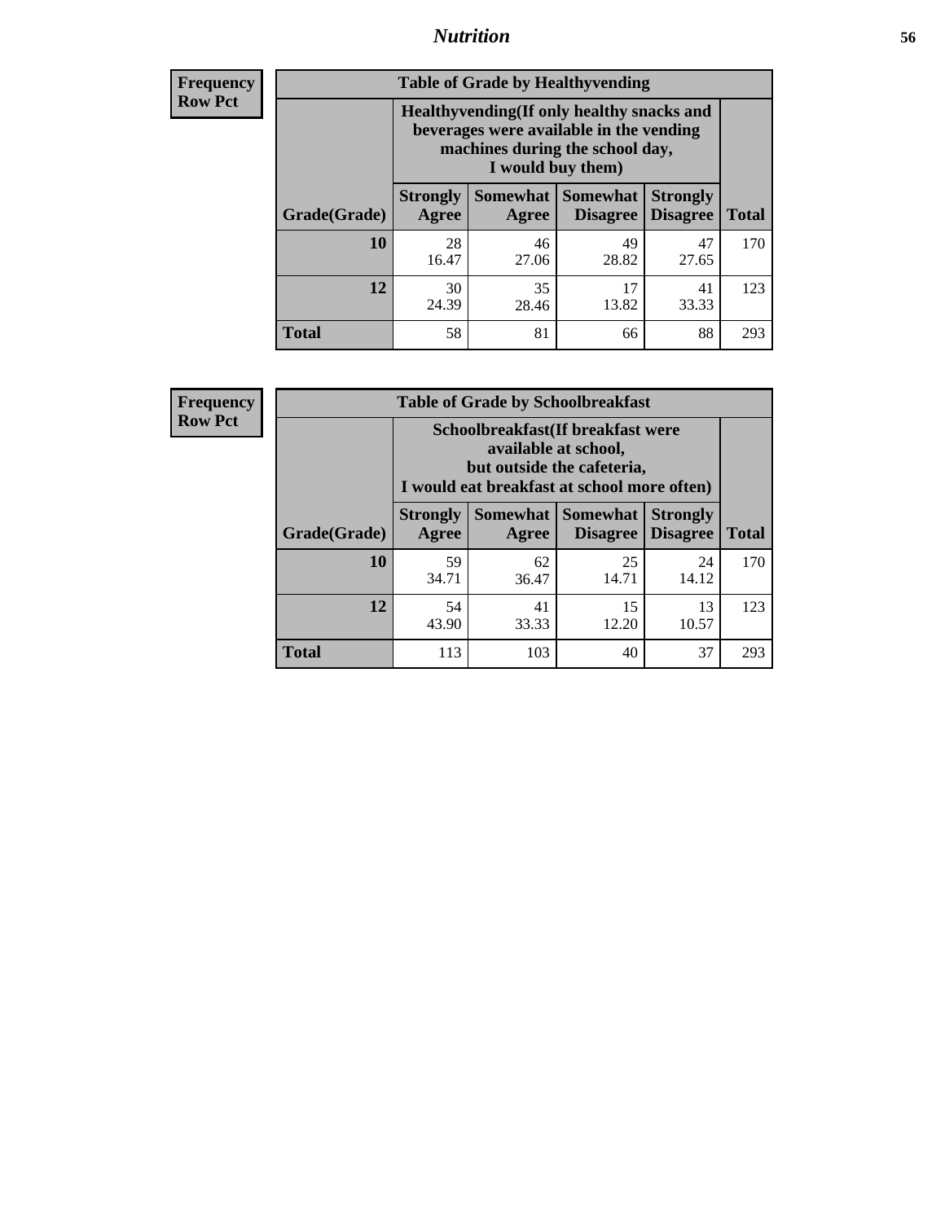## Nutrition

**Frequency**
**Row Pct**

**Table of Grade by Healthyvending**

| Grade(Grade) | Healthyvending(If only healthy snacks and beverages were available in the vending machines during the school day, I would buy them) | | | | Total |
|---|---|---|---|---|---|
| | Strongly Agree | Somewhat Agree | Somewhat Disagree | Strongly Disagree | |
| **10** | 28<br>16.47 | 46<br>27.06 | 49<br>28.82 | 47<br>27.65 | 170 |
| **12** | 30<br>24.39 | 35<br>28.46 | 17<br>13.82 | 41<br>33.33 | 123 |
| **Total** | 58 | 81 | 66 | 88 | 293 |

**Frequency**
**Row Pct**

**Table of Grade by Schoolbreakfast**

| Grade(Grade) | Schoolbreakfast(If breakfast were available at school, but outside the cafeteria, I would eat breakfast at school more often) | | | | Total |
|---|---|---|---|---|---|
| | Strongly Agree | Somewhat Agree | Somewhat Disagree | Strongly Disagree | |
| **10** | 59<br>34.71 | 62<br>36.47 | 25<br>14.71 | 24<br>14.12 | 170 |
| **12** | 54<br>43.90 | 41<br>33.33 | 15<br>12.20 | 13<br>10.57 | 123 |
| **Total** | 113 | 103 | 40 | 37 | 293 |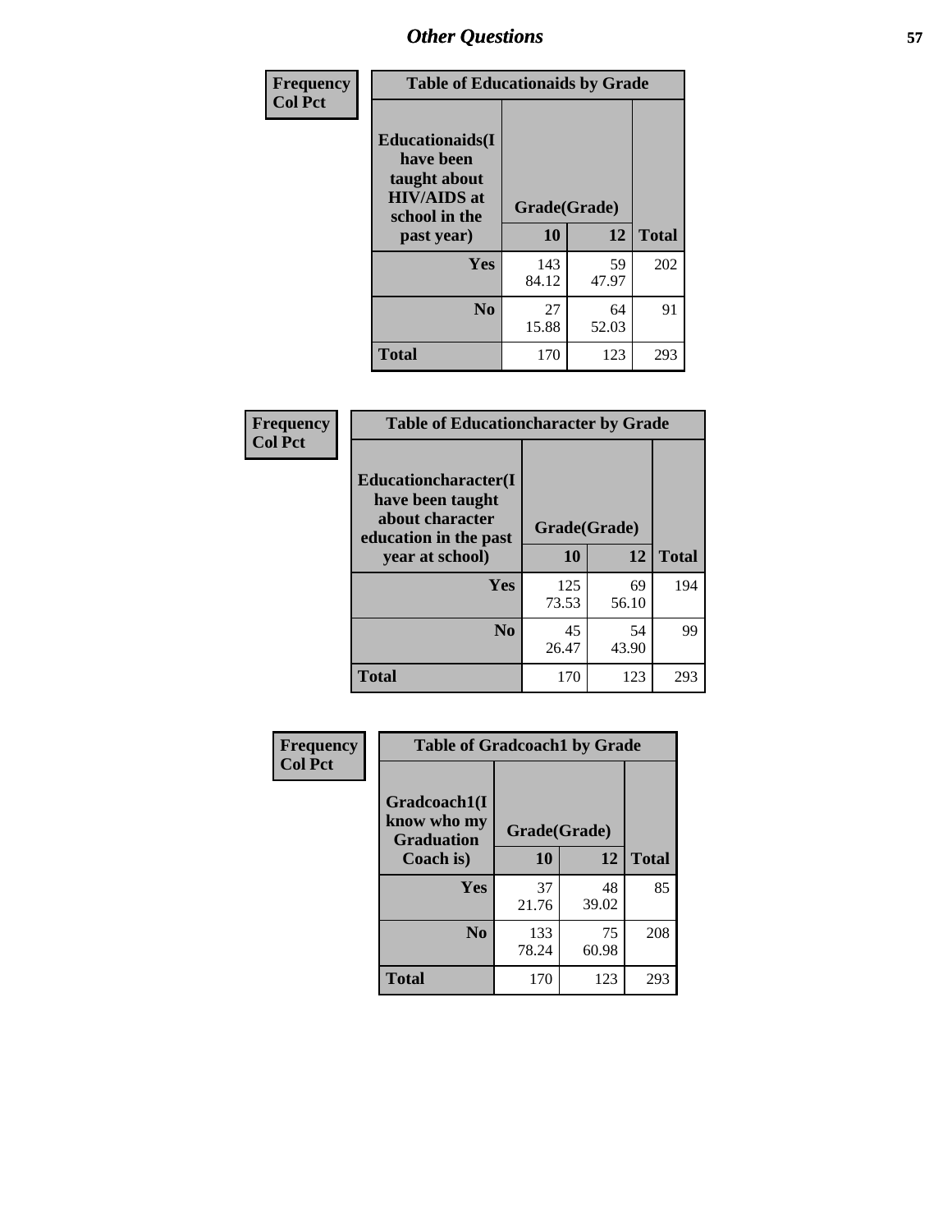## Other Questions

Frequency
Col Pct

| Table of Educationaids by Grade | | | |
|---|---|---|---|
| Educationaids(I have been taught about HIV/AIDS at school in the past year) | Grade(Grade) | | |
| | 10 | 12 | Total |
| Yes | 143<br>84.12 | 59<br>47.97 | 202 |
| No | 27<br>15.88 | 64<br>52.03 | 91 |
| Total | 170 | 123 | 293 |

Frequency
Col Pct

| Table of Educationcharacter by Grade | | | |
|---|---|---|---|
| Educationcharacter(I have been taught about character education in the past year at school) | Grade(Grade) | | |
| | 10 | 12 | Total |
| Yes | 125<br>73.53 | 69<br>56.10 | 194 |
| No | 45<br>26.47 | 54<br>43.90 | 99 |
| Total | 170 | 123 | 293 |

Frequency
Col Pct

| Table of Gradcoach1 by Grade | | | |
|---|---|---|---|
| Gradcoach1(I know who my Graduation Coach is) | Grade(Grade) | | |
| | 10 | 12 | Total |
| Yes | 37<br>21.76 | 48<br>39.02 | 85 |
| No | 133<br>78.24 | 75<br>60.98 | 208 |
| Total | 170 | 123 | 293 |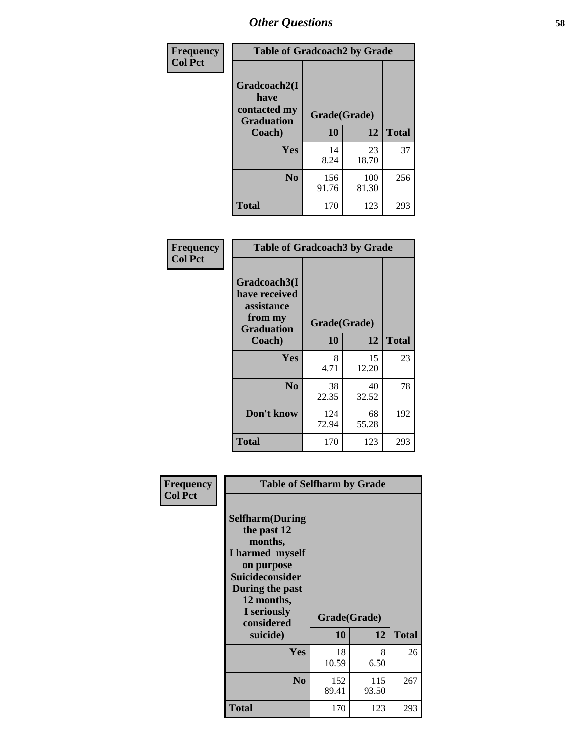## Other Questions

**Frequency**
**Col Pct**

| Table of Gradcoach2 by Grade | | | |
|---|---|---|---|
| Gradcoach2(I have contacted my Graduation Coach) | Grade(Grade) | | |
| | 10 | 12 | Total |
| Yes | 14<br>8.24 | 23<br>18.70 | 37 |
| No | 156<br>91.76 | 100<br>81.30 | 256 |
| Total | 170 | 123 | 293 |

**Frequency**
**Col Pct**

| Table of Gradcoach3 by Grade | | | |
|---|---|---|---|
| Gradcoach3(I have received assistance from my Graduation Coach) | Grade(Grade) | | |
| | 10 | 12 | Total |
| Yes | 8<br>4.71 | 15<br>12.20 | 23 |
| No | 38<br>22.35 | 40<br>32.52 | 78 |
| Don't know | 124<br>72.94 | 68<br>55.28 | 192 |
| Total | 170 | 123 | 293 |

**Frequency**
**Col Pct**

| Table of Selfharm by Grade | | | |
|---|---|---|---|
| Selfharm(During the past 12 months, I harmed myself on purpose Suicideconsider During the past 12 months, I seriously considered suicide) | Grade(Grade) | | |
| | 10 | 12 | Total |
| Yes | 18<br>10.59 | 8<br>6.50 | 26 |
| No | 152<br>89.41 | 115<br>93.50 | 267 |
| Total | 170 | 123 | 293 |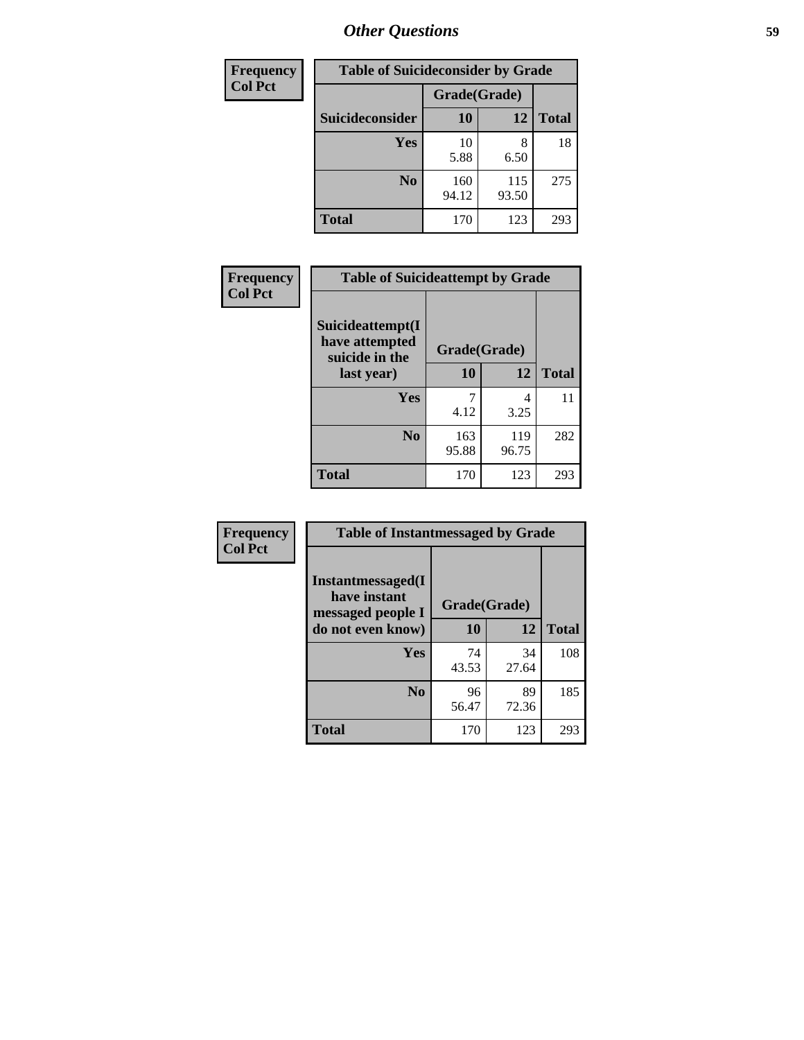# Other Questions

| Frequency<br>Col Pct | Table of Suicideconsider by Grade | | |
|---|---|---|---|
| | Grade(Grade) | | |
| Suicideconsider | 10 | 12 | Total |
| Yes | 10<br>5.88 | 8<br>6.50 | 18 |
| No | 160<br>94.12 | 115<br>93.50 | 275 |
| Total | 170 | 123 | 293 |

| Frequency<br>Col Pct | Table of Suicideattempt by Grade | | |
|---|---|---|---|
| Suicideattempt(I have attempted suicide in the last year) | Grade(Grade)<br>10 | 12 | Total |
| Yes | 7<br>4.12 | 4<br>3.25 | 11 |
| No | 163<br>95.88 | 119<br>96.75 | 282 |
| Total | 170 | 123 | 293 |

| Frequency<br>Col Pct | Table of Instantmessaged by Grade | | |
|---|---|---|---|
| Instantmessaged(I have instant messaged people I do not even know) | Grade(Grade)<br>10 | 12 | Total |
| Yes | 74<br>43.53 | 34<br>27.64 | 108 |
| No | 96<br>56.47 | 89<br>72.36 | 185 |
| Total | 170 | 123 | 293 |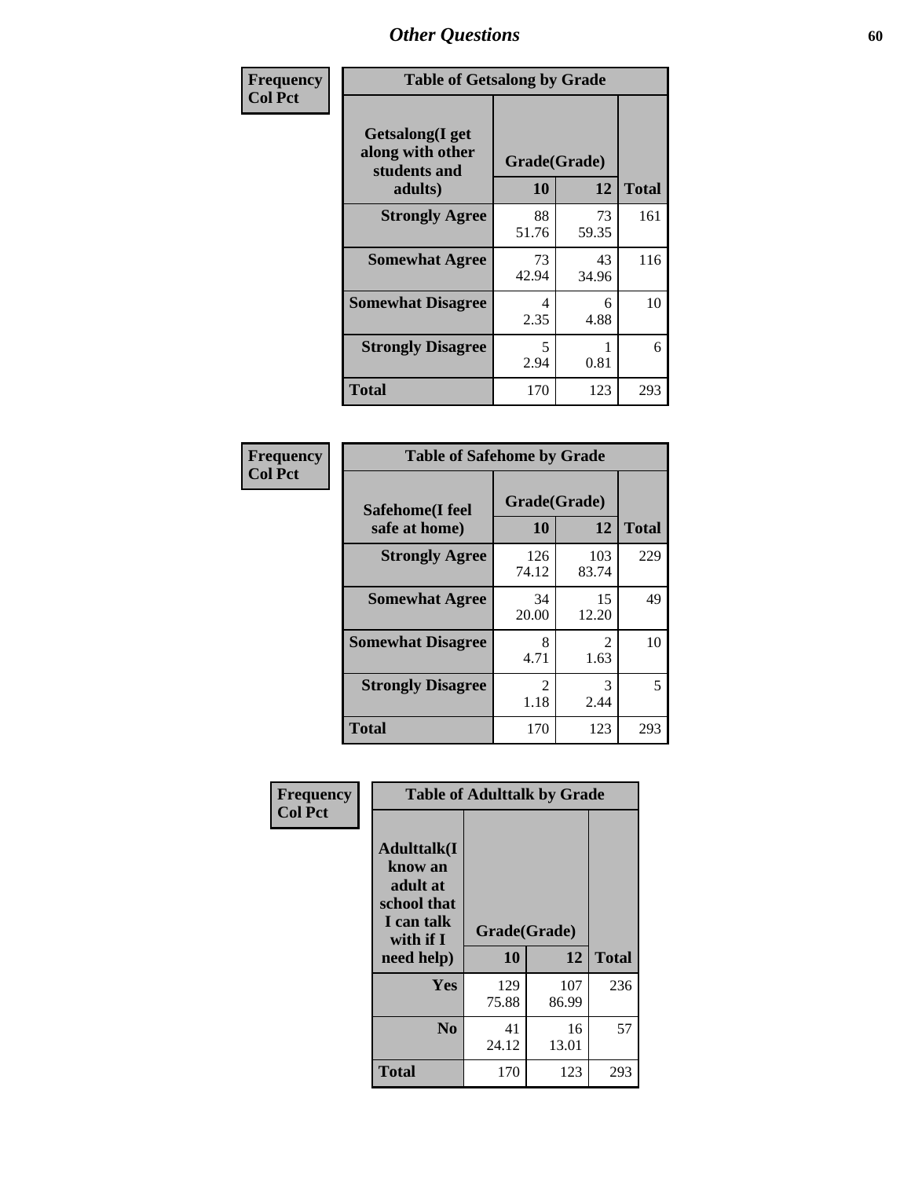## Other Questions

**Frequency / Col Pct**

| Table of Getsalong by Grade | | | |
|---|---|---|---|
| Getsalong(I get along with other students and adults) | Grade(Grade) | | |
| | 10 | 12 | Total |
| **Strongly Agree** | 88<br>51.76 | 73<br>59.35 | 161 |
| **Somewhat Agree** | 73<br>42.94 | 43<br>34.96 | 116 |
| **Somewhat Disagree** | 4<br>2.35 | 6<br>4.88 | 10 |
| **Strongly Disagree** | 5<br>2.94 | 1<br>0.81 | 6 |
| **Total** | 170 | 123 | 293 |

**Frequency / Col Pct**

| Table of Safehome by Grade | | | |
|---|---|---|---|
| Safehome(I feel safe at home) | Grade(Grade) | | |
| | 10 | 12 | Total |
| **Strongly Agree** | 126<br>74.12 | 103<br>83.74 | 229 |
| **Somewhat Agree** | 34<br>20.00 | 15<br>12.20 | 49 |
| **Somewhat Disagree** | 8<br>4.71 | 2<br>1.63 | 10 |
| **Strongly Disagree** | 2<br>1.18 | 3<br>2.44 | 5 |
| **Total** | 170 | 123 | 293 |

**Frequency / Col Pct**

| Table of Adulttalk by Grade | | | |
|---|---|---|---|
| Adulttalk(I know an adult at school that I can talk with if I need help) | Grade(Grade) | | |
| | 10 | 12 | Total |
| **Yes** | 129<br>75.88 | 107<br>86.99 | 236 |
| **No** | 41<br>24.12 | 16<br>13.01 | 57 |
| **Total** | 170 | 123 | 293 |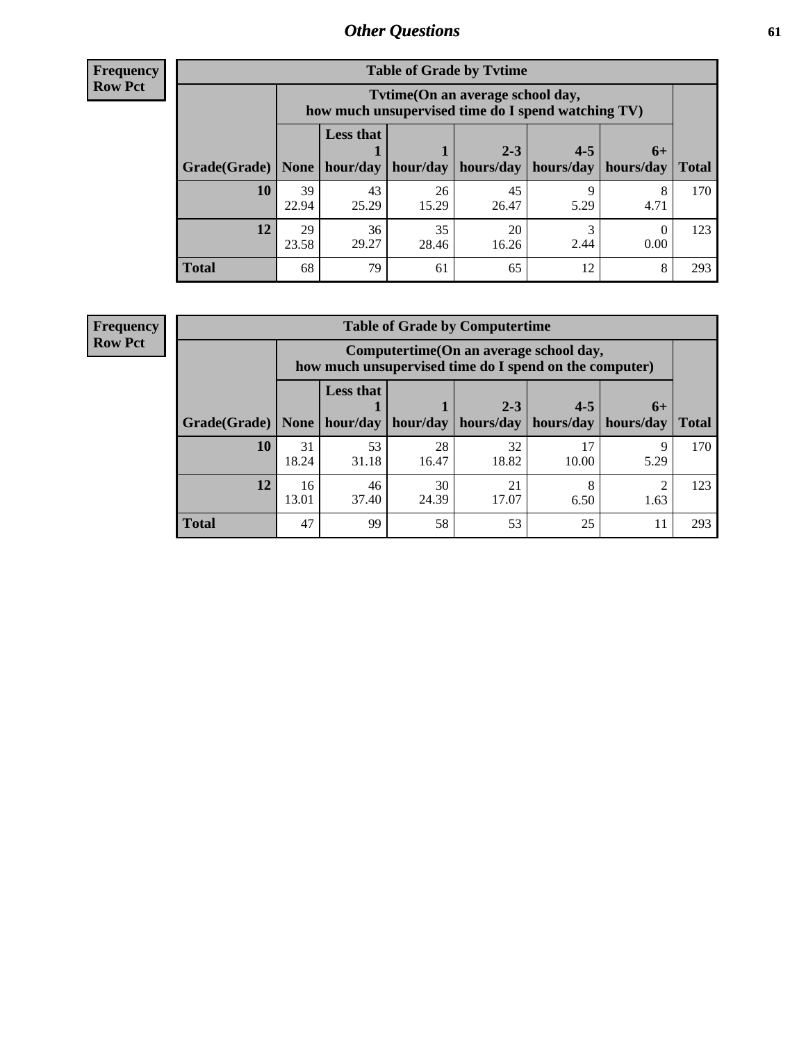## Other Questions

**Frequency**
**Row Pct**

| Table of Grade by Tvtime | | | | | | | |
|---|---|---|---|---|---|---|---|
| | Tvtime(On an average school day, how much unsupervised time do I spend watching TV) | | | | | | |
| Grade(Grade) | None | Less that 1 hour/day | 1 hour/day | 2-3 hours/day | 4-5 hours/day | 6+ hours/day | Total |
| 10 | 39<br>22.94 | 43<br>25.29 | 26<br>15.29 | 45<br>26.47 | 9<br>5.29 | 8<br>4.71 | 170 |
| 12 | 29<br>23.58 | 36<br>29.27 | 35<br>28.46 | 20<br>16.26 | 3<br>2.44 | 0<br>0.00 | 123 |
| Total | 68 | 79 | 61 | 65 | 12 | 8 | 293 |

**Frequency**
**Row Pct**

| Table of Grade by Computertime | | | | | | | |
|---|---|---|---|---|---|---|---|
| | Computertime(On an average school day, how much unsupervised time do I spend on the computer) | | | | | | |
| Grade(Grade) | None | Less that 1 hour/day | 1 hour/day | 2-3 hours/day | 4-5 hours/day | 6+ hours/day | Total |
| 10 | 31<br>18.24 | 53<br>31.18 | 28<br>16.47 | 32<br>18.82 | 17<br>10.00 | 9<br>5.29 | 170 |
| 12 | 16<br>13.01 | 46<br>37.40 | 30<br>24.39 | 21<br>17.07 | 8<br>6.50 | 2<br>1.63 | 123 |
| Total | 47 | 99 | 58 | 53 | 25 | 11 | 293 |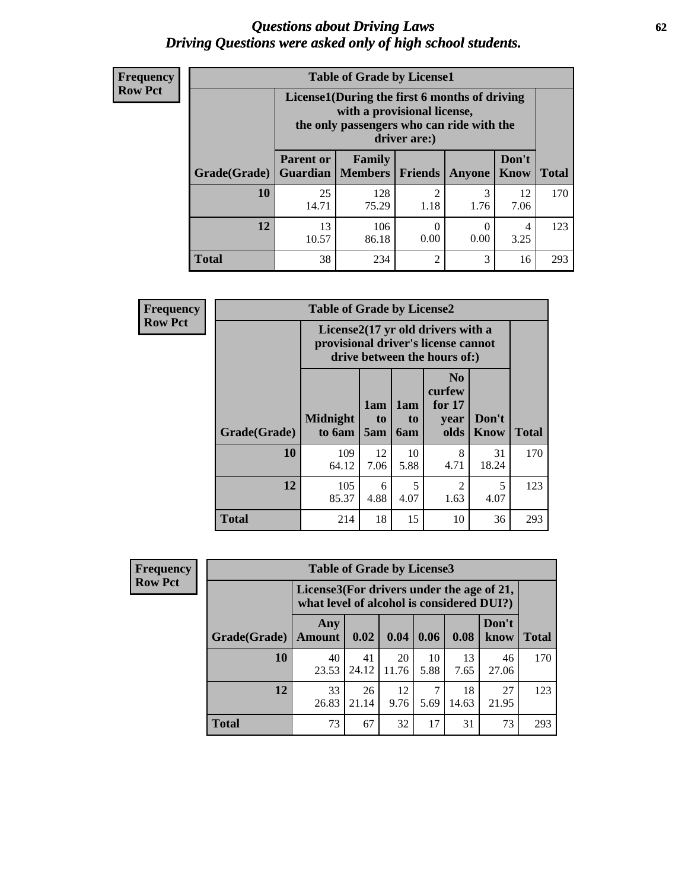# *Questions about Driving Laws*
# *Driving Questions were asked only of high school students.*

**Frequency**
**Row Pct**

| Table of Grade by License1 | | | | | | |
|---|---|---|---|---|---|---|
| | License1(During the first 6 months of driving with a provisional license, the only passengers who can ride with the driver are:) | | | | | |
| Grade(Grade) | Parent or Guardian | Family Members | Friends | Anyone | Don't Know | Total |
| 10 | 25<br>14.71 | 128<br>75.29 | 2<br>1.18 | 3<br>1.76 | 12<br>7.06 | 170 |
| 12 | 13<br>10.57 | 106<br>86.18 | 0<br>0.00 | 0<br>0.00 | 4<br>3.25 | 123 |
| Total | 38 | 234 | 2 | 3 | 16 | 293 |

**Frequency**
**Row Pct**

| Table of Grade by License2 | | | | | | |
|---|---|---|---|---|---|---|
| | License2(17 yr old drivers with a provisional driver's license cannot drive between the hours of:) | | | | | |
| Grade(Grade) | Midnight to 6am | 1am to 5am | 1am to 6am | No curfew for 17 year olds | Don't Know | Total |
| 10 | 109<br>64.12 | 12<br>7.06 | 10<br>5.88 | 8<br>4.71 | 31<br>18.24 | 170 |
| 12 | 105<br>85.37 | 6<br>4.88 | 5<br>4.07 | 2<br>1.63 | 5<br>4.07 | 123 |
| Total | 214 | 18 | 15 | 10 | 36 | 293 |

**Frequency**
**Row Pct**

| Table of Grade by License3 | | | | | | | |
|---|---|---|---|---|---|---|---|
| | License3(For drivers under the age of 21, what level of alcohol is considered DUI?) | | | | | | |
| Grade(Grade) | Any Amount | 0.02 | 0.04 | 0.06 | 0.08 | Don't know | Total |
| 10 | 40<br>23.53 | 41<br>24.12 | 20<br>11.76 | 10<br>5.88 | 13<br>7.65 | 46<br>27.06 | 170 |
| 12 | 33<br>26.83 | 26<br>21.14 | 12<br>9.76 | 7<br>5.69 | 18<br>14.63 | 27<br>21.95 | 123 |
| Total | 73 | 67 | 32 | 17 | 31 | 73 | 293 |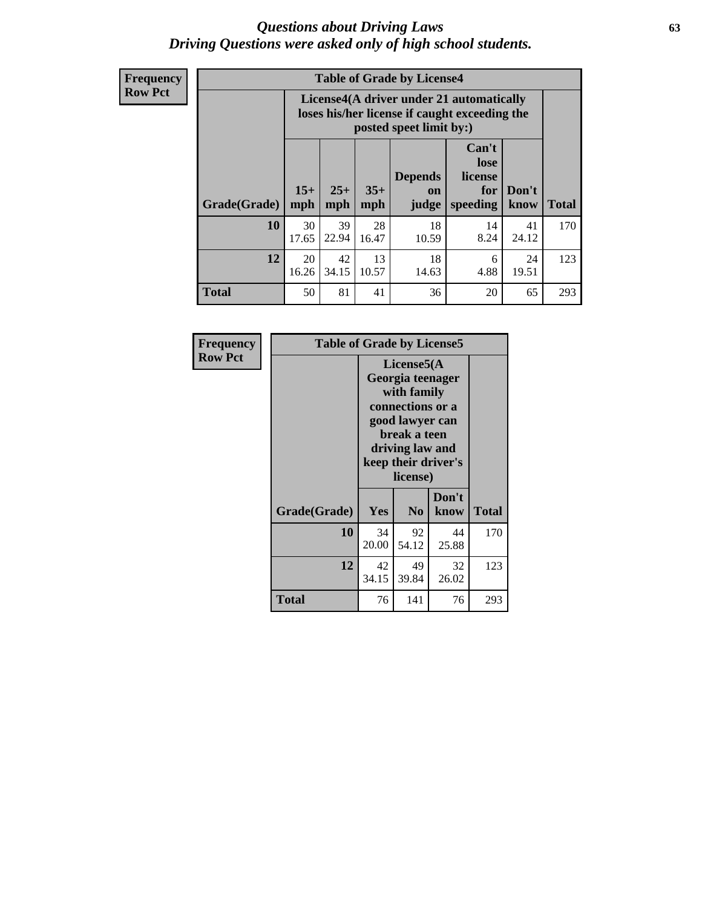# *Questions about Driving Laws*
## *Driving Questions were asked only of high school students.*

**Frequency**
**Row Pct**

**Table of Grade by License4**

| Grade(Grade) | License4(A driver under 21 automatically loses his/her license if caught exceeding the posted speet limit by:) | | | | | | Total |
|---|---|---|---|---|---|---|---|
| | 15+ mph | 25+ mph | 35+ mph | Depends on judge | Can't lose license for speeding | Don't know | |
| **10** | 30<br>17.65 | 39<br>22.94 | 28<br>16.47 | 18<br>10.59 | 14<br>8.24 | 41<br>24.12 | 170 |
| **12** | 20<br>16.26 | 42<br>34.15 | 13<br>10.57 | 18<br>14.63 | 6<br>4.88 | 24<br>19.51 | 123 |
| **Total** | 50 | 81 | 41 | 36 | 20 | 65 | 293 |

**Frequency**
**Row Pct**

**Table of Grade by License5**

| Grade(Grade) | License5(A Georgia teenager with family connections or a good lawyer can break a teen driving law and keep their driver's license) | | | Total |
|---|---|---|---|---|
| | Yes | No | Don't know | |
| **10** | 34<br>20.00 | 92<br>54.12 | 44<br>25.88 | 170 |
| **12** | 42<br>34.15 | 49<br>39.84 | 32<br>26.02 | 123 |
| **Total** | 76 | 141 | 76 | 293 |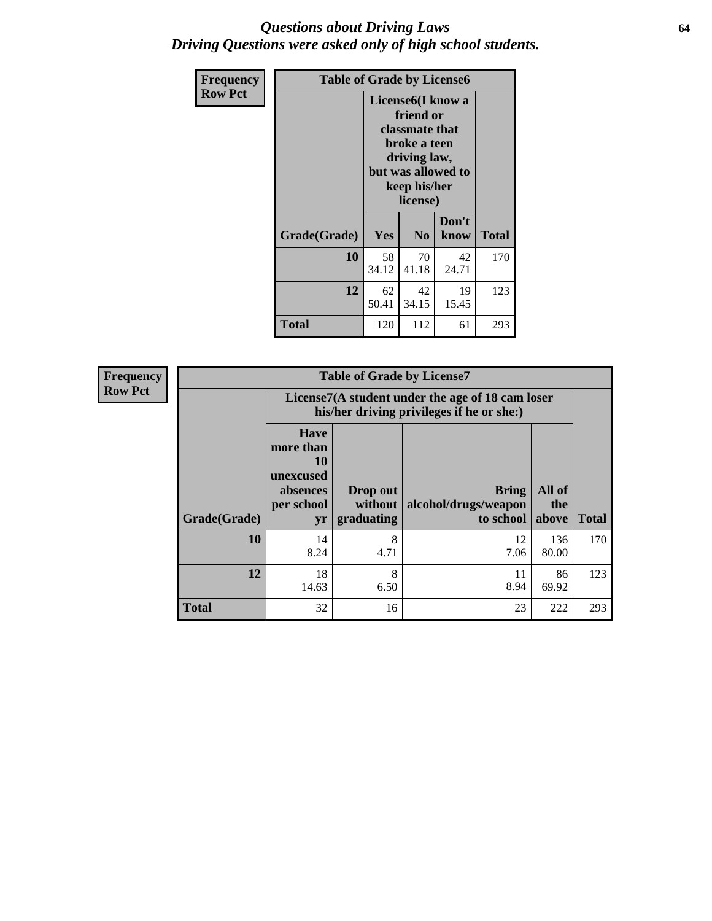# *Questions about Driving Laws*
## *Driving Questions were asked only of high school students.*

| Frequency<br>Row Pct | Table of Grade by License6 | | | |
|---|---|---|---|---|
| | License6(I know a friend or classmate that broke a teen driving law, but was allowed to keep his/her license) | | | |
| Grade(Grade) | Yes | No | Don't know | Total |
| 10 | 58<br>34.12 | 70<br>41.18 | 42<br>24.71 | 170 |
| 12 | 62<br>50.41 | 42<br>34.15 | 19<br>15.45 | 123 |
| Total | 120 | 112 | 61 | 293 |

| Frequency<br>Row Pct | Table of Grade by License7 | | | | |
|---|---|---|---|---|---|
| | License7(A student under the age of 18 cam loser his/her driving privileges if he or she:) | | | | |
| Grade(Grade) | Have more than 10 unexcused absences per school yr | Drop out without graduating | Bring alcohol/drugs/weapon to school | All of the above | Total |
| 10 | 14<br>8.24 | 8<br>4.71 | 12<br>7.06 | 136<br>80.00 | 170 |
| 12 | 18<br>14.63 | 8<br>6.50 | 11<br>8.94 | 86<br>69.92 | 123 |
| Total | 32 | 16 | 23 | 222 | 293 |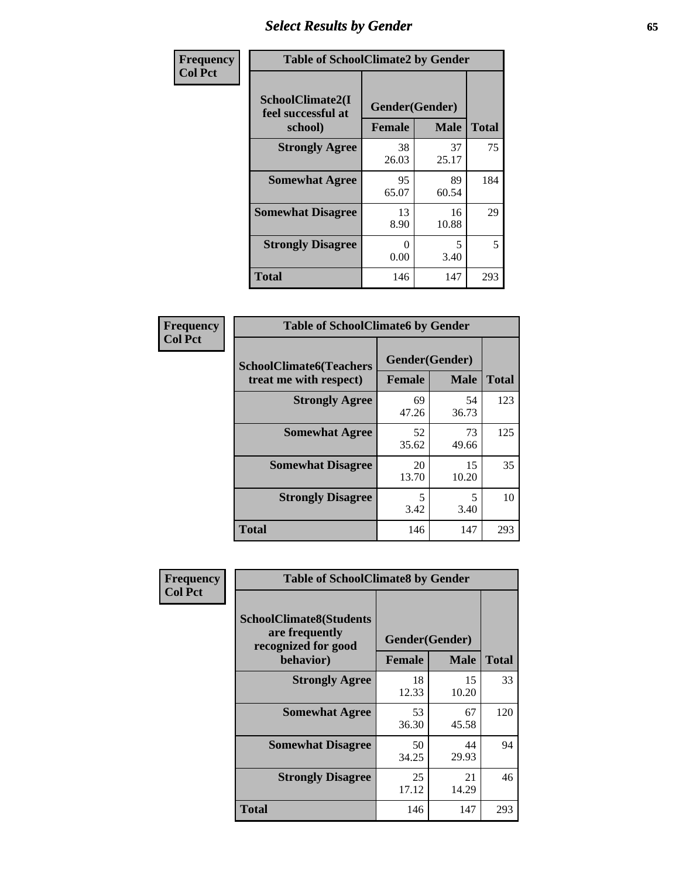# Select Results by Gender

**Frequency / Col Pct**

| Table of SchoolClimate2 by Gender | | | |
|---|---|---|---|
| SchoolClimate2(I feel successful at school) | Gender(Gender) | | |
| | Female | Male | Total |
| Strongly Agree | 38<br>26.03 | 37<br>25.17 | 75 |
| Somewhat Agree | 95<br>65.07 | 89<br>60.54 | 184 |
| Somewhat Disagree | 13<br>8.90 | 16<br>10.88 | 29 |
| Strongly Disagree | 0<br>0.00 | 5<br>3.40 | 5 |
| Total | 146 | 147 | 293 |

**Frequency / Col Pct**

| Table of SchoolClimate6 by Gender | | | |
|---|---|---|---|
| SchoolClimate6(Teachers treat me with respect) | Gender(Gender) | | |
| | Female | Male | Total |
| Strongly Agree | 69<br>47.26 | 54<br>36.73 | 123 |
| Somewhat Agree | 52<br>35.62 | 73<br>49.66 | 125 |
| Somewhat Disagree | 20<br>13.70 | 15<br>10.20 | 35 |
| Strongly Disagree | 5<br>3.42 | 5<br>3.40 | 10 |
| Total | 146 | 147 | 293 |

**Frequency / Col Pct**

| Table of SchoolClimate8 by Gender | | | |
|---|---|---|---|
| SchoolClimate8(Students are frequently recognized for good behavior) | Gender(Gender) | | |
| | Female | Male | Total |
| Strongly Agree | 18<br>12.33 | 15<br>10.20 | 33 |
| Somewhat Agree | 53<br>36.30 | 67<br>45.58 | 120 |
| Somewhat Disagree | 50<br>34.25 | 44<br>29.93 | 94 |
| Strongly Disagree | 25<br>17.12 | 21<br>14.29 | 46 |
| Total | 146 | 147 | 293 |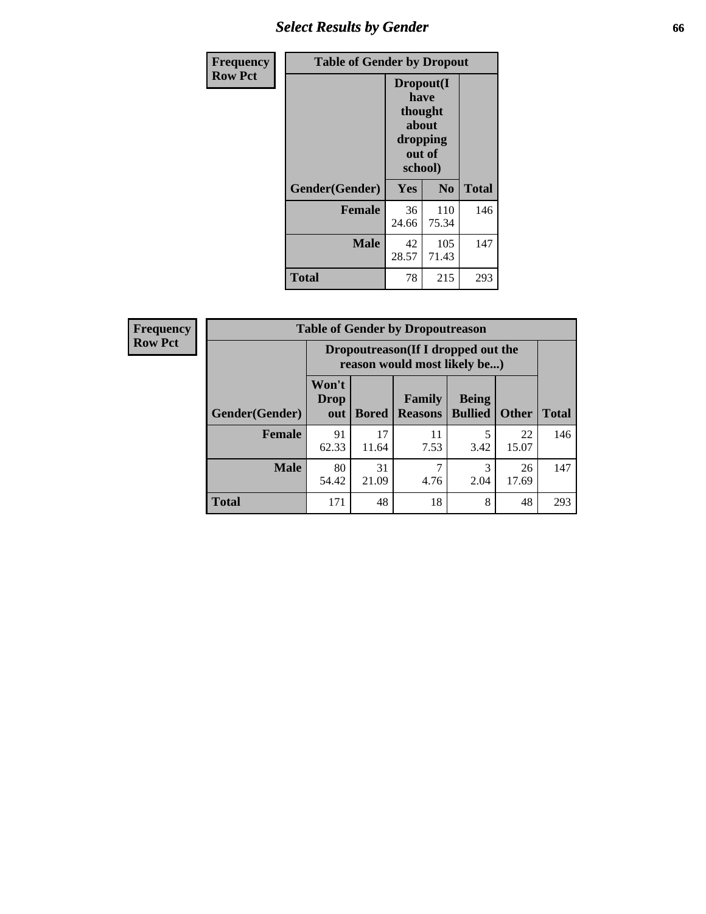## Select Results by Gender

**Frequency**
**Row Pct**

| Table of Gender by Dropout | | | |
|---|---|---|---|
| | Dropout(I have thought about dropping out of school) | | |
| Gender(Gender) | Yes | No | Total |
| **Female** | 36<br>24.66 | 110<br>75.34 | 146 |
| **Male** | 42<br>28.57 | 105<br>71.43 | 147 |
| **Total** | 78 | 215 | 293 |

**Frequency**
**Row Pct**

| Table of Gender by Dropoutreason | | | | | | |
|---|---|---|---|---|---|---|
| | Dropoutreason(If I dropped out the reason would most likely be...) | | | | | |
| Gender(Gender) | Won't Drop out | Bored | Family Reasons | Being Bullied | Other | Total |
| **Female** | 91<br>62.33 | 17<br>11.64 | 11<br>7.53 | 5<br>3.42 | 22<br>15.07 | 146 |
| **Male** | 80<br>54.42 | 31<br>21.09 | 7<br>4.76 | 3<br>2.04 | 26<br>17.69 | 147 |
| **Total** | 171 | 48 | 18 | 8 | 48 | 293 |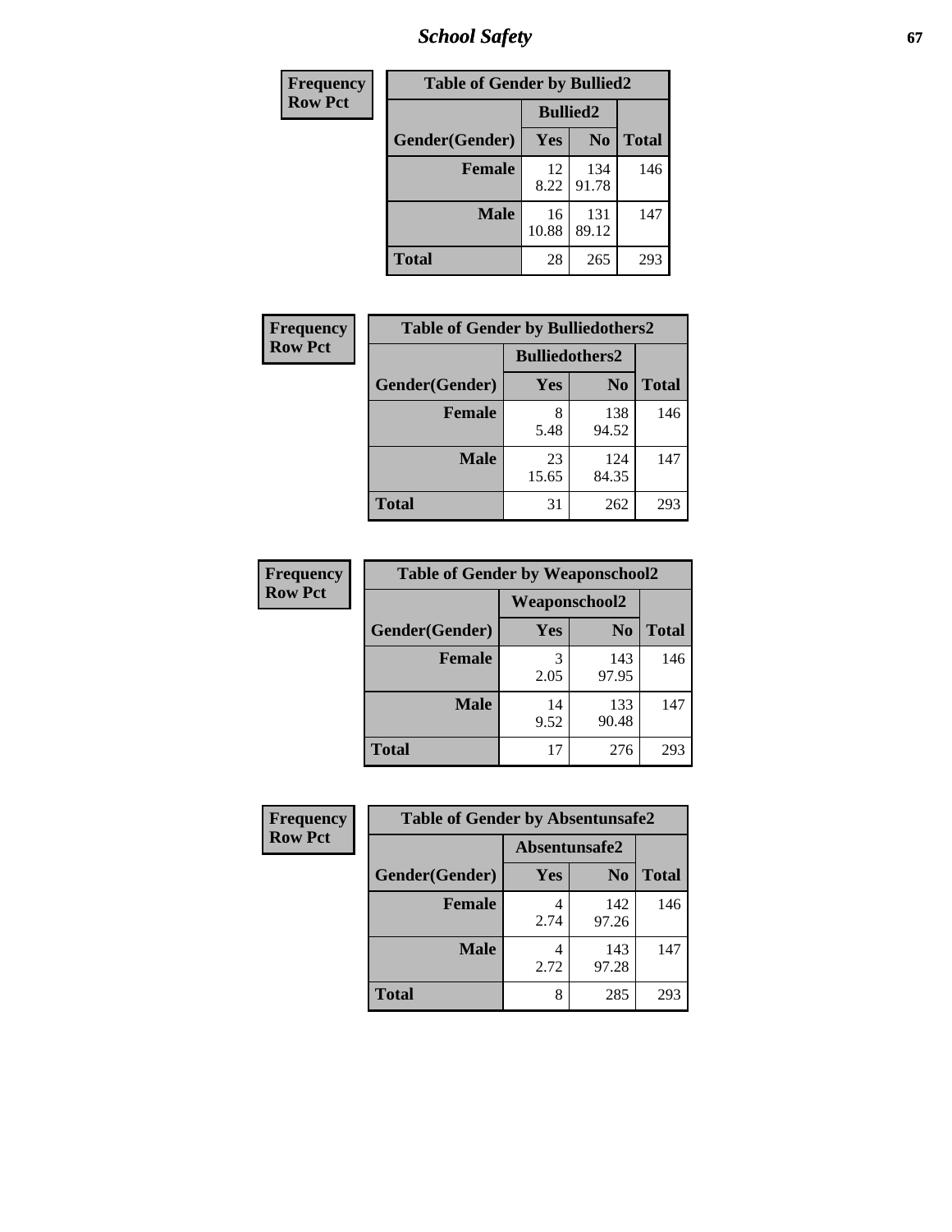| Frequency Row Pct | | | |
|---|---|---|---|

**Table of Gender by Bullied2**

| | Bullied2 | | |
|---|---|---|---|
| Gender(Gender) | Yes | No | Total |
| Female | 12<br>8.22 | 134<br>91.78 | 146 |
| Male | 16<br>10.88 | 131<br>89.12 | 147 |
| Total | 28 | 265 | 293 |

**Frequency Row Pct**

**Table of Gender by Bulliedothers2**

| | Bulliedothers2 | | |
|---|---|---|---|
| Gender(Gender) | Yes | No | Total |
| Female | 8<br>5.48 | 138<br>94.52 | 146 |
| Male | 23<br>15.65 | 124<br>84.35 | 147 |
| Total | 31 | 262 | 293 |

**Frequency Row Pct**

**Table of Gender by Weaponschool2**

| | Weaponschool2 | | |
|---|---|---|---|
| Gender(Gender) | Yes | No | Total |
| Female | 3<br>2.05 | 143<br>97.95 | 146 |
| Male | 14<br>9.52 | 133<br>90.48 | 147 |
| Total | 17 | 276 | 293 |

**Frequency Row Pct**

**Table of Gender by Absentunsafe2**

| | Absentunsafe2 | | |
|---|---|---|---|
| Gender(Gender) | Yes | No | Total |
| Female | 4<br>2.74 | 142<br>97.26 | 146 |
| Male | 4<br>2.72 | 143<br>97.28 | 147 |
| Total | 8 | 285 | 293 |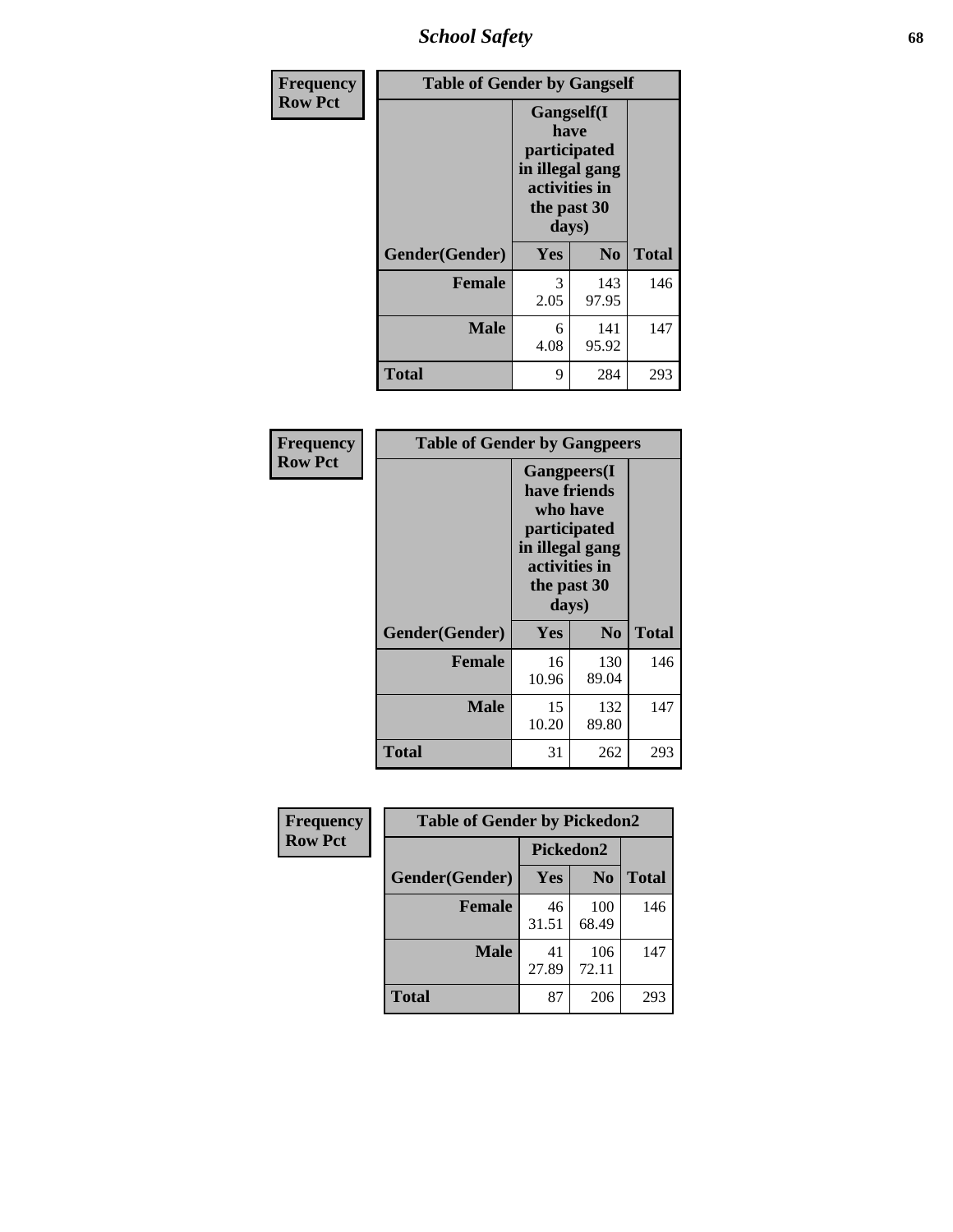| Frequency Row Pct | Table of Gender by Gangself | | |
|---|---|---|---|
| | Gangself(I have participated in illegal gang activities in the past 30 days) | | |
| Gender(Gender) | Yes | No | Total |
| Female | 3<br>2.05 | 143<br>97.95 | 146 |
| Male | 6<br>4.08 | 141<br>95.92 | 147 |
| Total | 9 | 284 | 293 |

| Frequency Row Pct | Table of Gender by Gangpeers | | |
|---|---|---|---|
| | Gangpeers(I have friends who have participated in illegal gang activities in the past 30 days) | | |
| Gender(Gender) | Yes | No | Total |
| Female | 16<br>10.96 | 130<br>89.04 | 146 |
| Male | 15<br>10.20 | 132<br>89.80 | 147 |
| Total | 31 | 262 | 293 |

| Frequency Row Pct | Table of Gender by Pickedon2 | | |
|---|---|---|---|
| | Pickedon2 | | |
| Gender(Gender) | Yes | No | Total |
| Female | 46<br>31.51 | 100<br>68.49 | 146 |
| Male | 41<br>27.89 | 106<br>72.11 | 147 |
| Total | 87 | 206 | 293 |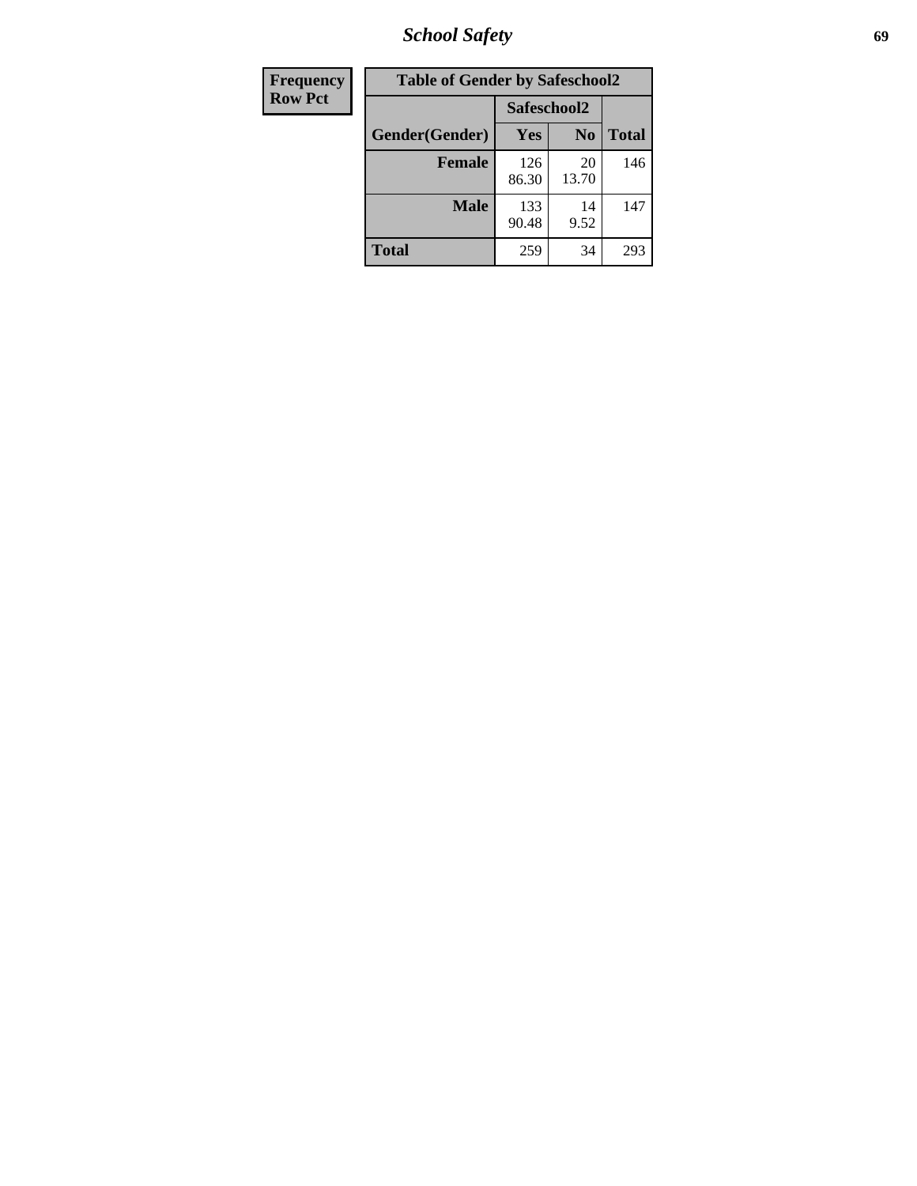| Frequency Row Pct |
| --- |

| Table of Gender by Safeschool2 | | | |
| --- | --- | --- | --- |
| | Safeschool2 | | |
| Gender(Gender) | Yes | No | Total |
| Female | 126 86.30 | 20 13.70 | 146 |
| Male | 133 90.48 | 14 9.52 | 147 |
| Total | 259 | 34 | 293 |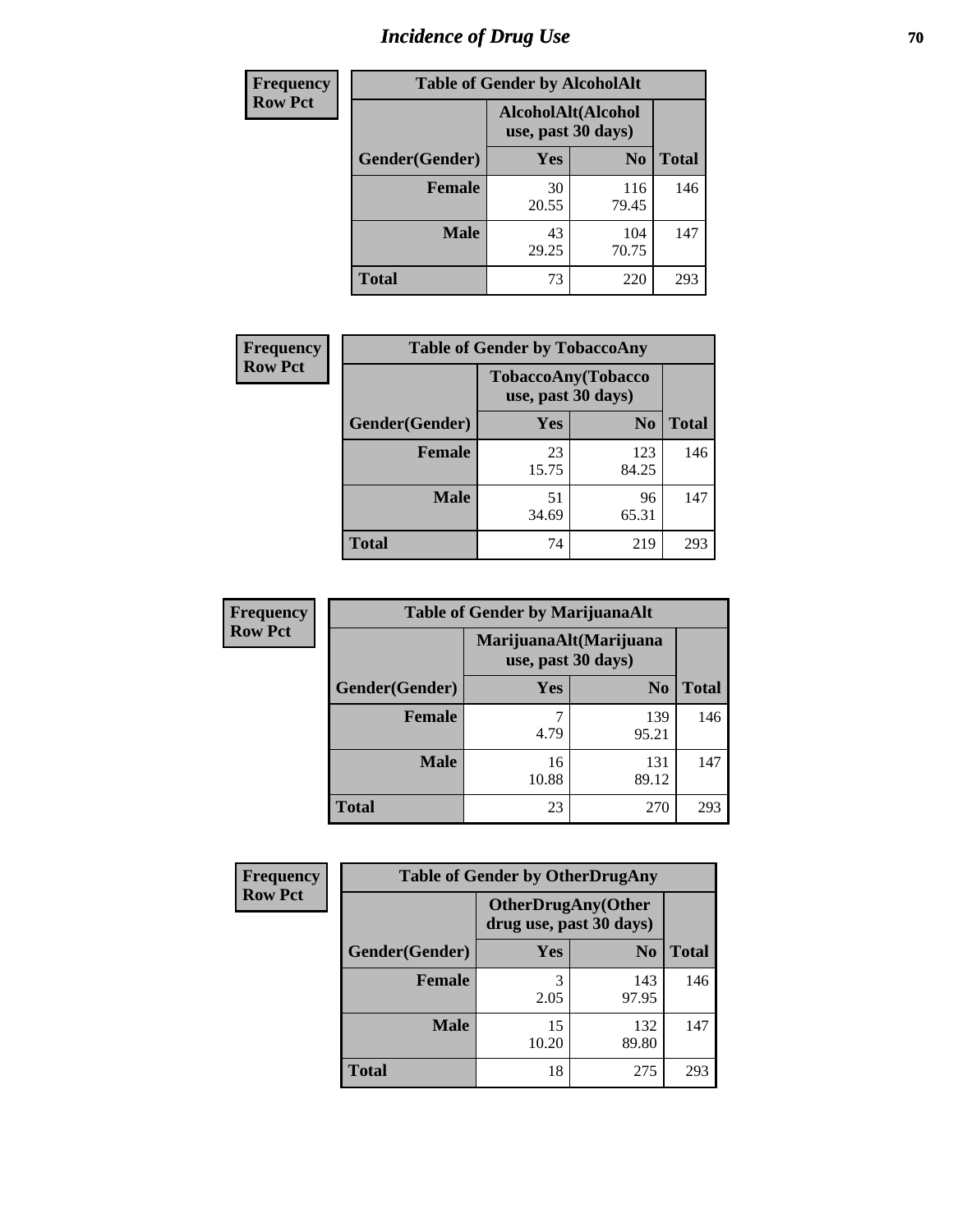# Incidence of Drug Use

| Frequency Row Pct | Table of Gender by AlcoholAlt | | |
|---|---|---|---|
| | AlcoholAlt(Alcohol use, past 30 days) | | |
| Gender(Gender) | Yes | No | Total |
| Female | 30<br>20.55 | 116<br>79.45 | 146 |
| Male | 43<br>29.25 | 104<br>70.75 | 147 |
| Total | 73 | 220 | 293 |

| Frequency Row Pct | Table of Gender by TobaccoAny | | |
|---|---|---|---|
| | TobaccoAny(Tobacco use, past 30 days) | | |
| Gender(Gender) | Yes | No | Total |
| Female | 23<br>15.75 | 123<br>84.25 | 146 |
| Male | 51<br>34.69 | 96<br>65.31 | 147 |
| Total | 74 | 219 | 293 |

| Frequency Row Pct | Table of Gender by MarijuanaAlt | | |
|---|---|---|---|
| | MarijuanaAlt(Marijuana use, past 30 days) | | |
| Gender(Gender) | Yes | No | Total |
| Female | 7<br>4.79 | 139<br>95.21 | 146 |
| Male | 16<br>10.88 | 131<br>89.12 | 147 |
| Total | 23 | 270 | 293 |

| Frequency Row Pct | Table of Gender by OtherDrugAny | | |
|---|---|---|---|
| | OtherDrugAny(Other drug use, past 30 days) | | |
| Gender(Gender) | Yes | No | Total |
| Female | 3<br>2.05 | 143<br>97.95 | 146 |
| Male | 15<br>10.20 | 132<br>89.80 | 147 |
| Total | 18 | 275 | 293 |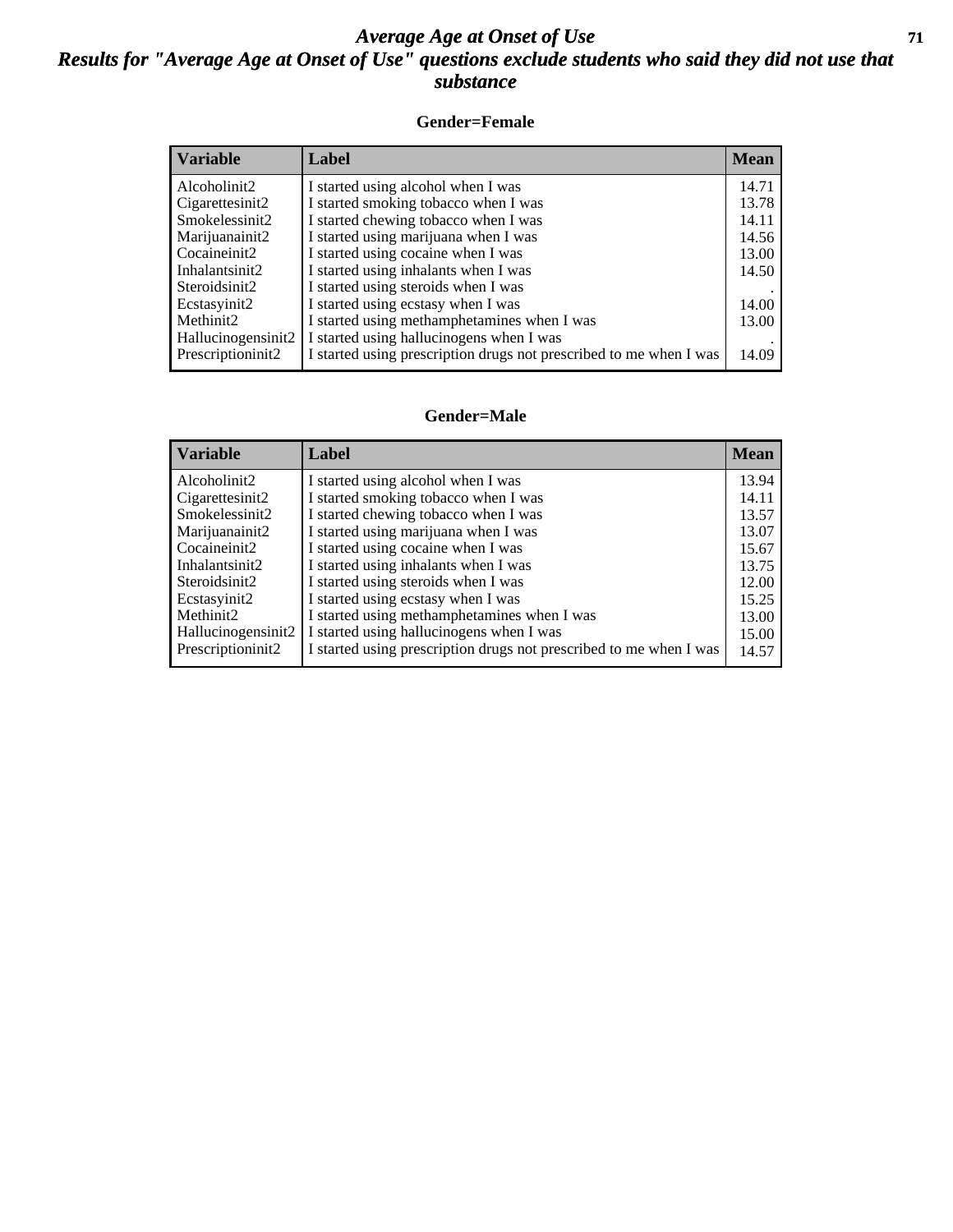# *Average Age at Onset of Use*

## *Results for "Average Age at Onset of Use" questions exclude students who said they did not use that substance*

### Gender=Female

| Variable | Label | Mean |
|---|---|---|
| Alcoholinit2 | I started using alcohol when I was | 14.71 |
| Cigarettesinit2 | I started smoking tobacco when I was | 13.78 |
| Smokelessinit2 | I started chewing tobacco when I was | 14.11 |
| Marijuanainit2 | I started using marijuana when I was | 14.56 |
| Cocaineinit2 | I started using cocaine when I was | 13.00 |
| Inhalantsinit2 | I started using inhalants when I was | 14.50 |
| Steroidsinit2 | I started using steroids when I was | . |
| Ecstasyinit2 | I started using ecstasy when I was | 14.00 |
| Methinit2 | I started using methamphetamines when I was | 13.00 |
| Hallucinogensinit2 | I started using hallucinogens when I was | . |
| Prescriptioninit2 | I started using prescription drugs not prescribed to me when I was | 14.09 |

### Gender=Male

| Variable | Label | Mean |
|---|---|---|
| Alcoholinit2 | I started using alcohol when I was | 13.94 |
| Cigarettesinit2 | I started smoking tobacco when I was | 14.11 |
| Smokelessinit2 | I started chewing tobacco when I was | 13.57 |
| Marijuanainit2 | I started using marijuana when I was | 13.07 |
| Cocaineinit2 | I started using cocaine when I was | 15.67 |
| Inhalantsinit2 | I started using inhalants when I was | 13.75 |
| Steroidsinit2 | I started using steroids when I was | 12.00 |
| Ecstasyinit2 | I started using ecstasy when I was | 15.25 |
| Methinit2 | I started using methamphetamines when I was | 13.00 |
| Hallucinogensinit2 | I started using hallucinogens when I was | 15.00 |
| Prescriptioninit2 | I started using prescription drugs not prescribed to me when I was | 14.57 |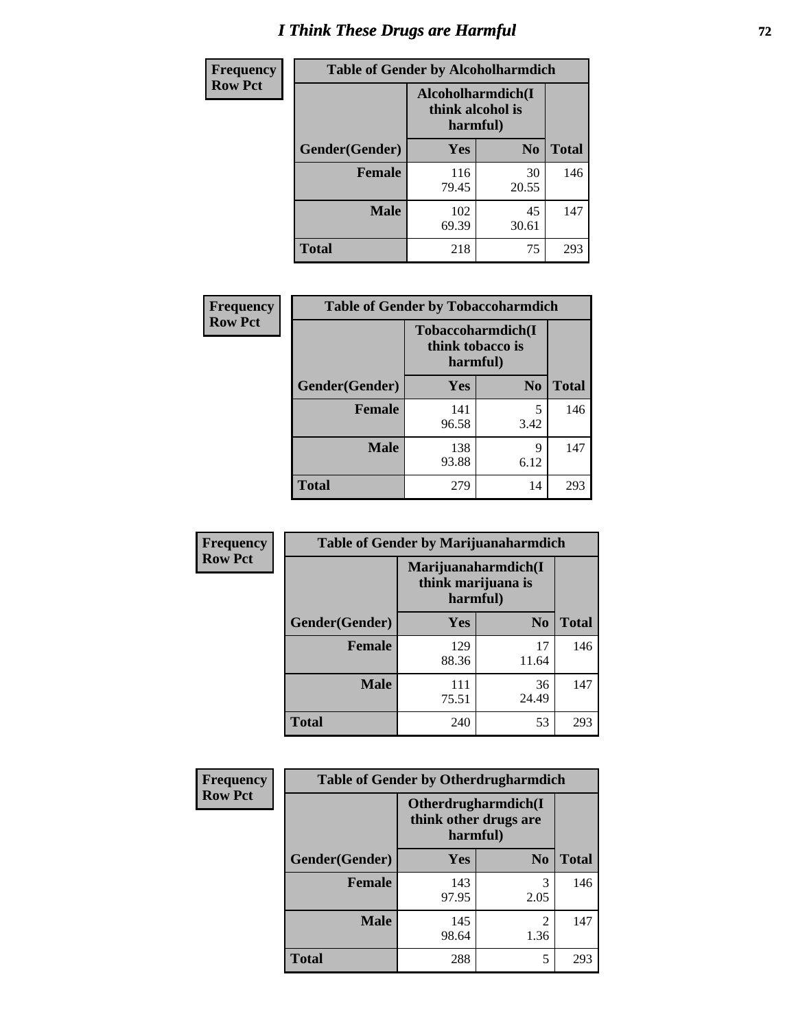# I Think These Drugs are Harmful

| Frequency<br>Row Pct | Table of Gender by Alcoholharmdich | | |
|---|---|---|---|
| | Alcoholharmdich(I think alcohol is harmful) | | |
| Gender(Gender) | Yes | No | Total |
| Female | 116<br>79.45 | 30<br>20.55 | 146 |
| Male | 102<br>69.39 | 45<br>30.61 | 147 |
| Total | 218 | 75 | 293 |

| Frequency<br>Row Pct | Table of Gender by Tobaccoharmdich | | |
|---|---|---|---|
| | Tobaccoharmdich(I think tobacco is harmful) | | |
| Gender(Gender) | Yes | No | Total |
| Female | 141<br>96.58 | 5<br>3.42 | 146 |
| Male | 138<br>93.88 | 9<br>6.12 | 147 |
| Total | 279 | 14 | 293 |

| Frequency<br>Row Pct | Table of Gender by Marijuanaharmdich | | |
|---|---|---|---|
| | Marijuanaharmdich(I think marijuana is harmful) | | |
| Gender(Gender) | Yes | No | Total |
| Female | 129<br>88.36 | 17<br>11.64 | 146 |
| Male | 111<br>75.51 | 36<br>24.49 | 147 |
| Total | 240 | 53 | 293 |

| Frequency<br>Row Pct | Table of Gender by Otherdrugharmdich | | |
|---|---|---|---|
| | Otherdrugharmdich(I think other drugs are harmful) | | |
| Gender(Gender) | Yes | No | Total |
| Female | 143<br>97.95 | 3<br>2.05 | 146 |
| Male | 145<br>98.64 | 2<br>1.36 | 147 |
| Total | 288 | 5 | 293 |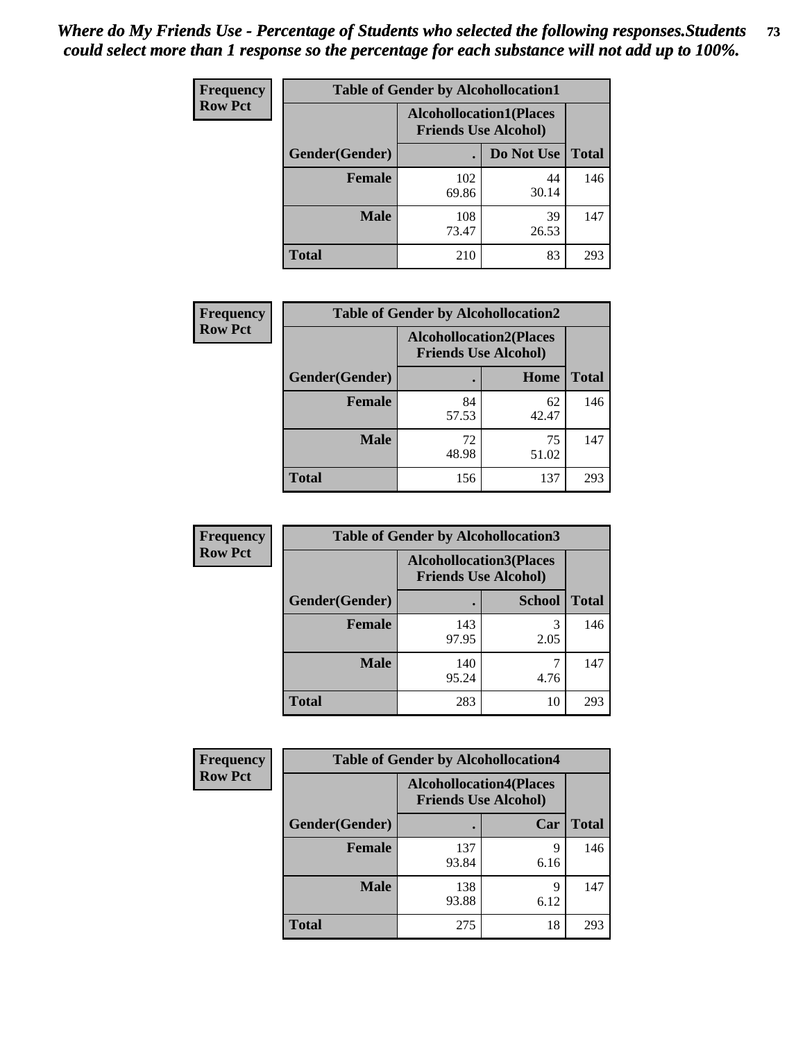*Where do My Friends Use - Percentage of Students who selected the following responses.Students could select more than 1 response so the percentage for each substance will not add up to 100%.*

**Frequency**
**Row Pct**

| Table of Gender by Alcohollocation1 | | | |
|---|---|---|---|
| | Alcohollocation1(Places Friends Use Alcohol) | | |
| Gender(Gender) | . | Do Not Use | Total |
| **Female** | 102<br>69.86 | 44<br>30.14 | 146 |
| **Male** | 108<br>73.47 | 39<br>26.53 | 147 |
| **Total** | 210 | 83 | 293 |

**Frequency**
**Row Pct**

| Table of Gender by Alcohollocation2 | | | |
|---|---|---|---|
| | Alcohollocation2(Places Friends Use Alcohol) | | |
| Gender(Gender) | . | Home | Total |
| **Female** | 84<br>57.53 | 62<br>42.47 | 146 |
| **Male** | 72<br>48.98 | 75<br>51.02 | 147 |
| **Total** | 156 | 137 | 293 |

**Frequency**
**Row Pct**

| Table of Gender by Alcohollocation3 | | | |
|---|---|---|---|
| | Alcohollocation3(Places Friends Use Alcohol) | | |
| Gender(Gender) | . | School | Total |
| **Female** | 143<br>97.95 | 3<br>2.05 | 146 |
| **Male** | 140<br>95.24 | 7<br>4.76 | 147 |
| **Total** | 283 | 10 | 293 |

**Frequency**
**Row Pct**

| Table of Gender by Alcohollocation4 | | | |
|---|---|---|---|
| | Alcohollocation4(Places Friends Use Alcohol) | | |
| Gender(Gender) | . | Car | Total |
| **Female** | 137<br>93.84 | 9<br>6.16 | 146 |
| **Male** | 138<br>93.88 | 9<br>6.12 | 147 |
| **Total** | 275 | 18 | 293 |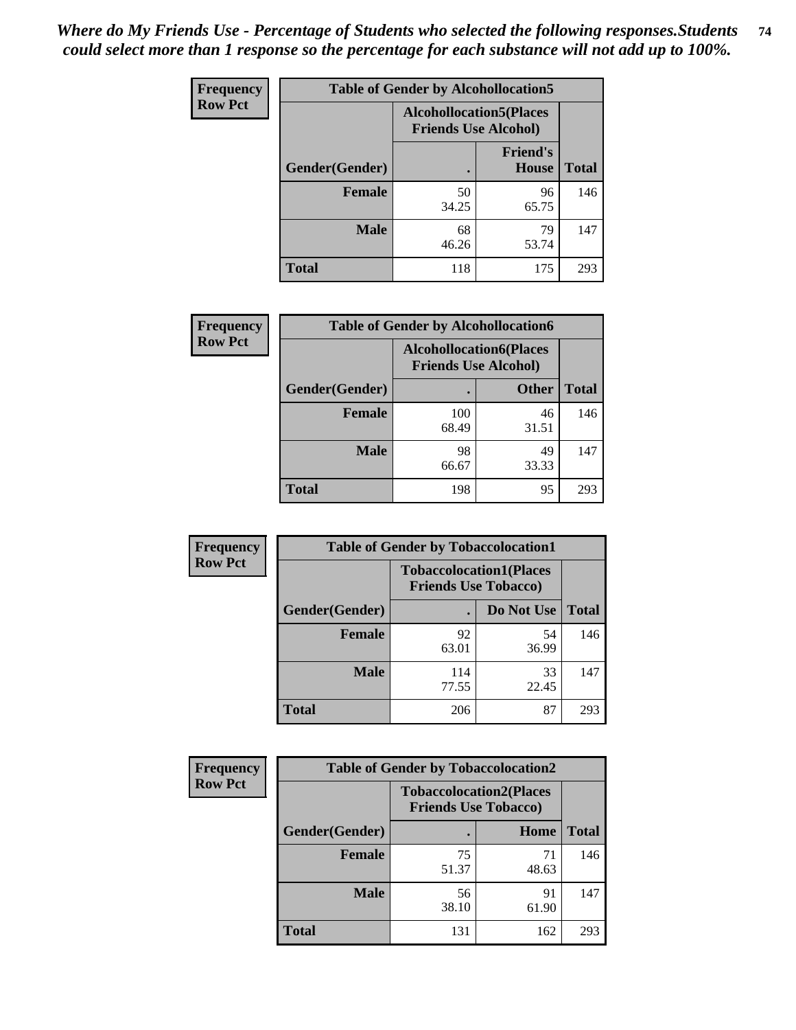*Where do My Friends Use - Percentage of Students who selected the following responses.Students could select more than 1 response so the percentage for each substance will not add up to 100%.*

**Frequency**
**Row Pct**

| Table of Gender by Alcohollocation5 | | | |
|---|---|---|---|
| | Alcohollocation5(Places Friends Use Alcohol) | | |
| Gender(Gender) | . | Friend's House | Total |
| **Female** | 50<br>34.25 | 96<br>65.75 | 146 |
| **Male** | 68<br>46.26 | 79<br>53.74 | 147 |
| **Total** | 118 | 175 | 293 |

**Frequency**
**Row Pct**

| Table of Gender by Alcohollocation6 | | | |
|---|---|---|---|
| | Alcohollocation6(Places Friends Use Alcohol) | | |
| Gender(Gender) | . | Other | Total |
| **Female** | 100<br>68.49 | 46<br>31.51 | 146 |
| **Male** | 98<br>66.67 | 49<br>33.33 | 147 |
| **Total** | 198 | 95 | 293 |

**Frequency**
**Row Pct**

| Table of Gender by Tobaccolocation1 | | | |
|---|---|---|---|
| | Tobaccolocation1(Places Friends Use Tobacco) | | |
| Gender(Gender) | . | Do Not Use | Total |
| **Female** | 92<br>63.01 | 54<br>36.99 | 146 |
| **Male** | 114<br>77.55 | 33<br>22.45 | 147 |
| **Total** | 206 | 87 | 293 |

**Frequency**
**Row Pct**

| Table of Gender by Tobaccolocation2 | | | |
|---|---|---|---|
| | Tobaccolocation2(Places Friends Use Tobacco) | | |
| Gender(Gender) | . | Home | Total |
| **Female** | 75<br>51.37 | 71<br>48.63 | 146 |
| **Male** | 56<br>38.10 | 91<br>61.90 | 147 |
| **Total** | 131 | 162 | 293 |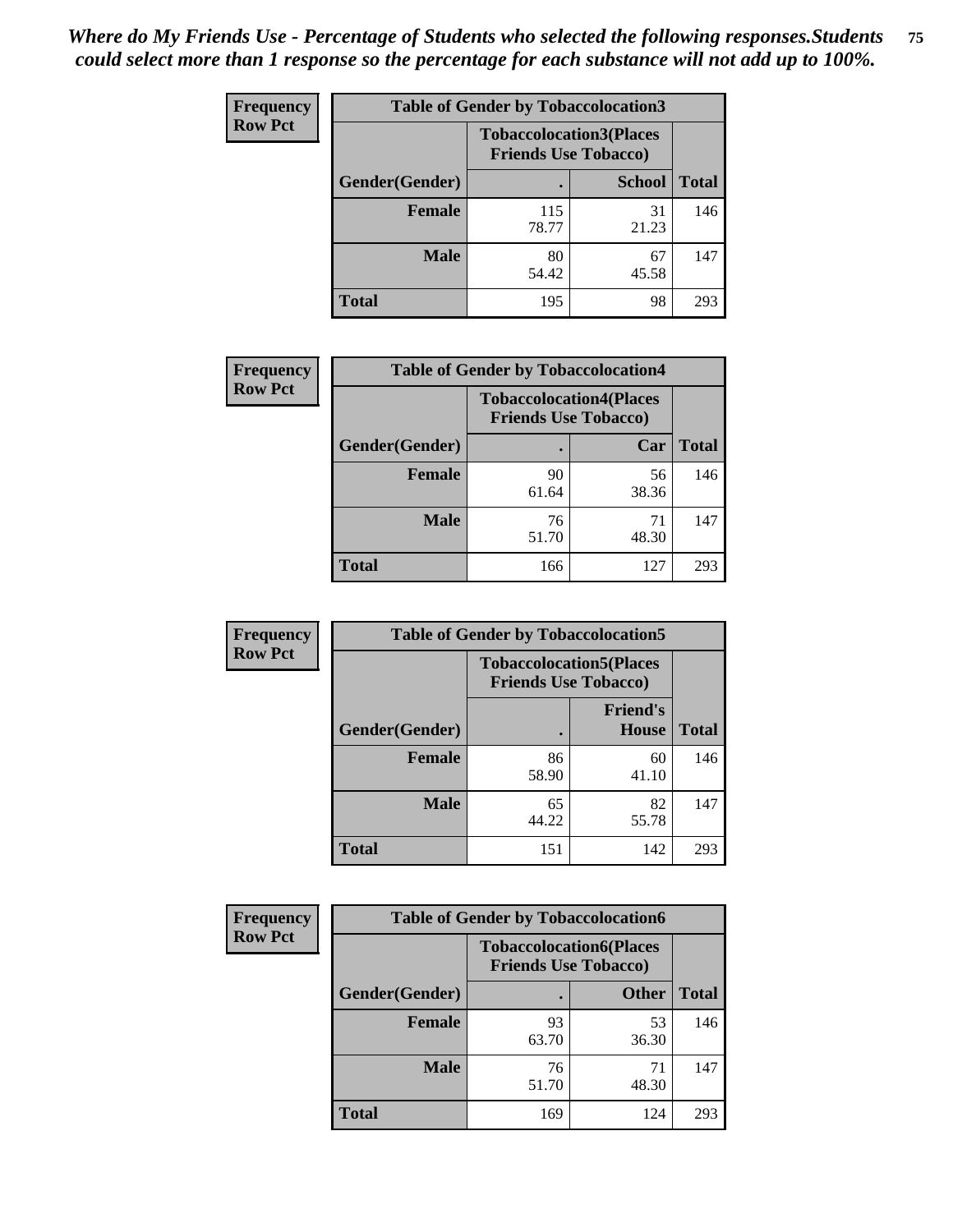*Where do My Friends Use - Percentage of Students who selected the following responses.Students could select more than 1 response so the percentage for each substance will not add up to 100%.*

**Frequency / Row Pct**

| Table of Gender by Tobaccolocation3 | | | |
|---|---|---|---|
| | Tobaccolocation3(Places Friends Use Tobacco) | | |
| Gender(Gender) | . | School | Total |
| Female | 115<br>78.77 | 31<br>21.23 | 146 |
| Male | 80<br>54.42 | 67<br>45.58 | 147 |
| Total | 195 | 98 | 293 |

**Frequency / Row Pct**

| Table of Gender by Tobaccolocation4 | | | |
|---|---|---|---|
| | Tobaccolocation4(Places Friends Use Tobacco) | | |
| Gender(Gender) | . | Car | Total |
| Female | 90<br>61.64 | 56<br>38.36 | 146 |
| Male | 76<br>51.70 | 71<br>48.30 | 147 |
| Total | 166 | 127 | 293 |

**Frequency / Row Pct**

| Table of Gender by Tobaccolocation5 | | | |
|---|---|---|---|
| | Tobaccolocation5(Places Friends Use Tobacco) | | |
| Gender(Gender) | . | Friend's House | Total |
| Female | 86<br>58.90 | 60<br>41.10 | 146 |
| Male | 65<br>44.22 | 82<br>55.78 | 147 |
| Total | 151 | 142 | 293 |

**Frequency / Row Pct**

| Table of Gender by Tobaccolocation6 | | | |
|---|---|---|---|
| | Tobaccolocation6(Places Friends Use Tobacco) | | |
| Gender(Gender) | . | Other | Total |
| Female | 93<br>63.70 | 53<br>36.30 | 146 |
| Male | 76<br>51.70 | 71<br>48.30 | 147 |
| Total | 169 | 124 | 293 |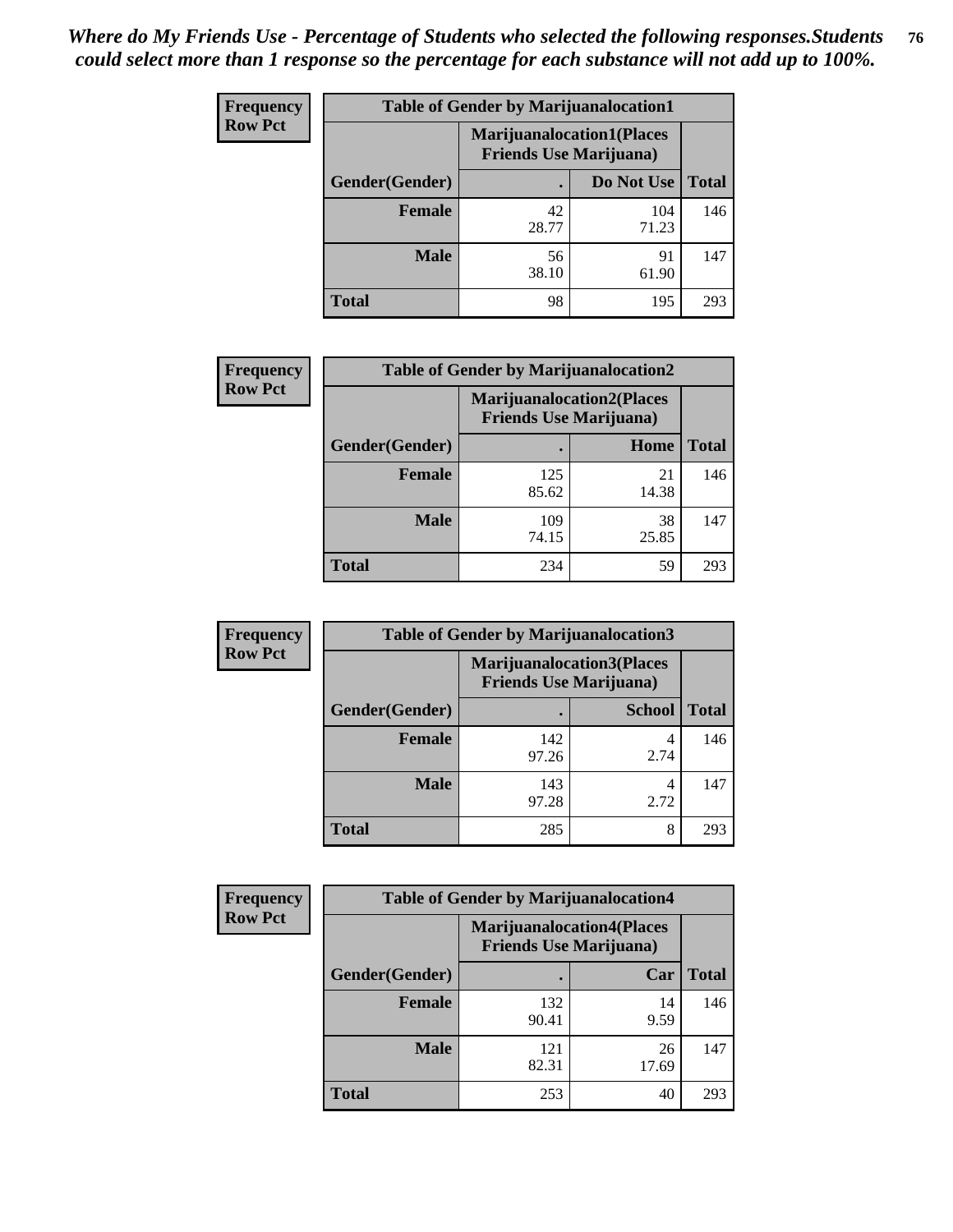*Where do My Friends Use - Percentage of Students who selected the following responses.Students could select more than 1 response so the percentage for each substance will not add up to 100%.*

**Frequency**
**Row Pct**

| Table of Gender by Marijuanalocation1 | | | |
|---|---|---|---|
| | Marijuanalocation1(Places Friends Use Marijuana) | | |
| Gender(Gender) | . | Do Not Use | Total |
| **Female** | 42<br>28.77 | 104<br>71.23 | 146 |
| **Male** | 56<br>38.10 | 91<br>61.90 | 147 |
| **Total** | 98 | 195 | 293 |

**Frequency**
**Row Pct**

| Table of Gender by Marijuanalocation2 | | | |
|---|---|---|---|
| | Marijuanalocation2(Places Friends Use Marijuana) | | |
| Gender(Gender) | . | Home | Total |
| **Female** | 125<br>85.62 | 21<br>14.38 | 146 |
| **Male** | 109<br>74.15 | 38<br>25.85 | 147 |
| **Total** | 234 | 59 | 293 |

**Frequency**
**Row Pct**

| Table of Gender by Marijuanalocation3 | | | |
|---|---|---|---|
| | Marijuanalocation3(Places Friends Use Marijuana) | | |
| Gender(Gender) | . | School | Total |
| **Female** | 142<br>97.26 | 4<br>2.74 | 146 |
| **Male** | 143<br>97.28 | 4<br>2.72 | 147 |
| **Total** | 285 | 8 | 293 |

**Frequency**
**Row Pct**

| Table of Gender by Marijuanalocation4 | | | |
|---|---|---|---|
| | Marijuanalocation4(Places Friends Use Marijuana) | | |
| Gender(Gender) | . | Car | Total |
| **Female** | 132<br>90.41 | 14<br>9.59 | 146 |
| **Male** | 121<br>82.31 | 26<br>17.69 | 147 |
| **Total** | 253 | 40 | 293 |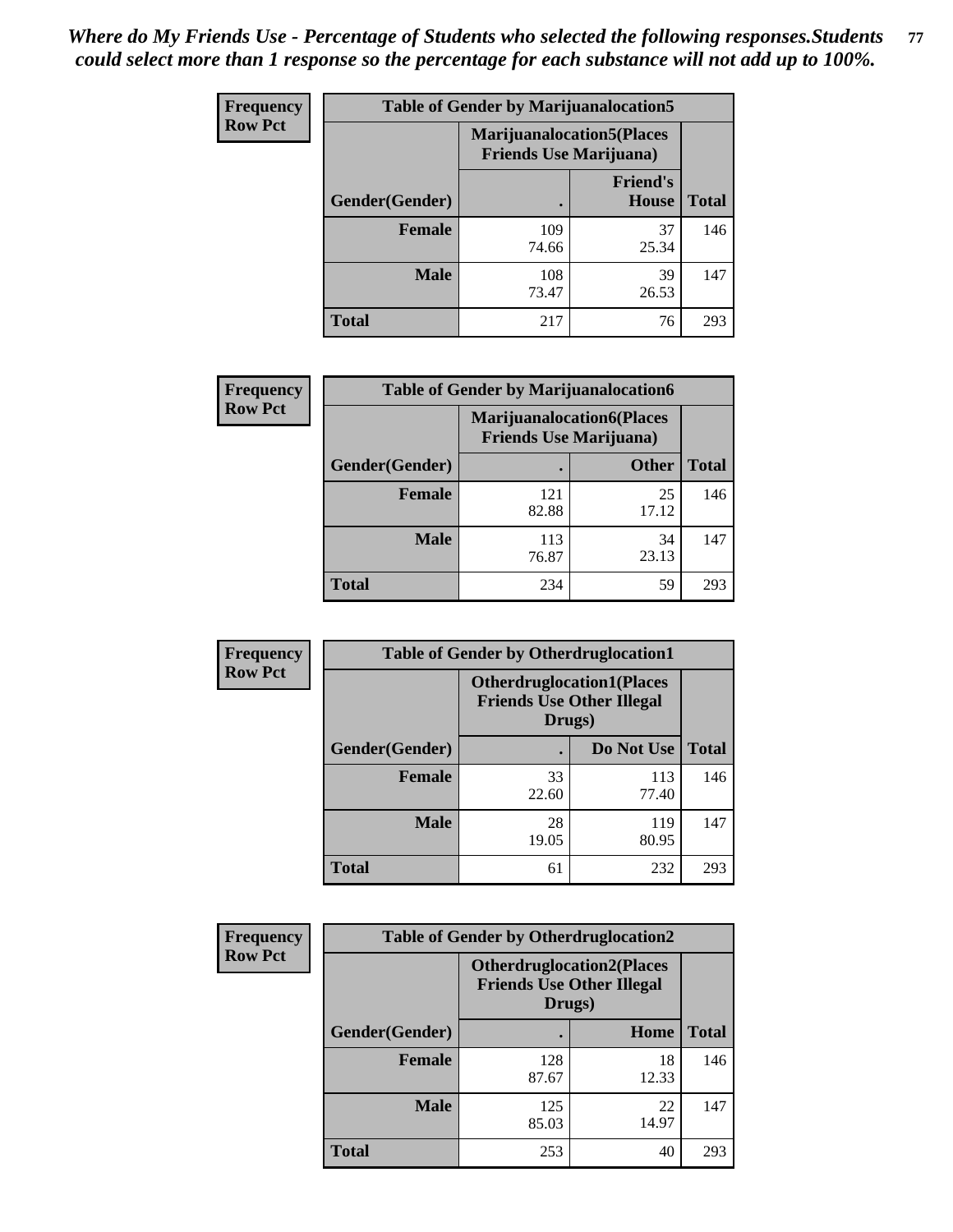*Where do My Friends Use - Percentage of Students who selected the following responses.Students could select more than 1 response so the percentage for each substance will not add up to 100%.*

**Frequency Row Pct**

| Table of Gender by Marijuanalocation5 | | | |
|---|---|---|---|
| | Marijuanalocation5(Places Friends Use Marijuana) | | |
| Gender(Gender) | . | Friend's House | Total |
| **Female** | 109<br>74.66 | 37<br>25.34 | 146 |
| **Male** | 108<br>73.47 | 39<br>26.53 | 147 |
| **Total** | 217 | 76 | 293 |

**Frequency Row Pct**

| Table of Gender by Marijuanalocation6 | | | |
|---|---|---|---|
| | Marijuanalocation6(Places Friends Use Marijuana) | | |
| Gender(Gender) | . | Other | Total |
| **Female** | 121<br>82.88 | 25<br>17.12 | 146 |
| **Male** | 113<br>76.87 | 34<br>23.13 | 147 |
| **Total** | 234 | 59 | 293 |

**Frequency Row Pct**

| Table of Gender by Otherdruglocation1 | | | |
|---|---|---|---|
| | Otherdruglocation1(Places Friends Use Other Illegal Drugs) | | |
| Gender(Gender) | . | Do Not Use | Total |
| **Female** | 33<br>22.60 | 113<br>77.40 | 146 |
| **Male** | 28<br>19.05 | 119<br>80.95 | 147 |
| **Total** | 61 | 232 | 293 |

**Frequency Row Pct**

| Table of Gender by Otherdruglocation2 | | | |
|---|---|---|---|
| | Otherdruglocation2(Places Friends Use Other Illegal Drugs) | | |
| Gender(Gender) | . | Home | Total |
| **Female** | 128<br>87.67 | 18<br>12.33 | 146 |
| **Male** | 125<br>85.03 | 22<br>14.97 | 147 |
| **Total** | 253 | 40 | 293 |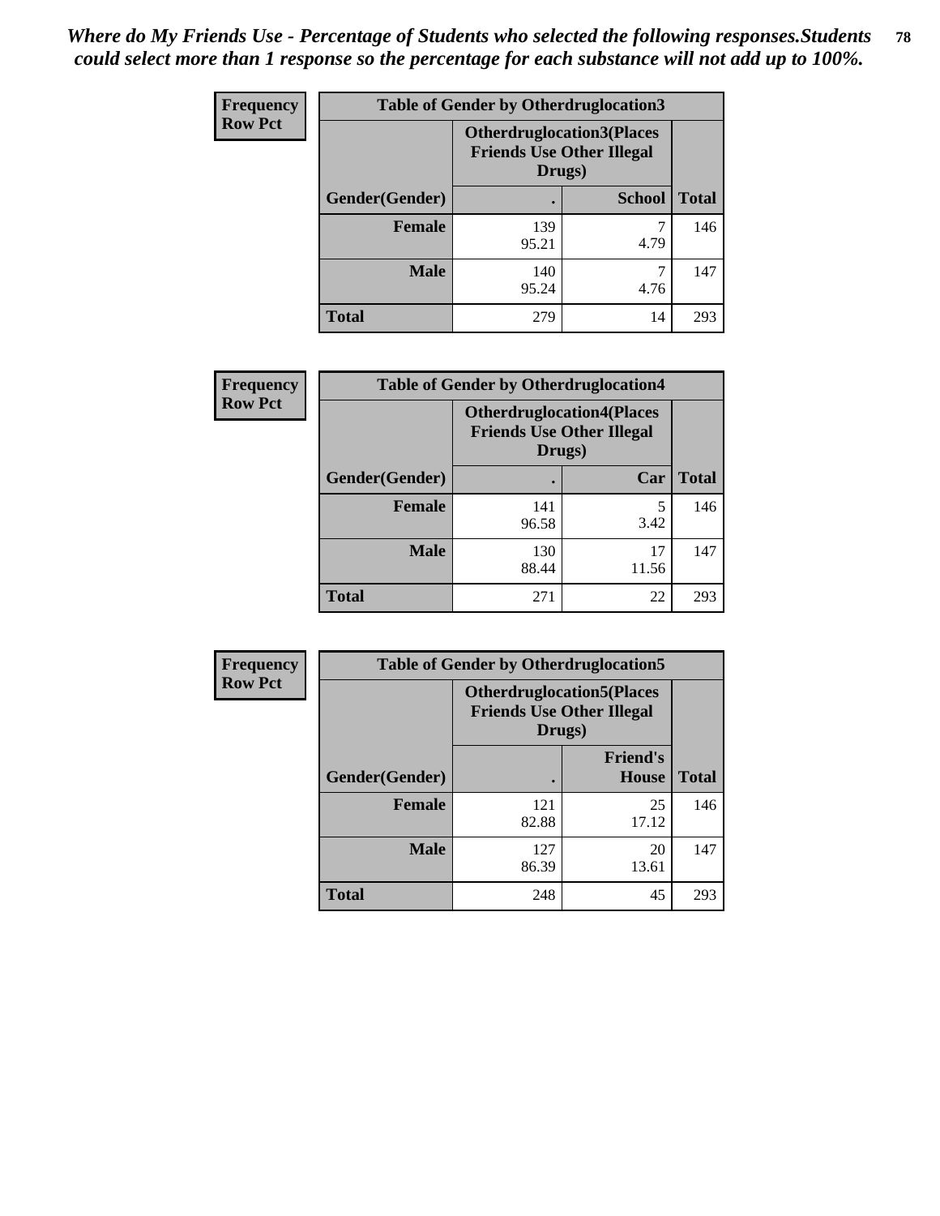*Where do My Friends Use - Percentage of Students who selected the following responses.Students could select more than 1 response so the percentage for each substance will not add up to 100%.*

**Frequency**
**Row Pct**

| Table of Gender by Otherdruglocation3 | | | |
|---|---|---|---|
| | Otherdruglocation3(Places Friends Use Other Illegal Drugs) | | |
| Gender(Gender) | . | School | Total |
| Female | 139<br>95.21 | 7<br>4.79 | 146 |
| Male | 140<br>95.24 | 7<br>4.76 | 147 |
| Total | 279 | 14 | 293 |

**Frequency**
**Row Pct**

| Table of Gender by Otherdruglocation4 | | | |
|---|---|---|---|
| | Otherdruglocation4(Places Friends Use Other Illegal Drugs) | | |
| Gender(Gender) | . | Car | Total |
| Female | 141<br>96.58 | 5<br>3.42 | 146 |
| Male | 130<br>88.44 | 17<br>11.56 | 147 |
| Total | 271 | 22 | 293 |

**Frequency**
**Row Pct**

| Table of Gender by Otherdruglocation5 | | | |
|---|---|---|---|
| | Otherdruglocation5(Places Friends Use Other Illegal Drugs) | | |
| Gender(Gender) | . | Friend's House | Total |
| Female | 121<br>82.88 | 25<br>17.12 | 146 |
| Male | 127<br>86.39 | 20<br>13.61 | 147 |
| Total | 248 | 45 | 293 |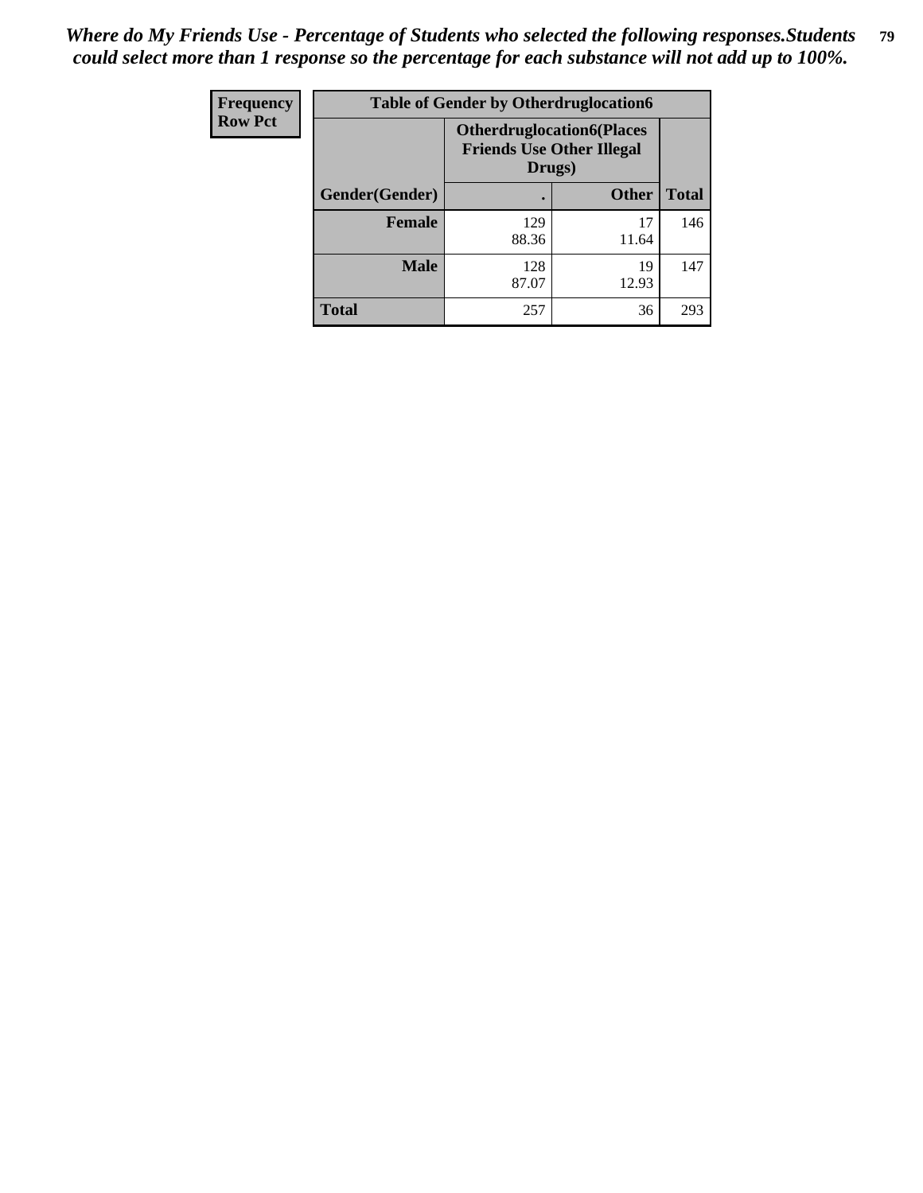*Where do My Friends Use - Percentage of Students who selected the following responses.Students could select more than 1 response so the percentage for each substance will not add up to 100%.*

| Frequency Row Pct | Table of Gender by Otherdruglocation6 | | |
|---|---|---|---|
| | Otherdruglocation6(Places Friends Use Other Illegal Drugs) | | |
| Gender(Gender) | . | Other | Total |
| Female | 129 88.36 | 17 11.64 | 146 |
| Male | 128 87.07 | 19 12.93 | 147 |
| Total | 257 | 36 | 293 |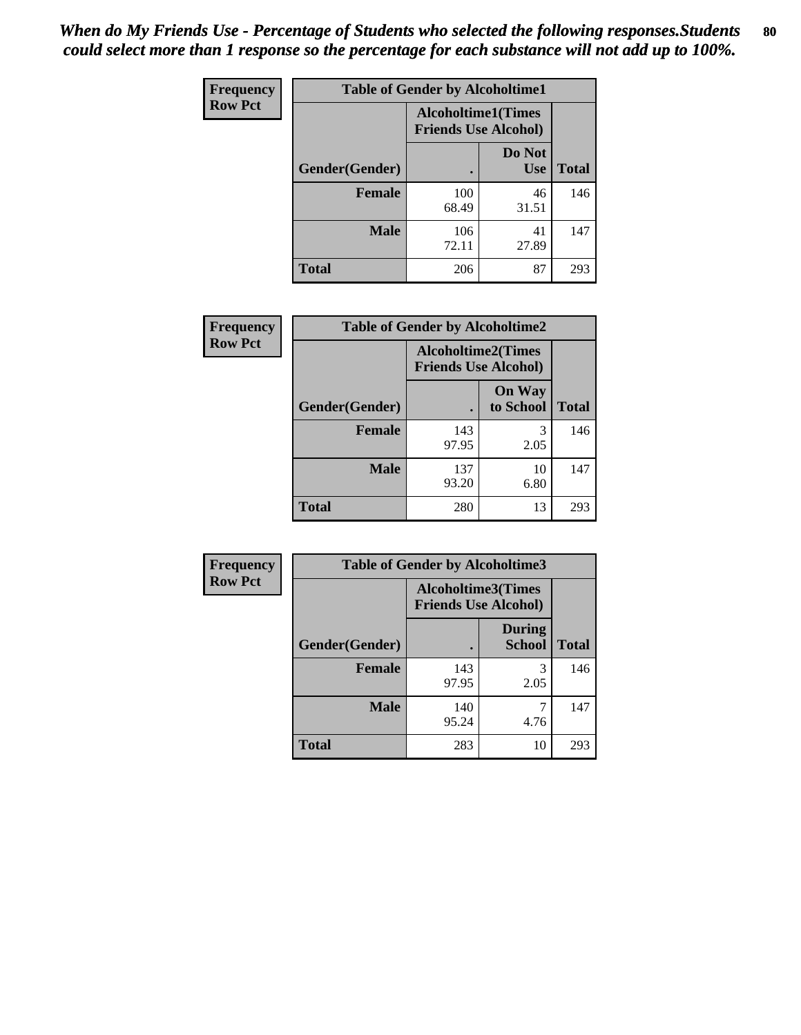*When do My Friends Use - Percentage of Students who selected the following responses.Students could select more than 1 response so the percentage for each substance will not add up to 100%.*

**Frequency**
**Row Pct**

| Table of Gender by Alcoholtime1 | | | |
|---|---|---|---|
| | Alcoholtime1(Times Friends Use Alcohol) | | |
| Gender(Gender) | . | Do Not Use | Total |
| **Female** | 100<br>68.49 | 46<br>31.51 | 146 |
| **Male** | 106<br>72.11 | 41<br>27.89 | 147 |
| **Total** | 206 | 87 | 293 |

**Frequency**
**Row Pct**

| Table of Gender by Alcoholtime2 | | | |
|---|---|---|---|
| | Alcoholtime2(Times Friends Use Alcohol) | | |
| Gender(Gender) | . | On Way to School | Total |
| **Female** | 143<br>97.95 | 3<br>2.05 | 146 |
| **Male** | 137<br>93.20 | 10<br>6.80 | 147 |
| **Total** | 280 | 13 | 293 |

**Frequency**
**Row Pct**

| Table of Gender by Alcoholtime3 | | | |
|---|---|---|---|
| | Alcoholtime3(Times Friends Use Alcohol) | | |
| Gender(Gender) | . | During School | Total |
| **Female** | 143<br>97.95 | 3<br>2.05 | 146 |
| **Male** | 140<br>95.24 | 7<br>4.76 | 147 |
| **Total** | 283 | 10 | 293 |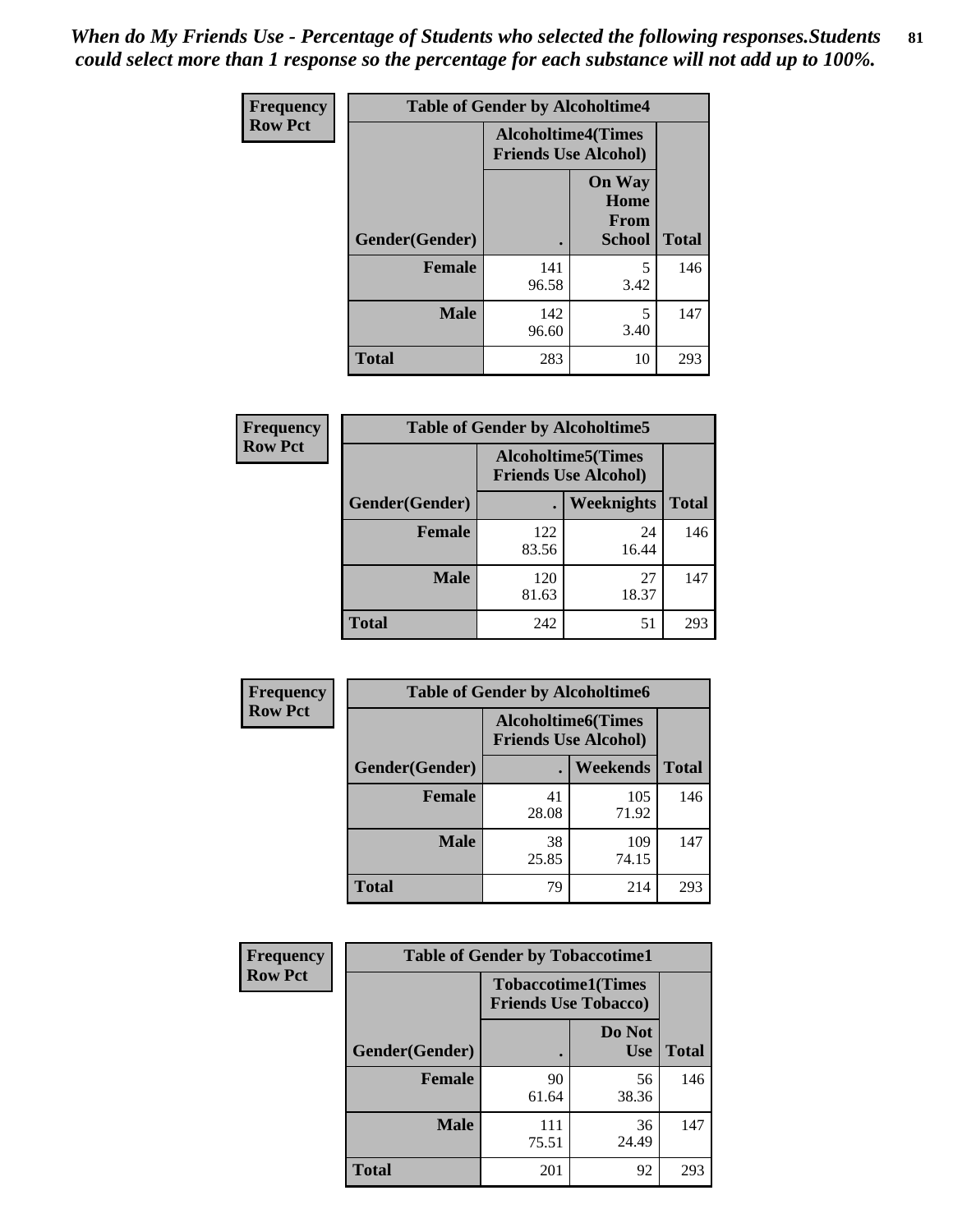*When do My Friends Use - Percentage of Students who selected the following responses.Students could select more than 1 response so the percentage for each substance will not add up to 100%.*

**Frequency**
**Row Pct**

| Table of Gender by Alcoholtime4 | | | |
|---|---|---|---|
| | Alcoholtime4(Times Friends Use Alcohol) | | |
| Gender(Gender) | . | On Way Home From School | Total |
| **Female** | 141<br>96.58 | 5<br>3.42 | 146 |
| **Male** | 142<br>96.60 | 5<br>3.40 | 147 |
| **Total** | 283 | 10 | 293 |

**Frequency**
**Row Pct**

| Table of Gender by Alcoholtime5 | | | |
|---|---|---|---|
| | Alcoholtime5(Times Friends Use Alcohol) | | |
| Gender(Gender) | . | Weeknights | Total |
| **Female** | 122<br>83.56 | 24<br>16.44 | 146 |
| **Male** | 120<br>81.63 | 27<br>18.37 | 147 |
| **Total** | 242 | 51 | 293 |

**Frequency**
**Row Pct**

| Table of Gender by Alcoholtime6 | | | |
|---|---|---|---|
| | Alcoholtime6(Times Friends Use Alcohol) | | |
| Gender(Gender) | . | Weekends | Total |
| **Female** | 41<br>28.08 | 105<br>71.92 | 146 |
| **Male** | 38<br>25.85 | 109<br>74.15 | 147 |
| **Total** | 79 | 214 | 293 |

**Frequency**
**Row Pct**

| Table of Gender by Tobaccotime1 | | | |
|---|---|---|---|
| | Tobaccotime1(Times Friends Use Tobacco) | | |
| Gender(Gender) | . | Do Not Use | Total |
| **Female** | 90<br>61.64 | 56<br>38.36 | 146 |
| **Male** | 111<br>75.51 | 36<br>24.49 | 147 |
| **Total** | 201 | 92 | 293 |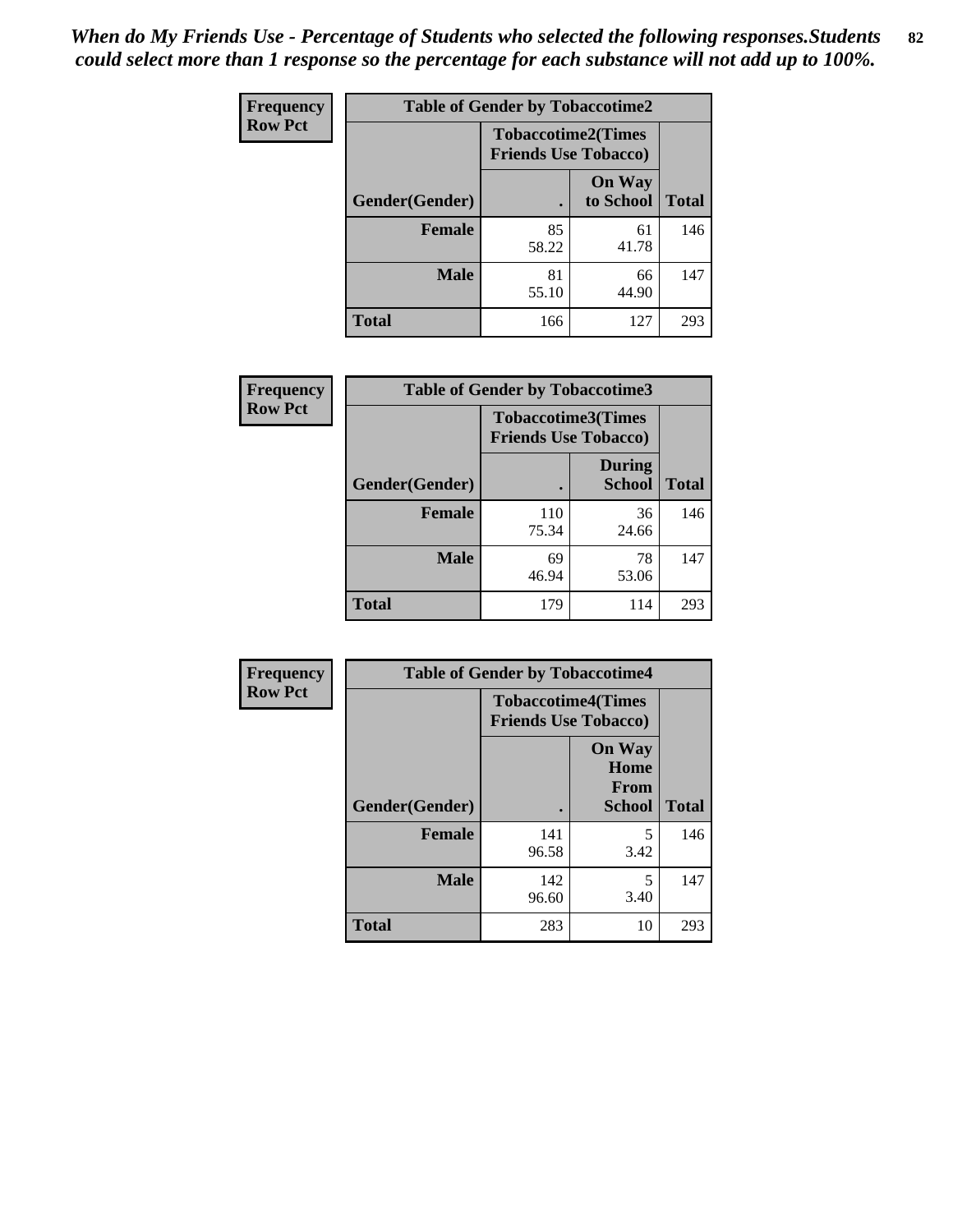*When do My Friends Use - Percentage of Students who selected the following responses.Students could select more than 1 response so the percentage for each substance will not add up to 100%.*

**Frequency**
**Row Pct**

| Table of Gender by Tobaccotime2 | | | |
|---|---|---|---|
| | Tobaccotime2(Times Friends Use Tobacco) | | |
| Gender(Gender) | . | On Way to School | Total |
| **Female** | 85<br>58.22 | 61<br>41.78 | 146 |
| **Male** | 81<br>55.10 | 66<br>44.90 | 147 |
| **Total** | 166 | 127 | 293 |

**Frequency**
**Row Pct**

| Table of Gender by Tobaccotime3 | | | |
|---|---|---|---|
| | Tobaccotime3(Times Friends Use Tobacco) | | |
| Gender(Gender) | . | During School | Total |
| **Female** | 110<br>75.34 | 36<br>24.66 | 146 |
| **Male** | 69<br>46.94 | 78<br>53.06 | 147 |
| **Total** | 179 | 114 | 293 |

**Frequency**
**Row Pct**

| Table of Gender by Tobaccotime4 | | | |
|---|---|---|---|
| | Tobaccotime4(Times Friends Use Tobacco) | | |
| Gender(Gender) | . | On Way Home From School | Total |
| **Female** | 141<br>96.58 | 5<br>3.42 | 146 |
| **Male** | 142<br>96.60 | 5<br>3.40 | 147 |
| **Total** | 283 | 10 | 293 |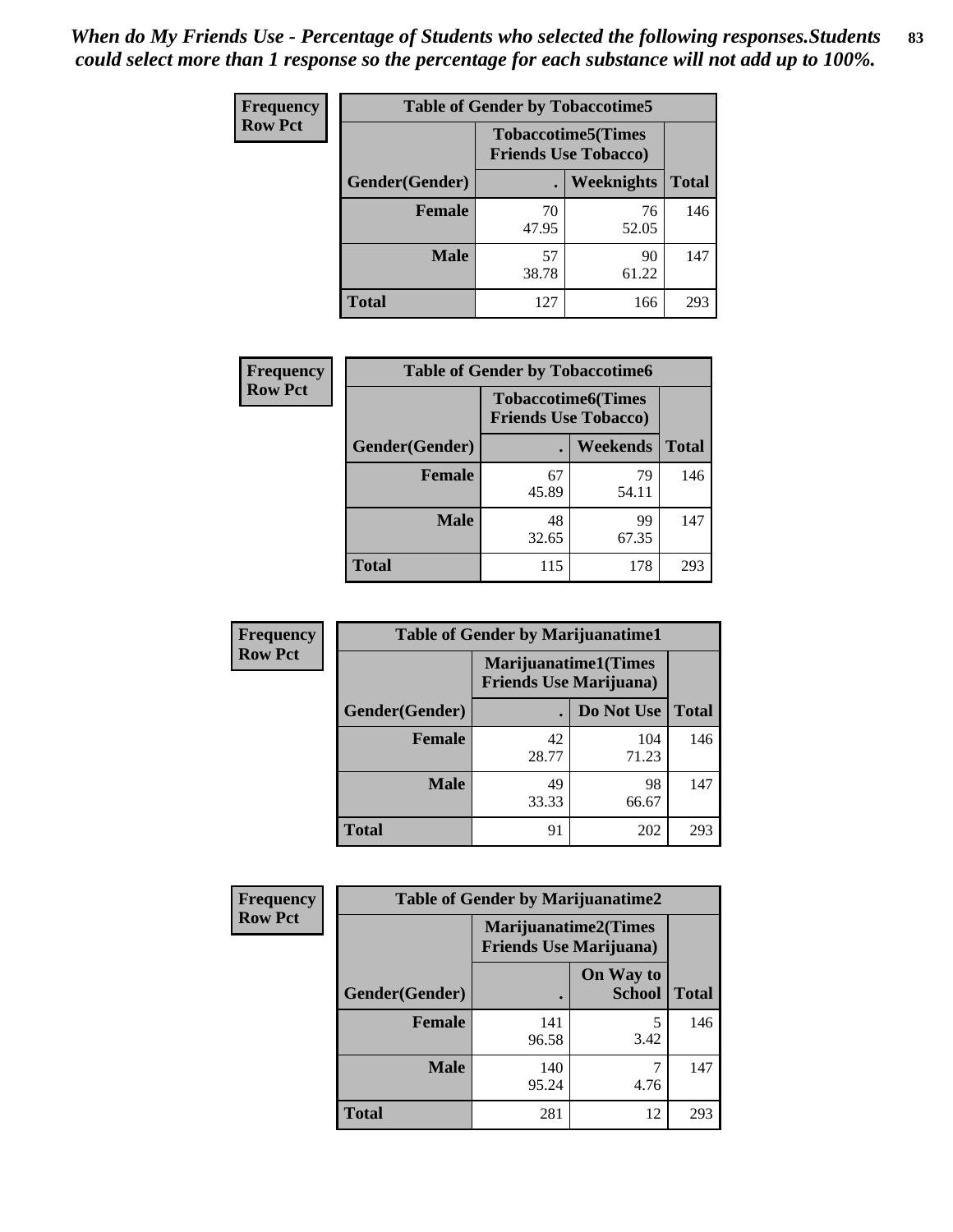*When do My Friends Use - Percentage of Students who selected the following responses.Students could select more than 1 response so the percentage for each substance will not add up to 100%.*

**Frequency**
**Row Pct**

| Table of Gender by Tobaccotime5 | | | |
|---|---|---|---|
| | Tobaccotime5(Times Friends Use Tobacco) | | |
| Gender(Gender) | . | Weeknights | Total |
| **Female** | 70<br>47.95 | 76<br>52.05 | 146 |
| **Male** | 57<br>38.78 | 90<br>61.22 | 147 |
| **Total** | 127 | 166 | 293 |

**Frequency**
**Row Pct**

| Table of Gender by Tobaccotime6 | | | |
|---|---|---|---|
| | Tobaccotime6(Times Friends Use Tobacco) | | |
| Gender(Gender) | . | Weekends | Total |
| **Female** | 67<br>45.89 | 79<br>54.11 | 146 |
| **Male** | 48<br>32.65 | 99<br>67.35 | 147 |
| **Total** | 115 | 178 | 293 |

**Frequency**
**Row Pct**

| Table of Gender by Marijuanatime1 | | | |
|---|---|---|---|
| | Marijuanatime1(Times Friends Use Marijuana) | | |
| Gender(Gender) | . | Do Not Use | Total |
| **Female** | 42<br>28.77 | 104<br>71.23 | 146 |
| **Male** | 49<br>33.33 | 98<br>66.67 | 147 |
| **Total** | 91 | 202 | 293 |

**Frequency**
**Row Pct**

| Table of Gender by Marijuanatime2 | | | |
|---|---|---|---|
| | Marijuanatime2(Times Friends Use Marijuana) | | |
| Gender(Gender) | . | On Way to School | Total |
| **Female** | 141<br>96.58 | 5<br>3.42 | 146 |
| **Male** | 140<br>95.24 | 7<br>4.76 | 147 |
| **Total** | 281 | 12 | 293 |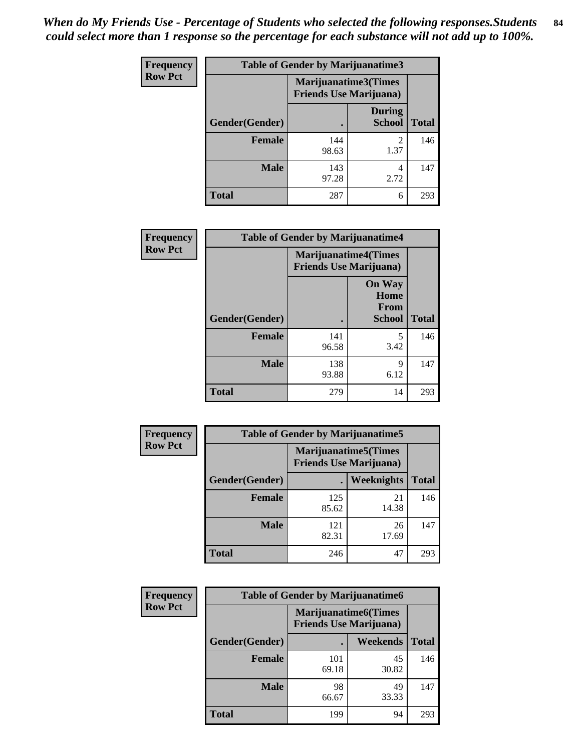***When do My Friends Use - Percentage of Students who selected the following responses.Students could select more than 1 response so the percentage for each substance will not add up to 100%.***

**Frequency**
**Row Pct**

| Table of Gender by Marijuanatime3 | | | |
|---|---|---|---|
| | Marijuanatime3(Times Friends Use Marijuana) | | |
| Gender(Gender) | . | During School | Total |
| **Female** | 144<br>98.63 | 2<br>1.37 | 146 |
| **Male** | 143<br>97.28 | 4<br>2.72 | 147 |
| **Total** | 287 | 6 | 293 |

**Frequency**
**Row Pct**

| Table of Gender by Marijuanatime4 | | | |
|---|---|---|---|
| | Marijuanatime4(Times Friends Use Marijuana) | | |
| Gender(Gender) | . | On Way Home From School | Total |
| **Female** | 141<br>96.58 | 5<br>3.42 | 146 |
| **Male** | 138<br>93.88 | 9<br>6.12 | 147 |
| **Total** | 279 | 14 | 293 |

**Frequency**
**Row Pct**

| Table of Gender by Marijuanatime5 | | | |
|---|---|---|---|
| | Marijuanatime5(Times Friends Use Marijuana) | | |
| Gender(Gender) | . | Weeknights | Total |
| **Female** | 125<br>85.62 | 21<br>14.38 | 146 |
| **Male** | 121<br>82.31 | 26<br>17.69 | 147 |
| **Total** | 246 | 47 | 293 |

**Frequency**
**Row Pct**

| Table of Gender by Marijuanatime6 | | | |
|---|---|---|---|
| | Marijuanatime6(Times Friends Use Marijuana) | | |
| Gender(Gender) | . | Weekends | Total |
| **Female** | 101<br>69.18 | 45<br>30.82 | 146 |
| **Male** | 98<br>66.67 | 49<br>33.33 | 147 |
| **Total** | 199 | 94 | 293 |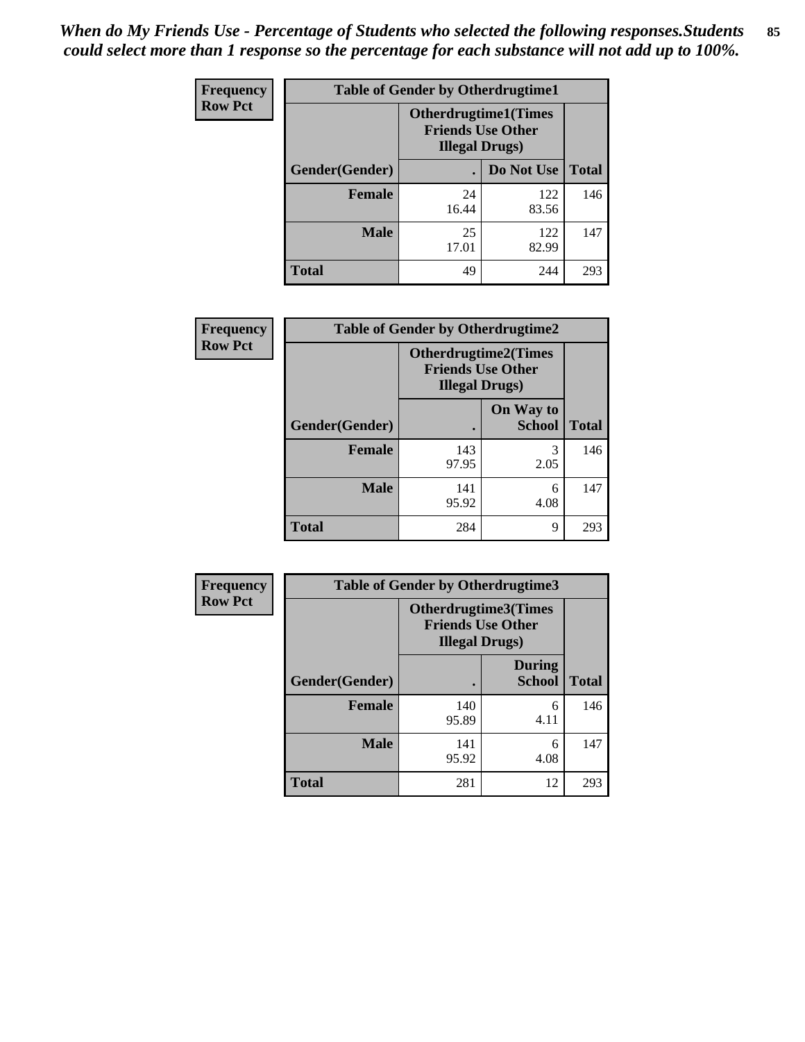*When do My Friends Use - Percentage of Students who selected the following responses.Students could select more than 1 response so the percentage for each substance will not add up to 100%.*

**Frequency**
**Row Pct**

**Table of Gender by Otherdrugtime1**

| | Otherdrugtime1(Times Friends Use Other Illegal Drugs) | | |
|---|---|---|---|
| **Gender(Gender)** | **.** | **Do Not Use** | **Total** |
| **Female** | 24<br>16.44 | 122<br>83.56 | 146 |
| **Male** | 25<br>17.01 | 122<br>82.99 | 147 |
| **Total** | 49 | 244 | 293 |

**Frequency**
**Row Pct**

**Table of Gender by Otherdrugtime2**

| | Otherdrugtime2(Times Friends Use Other Illegal Drugs) | | |
|---|---|---|---|
| **Gender(Gender)** | **.** | **On Way to School** | **Total** |
| **Female** | 143<br>97.95 | 3<br>2.05 | 146 |
| **Male** | 141<br>95.92 | 6<br>4.08 | 147 |
| **Total** | 284 | 9 | 293 |

**Frequency**
**Row Pct**

**Table of Gender by Otherdrugtime3**

| | Otherdrugtime3(Times Friends Use Other Illegal Drugs) | | |
|---|---|---|---|
| **Gender(Gender)** | **.** | **During School** | **Total** |
| **Female** | 140<br>95.89 | 6<br>4.11 | 146 |
| **Male** | 141<br>95.92 | 6<br>4.08 | 147 |
| **Total** | 281 | 12 | 293 |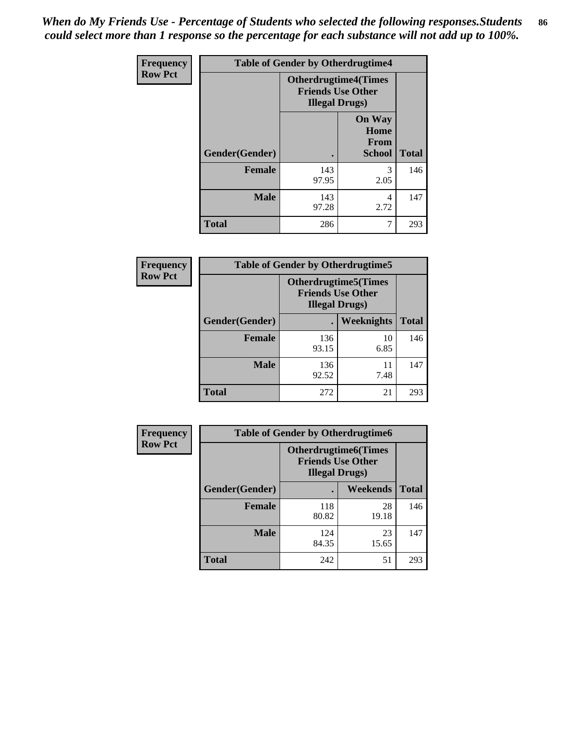*When do My Friends Use - Percentage of Students who selected the following responses.Students could select more than 1 response so the percentage for each substance will not add up to 100%.*

**Frequency**
**Row Pct**

| Table of Gender by Otherdrugtime4 | | | |
|---|---|---|---|
| | Otherdrugtime4(Times Friends Use Other Illegal Drugs) | | |
| Gender(Gender) | . | On Way Home From School | Total |
| **Female** | 143<br>97.95 | 3<br>2.05 | 146 |
| **Male** | 143<br>97.28 | 4<br>2.72 | 147 |
| **Total** | 286 | 7 | 293 |

**Frequency**
**Row Pct**

| Table of Gender by Otherdrugtime5 | | | |
|---|---|---|---|
| | Otherdrugtime5(Times Friends Use Other Illegal Drugs) | | |
| Gender(Gender) | . | Weeknights | Total |
| **Female** | 136<br>93.15 | 10<br>6.85 | 146 |
| **Male** | 136<br>92.52 | 11<br>7.48 | 147 |
| **Total** | 272 | 21 | 293 |

**Frequency**
**Row Pct**

| Table of Gender by Otherdrugtime6 | | | |
|---|---|---|---|
| | Otherdrugtime6(Times Friends Use Other Illegal Drugs) | | |
| Gender(Gender) | . | Weekends | Total |
| **Female** | 118<br>80.82 | 28<br>19.18 | 146 |
| **Male** | 124<br>84.35 | 23<br>15.65 | 147 |
| **Total** | 242 | 51 | 293 |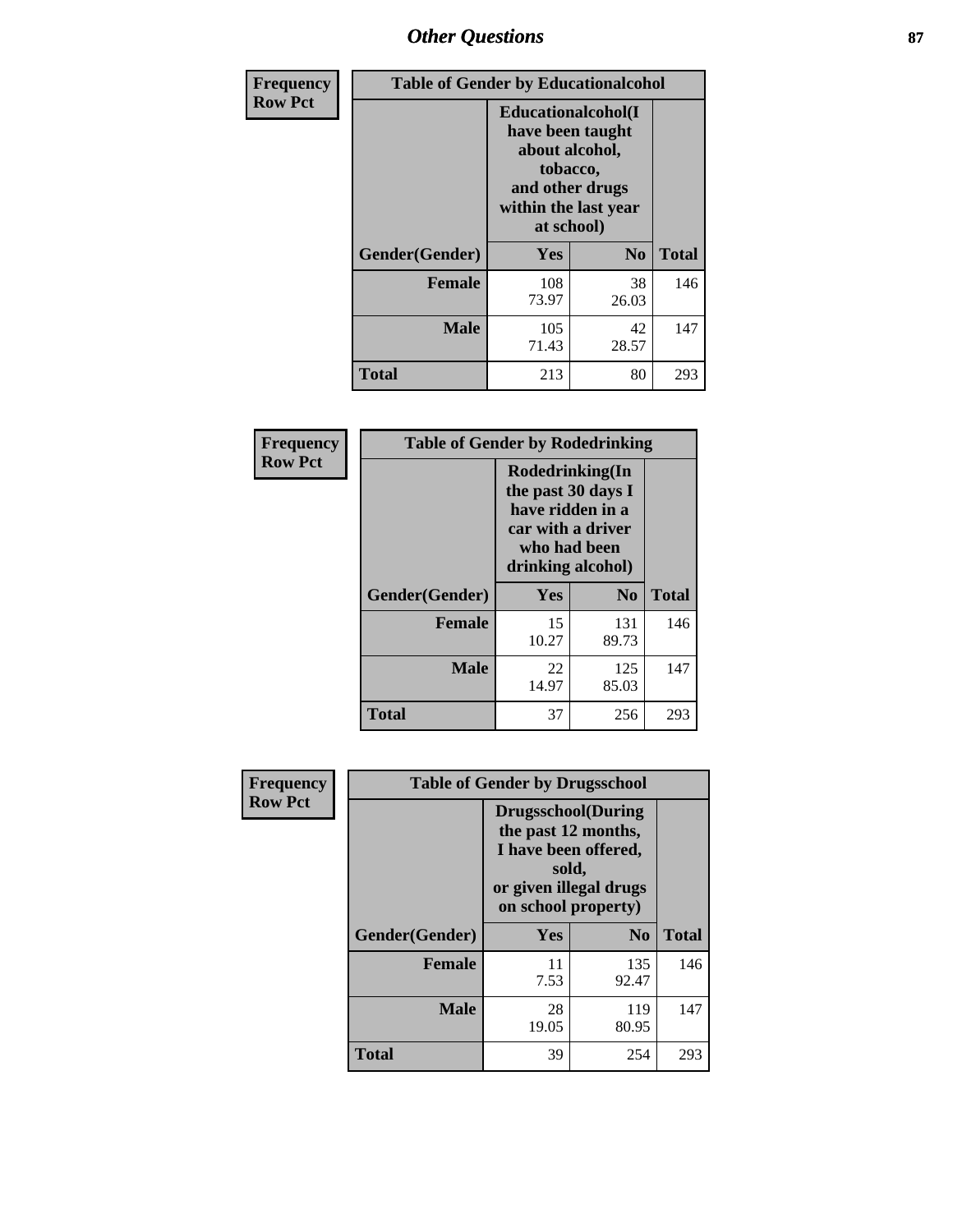## Other Questions

**Frequency**
**Row Pct**

| Table of Gender by Educationalcohol | | | |
|---|---|---|---|
| | Educationalcohol(I have been taught about alcohol, tobacco, and other drugs within the last year at school) | | |
| Gender(Gender) | Yes | No | Total |
| Female | 108<br>73.97 | 38<br>26.03 | 146 |
| Male | 105<br>71.43 | 42<br>28.57 | 147 |
| Total | 213 | 80 | 293 |

**Frequency**
**Row Pct**

| Table of Gender by Rodedrinking | | | |
|---|---|---|---|
| | Rodedrinking(In the past 30 days I have ridden in a car with a driver who had been drinking alcohol) | | |
| Gender(Gender) | Yes | No | Total |
| Female | 15<br>10.27 | 131<br>89.73 | 146 |
| Male | 22<br>14.97 | 125<br>85.03 | 147 |
| Total | 37 | 256 | 293 |

**Frequency**
**Row Pct**

| Table of Gender by Drugsschool | | | |
|---|---|---|---|
| | Drugsschool(During the past 12 months, I have been offered, sold, or given illegal drugs on school property) | | |
| Gender(Gender) | Yes | No | Total |
| Female | 11<br>7.53 | 135<br>92.47 | 146 |
| Male | 28<br>19.05 | 119<br>80.95 | 147 |
| Total | 39 | 254 | 293 |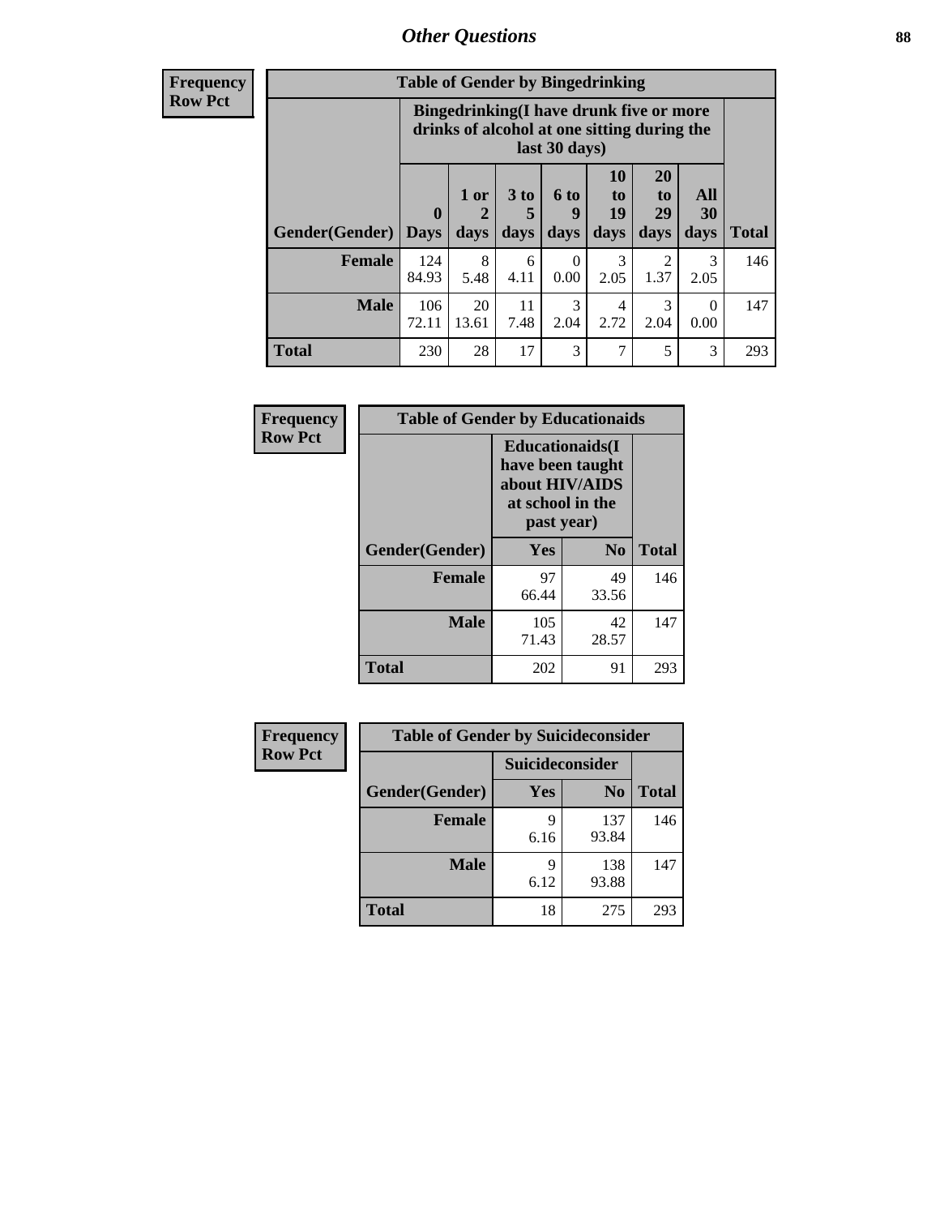# *Other Questions*

**Frequency**
**Row Pct**

| Table of Gender by Bingedrinking | | | | | | | | |
|---|---|---|---|---|---|---|---|---|
| | Bingedrinking(I have drunk five or more drinks of alcohol at one sitting during the last 30 days) | | | | | | | |
| Gender(Gender) | 0 Days | 1 or 2 days | 3 to 5 days | 6 to 9 days | 10 to 19 days | 20 to 29 days | All 30 days | Total |
| **Female** | 124<br>84.93 | 8<br>5.48 | 6<br>4.11 | 0<br>0.00 | 3<br>2.05 | 2<br>1.37 | 3<br>2.05 | 146 |
| **Male** | 106<br>72.11 | 20<br>13.61 | 11<br>7.48 | 3<br>2.04 | 4<br>2.72 | 3<br>2.04 | 0<br>0.00 | 147 |
| **Total** | 230 | 28 | 17 | 3 | 7 | 5 | 3 | 293 |

**Frequency**
**Row Pct**

| Table of Gender by Educationaids | | | |
|---|---|---|---|
| | Educationaids(I have been taught about HIV/AIDS at school in the past year) | | |
| Gender(Gender) | Yes | No | Total |
| **Female** | 97<br>66.44 | 49<br>33.56 | 146 |
| **Male** | 105<br>71.43 | 42<br>28.57 | 147 |
| **Total** | 202 | 91 | 293 |

**Frequency**
**Row Pct**

| Table of Gender by Suicideconsider | | | |
|---|---|---|---|
| | Suicideconsider | | |
| Gender(Gender) | Yes | No | Total |
| **Female** | 9<br>6.16 | 137<br>93.84 | 146 |
| **Male** | 9<br>6.12 | 138<br>93.88 | 147 |
| **Total** | 18 | 275 | 293 |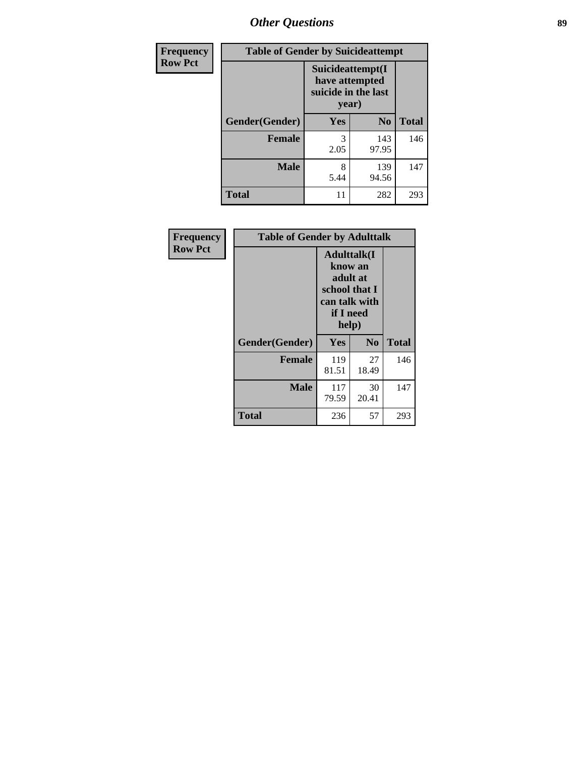| Frequency<br>Row Pct | Table of Gender by Suicideattempt | | |
|---|---|---|---|
| | Suicideattempt(I have attempted suicide in the last year) | | |
| Gender(Gender) | Yes | No | Total |
| Female | 3<br>2.05 | 143<br>97.95 | 146 |
| Male | 8<br>5.44 | 139<br>94.56 | 147 |
| Total | 11 | 282 | 293 |

| Frequency<br>Row Pct | Table of Gender by Adulttalk | | |
|---|---|---|---|
| | Adulttalk(I know an adult at school that I can talk with if I need help) | | |
| Gender(Gender) | Yes | No | Total |
| Female | 119<br>81.51 | 27<br>18.49 | 146 |
| Male | 117<br>79.59 | 30<br>20.41 | 147 |
| Total | 236 | 57 | 293 |